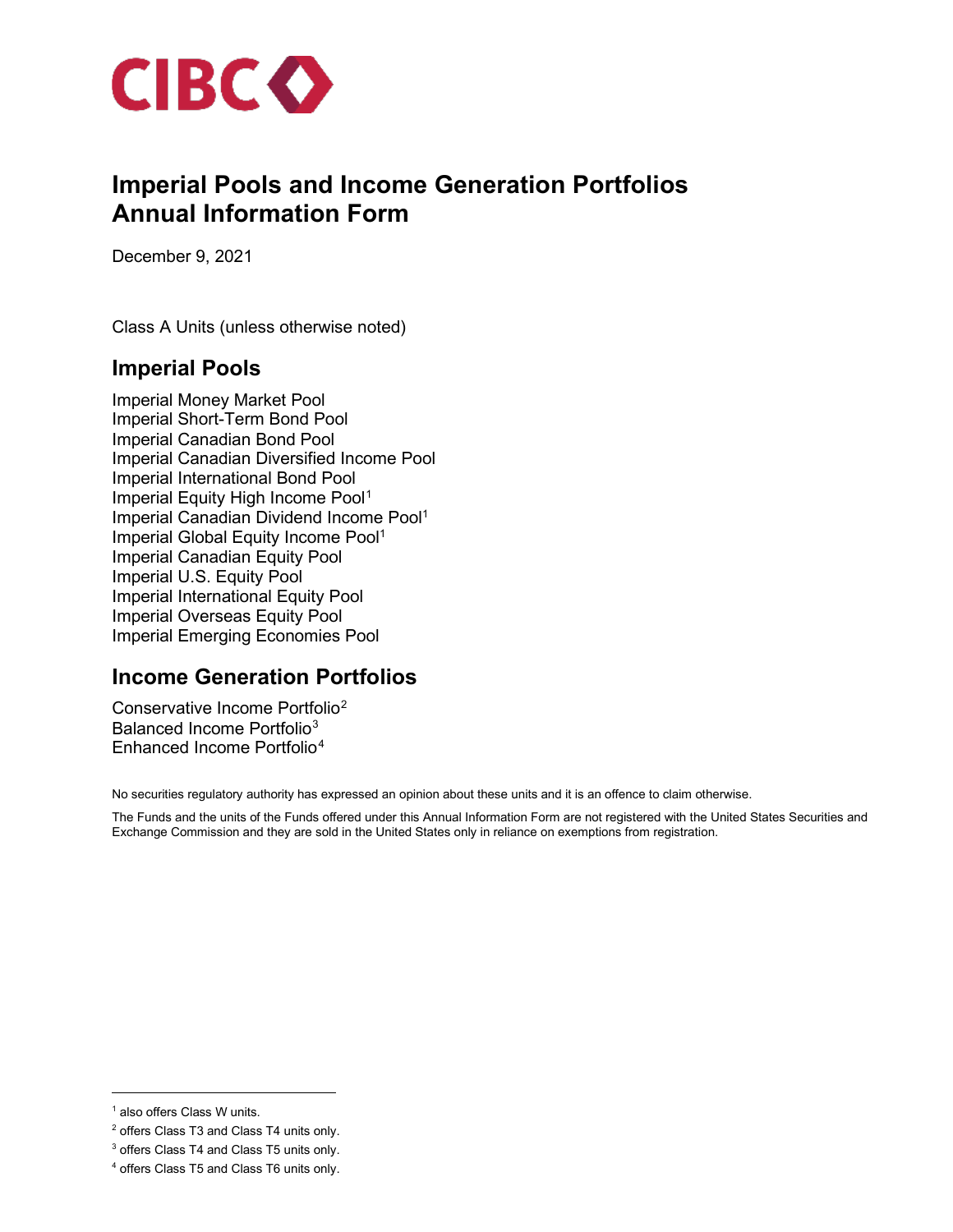CIBC

# Imperial Pools and Income Generation Portfolios Annual Information Form

December 9, 2021

Class A Units (unless otherwise noted)

## Imperial Pools

Imperial Money Market Pool
Imperial Short-Term Bond Pool
Imperial Canadian Bond Pool
Imperial Canadian Diversified Income Pool
Imperial International Bond Pool
Imperial Equity High Income Pool[1]
Imperial Canadian Dividend Income Pool[1]
Imperial Global Equity Income Pool[1]
Imperial Canadian Equity Pool
Imperial U.S. Equity Pool
Imperial International Equity Pool
Imperial Overseas Equity Pool
Imperial Emerging Economies Pool

## Income Generation Portfolios

Conservative Income Portfolio[2]
Balanced Income Portfolio[3]
Enhanced Income Portfolio[4]

No securities regulatory authority has expressed an opinion about these units and it is an offence to claim otherwise.

The Funds and the units of the Funds offered under this Annual Information Form are not registered with the United States Securities and Exchange Commission and they are sold in the United States only in reliance on exemptions from registration.

---

[1] also offers Class W units.

[2] offers Class T3 and Class T4 units only.

[3] offers Class T4 and Class T5 units only.

[4] offers Class T5 and Class T6 units only.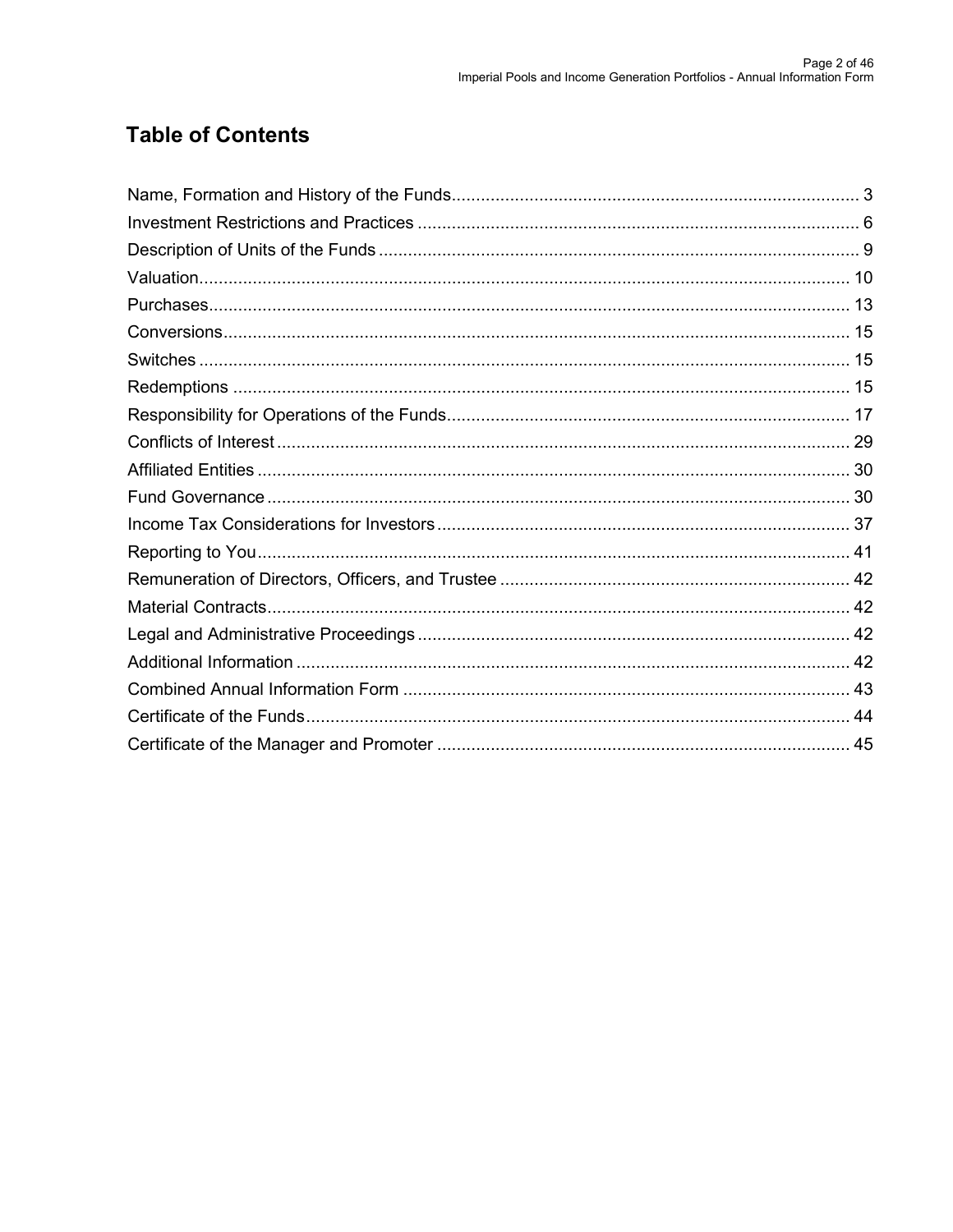## Table of Contents

| | |
|---|---|
| Name, Formation and History of the Funds | 3 |
| Investment Restrictions and Practices | 6 |
| Description of Units of the Funds | 9 |
| Valuation | 10 |
| Purchases | 13 |
| Conversions | 15 |
| Switches | 15 |
| Redemptions | 15 |
| Responsibility for Operations of the Funds | 17 |
| Conflicts of Interest | 29 |
| Affiliated Entities | 30 |
| Fund Governance | 30 |
| Income Tax Considerations for Investors | 37 |
| Reporting to You | 41 |
| Remuneration of Directors, Officers, and Trustee | 42 |
| Material Contracts | 42 |
| Legal and Administrative Proceedings | 42 |
| Additional Information | 42 |
| Combined Annual Information Form | 43 |
| Certificate of the Funds | 44 |
| Certificate of the Manager and Promoter | 45 |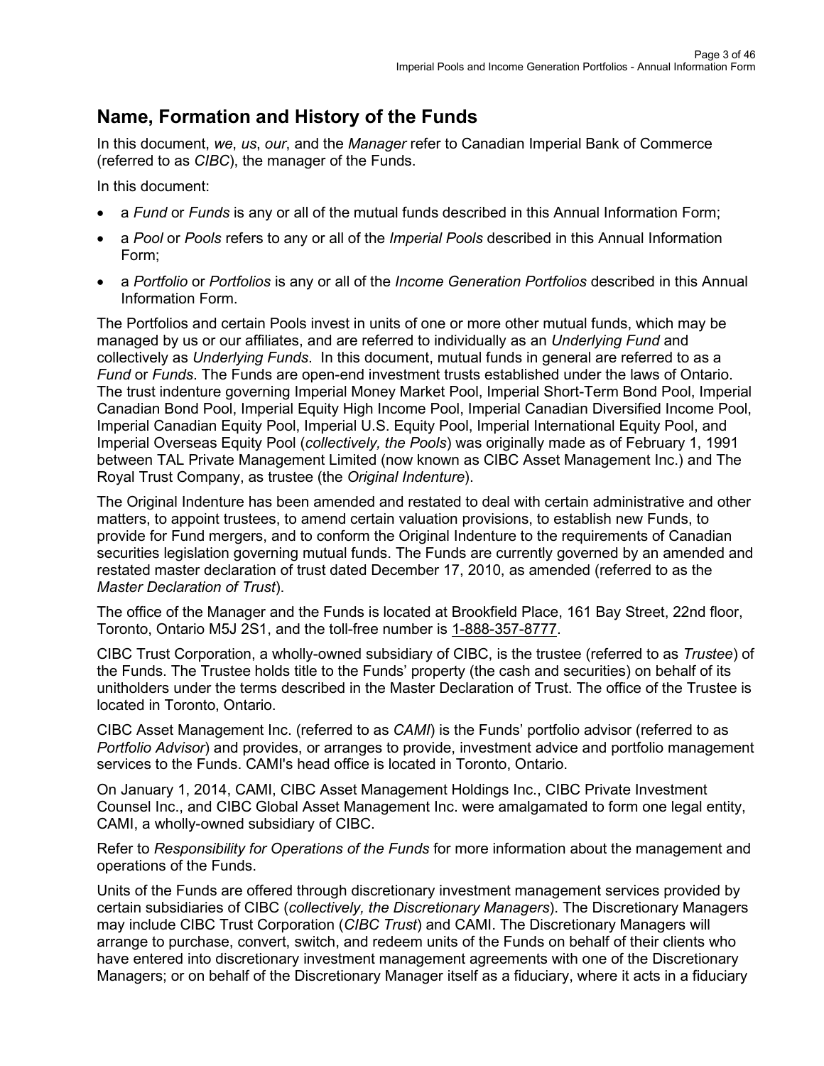## Name, Formation and History of the Funds

In this document, *we*, *us*, *our*, and the *Manager* refer to Canadian Imperial Bank of Commerce (referred to as *CIBC*), the manager of the Funds.

In this document:

- a *Fund* or *Funds* is any or all of the mutual funds described in this Annual Information Form;
- a *Pool* or *Pools* refers to any or all of the *Imperial Pools* described in this Annual Information Form;
- a *Portfolio* or *Portfolios* is any or all of the *Income Generation Portfolios* described in this Annual Information Form.

The Portfolios and certain Pools invest in units of one or more other mutual funds, which may be managed by us or our affiliates, and are referred to individually as an *Underlying Fund* and collectively as *Underlying Funds*. In this document, mutual funds in general are referred to as a *Fund* or *Funds*. The Funds are open-end investment trusts established under the laws of Ontario. The trust indenture governing Imperial Money Market Pool, Imperial Short-Term Bond Pool, Imperial Canadian Bond Pool, Imperial Equity High Income Pool, Imperial Canadian Diversified Income Pool, Imperial Canadian Equity Pool, Imperial U.S. Equity Pool, Imperial International Equity Pool, and Imperial Overseas Equity Pool (*collectively, the Pools*) was originally made as of February 1, 1991 between TAL Private Management Limited (now known as CIBC Asset Management Inc.) and The Royal Trust Company, as trustee (the *Original Indenture*).

The Original Indenture has been amended and restated to deal with certain administrative and other matters, to appoint trustees, to amend certain valuation provisions, to establish new Funds, to provide for Fund mergers, and to conform the Original Indenture to the requirements of Canadian securities legislation governing mutual funds. The Funds are currently governed by an amended and restated master declaration of trust dated December 17, 2010, as amended (referred to as the *Master Declaration of Trust*).

The office of the Manager and the Funds is located at Brookfield Place, 161 Bay Street, 22nd floor, Toronto, Ontario M5J 2S1, and the toll-free number is 1-888-357-8777.

CIBC Trust Corporation, a wholly-owned subsidiary of CIBC, is the trustee (referred to as *Trustee*) of the Funds. The Trustee holds title to the Funds' property (the cash and securities) on behalf of its unitholders under the terms described in the Master Declaration of Trust. The office of the Trustee is located in Toronto, Ontario.

CIBC Asset Management Inc. (referred to as *CAMI*) is the Funds' portfolio advisor (referred to as *Portfolio Advisor*) and provides, or arranges to provide, investment advice and portfolio management services to the Funds. CAMI's head office is located in Toronto, Ontario.

On January 1, 2014, CAMI, CIBC Asset Management Holdings Inc., CIBC Private Investment Counsel Inc., and CIBC Global Asset Management Inc. were amalgamated to form one legal entity, CAMI, a wholly-owned subsidiary of CIBC.

Refer to *Responsibility for Operations of the Funds* for more information about the management and operations of the Funds.

Units of the Funds are offered through discretionary investment management services provided by certain subsidiaries of CIBC (*collectively, the Discretionary Managers*). The Discretionary Managers may include CIBC Trust Corporation (*CIBC Trust*) and CAMI. The Discretionary Managers will arrange to purchase, convert, switch, and redeem units of the Funds on behalf of their clients who have entered into discretionary investment management agreements with one of the Discretionary Managers; or on behalf of the Discretionary Manager itself as a fiduciary, where it acts in a fiduciary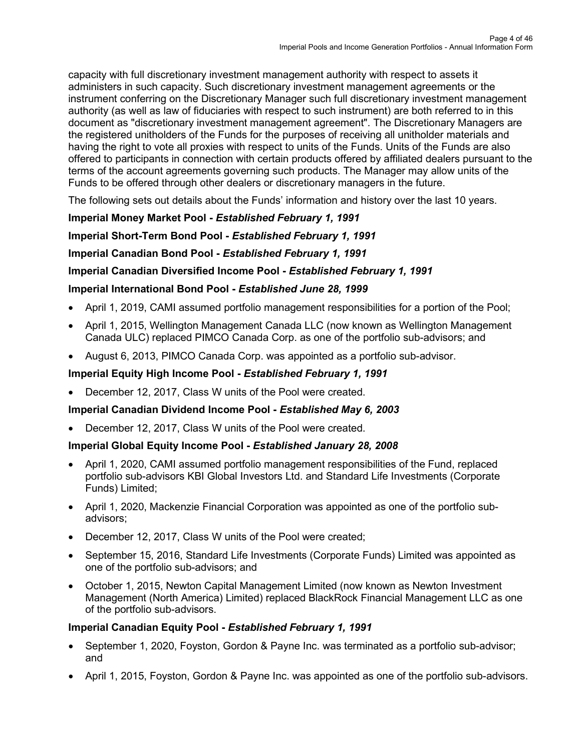capacity with full discretionary investment management authority with respect to assets it administers in such capacity. Such discretionary investment management agreements or the instrument conferring on the Discretionary Manager such full discretionary investment management authority (as well as law of fiduciaries with respect to such instrument) are both referred to in this document as "discretionary investment management agreement". The Discretionary Managers are the registered unitholders of the Funds for the purposes of receiving all unitholder materials and having the right to vote all proxies with respect to units of the Funds. Units of the Funds are also offered to participants in connection with certain products offered by affiliated dealers pursuant to the terms of the account agreements governing such products. The Manager may allow units of the Funds to be offered through other dealers or discretionary managers in the future.

The following sets out details about the Funds' information and history over the last 10 years.

**Imperial Money Market Pool -** ***Established February 1, 1991***

**Imperial Short-Term Bond Pool -** ***Established February 1, 1991***

**Imperial Canadian Bond Pool -** ***Established February 1, 1991***

**Imperial Canadian Diversified Income Pool -** ***Established February 1, 1991***

**Imperial International Bond Pool -** ***Established June 28, 1999***

- April 1, 2019, CAMI assumed portfolio management responsibilities for a portion of the Pool;
- April 1, 2015, Wellington Management Canada LLC (now known as Wellington Management Canada ULC) replaced PIMCO Canada Corp. as one of the portfolio sub-advisors; and
- August 6, 2013, PIMCO Canada Corp. was appointed as a portfolio sub-advisor.

**Imperial Equity High Income Pool -** ***Established February 1, 1991***

- December 12, 2017, Class W units of the Pool were created.

**Imperial Canadian Dividend Income Pool -** ***Established May 6, 2003***

- December 12, 2017, Class W units of the Pool were created.

**Imperial Global Equity Income Pool -** ***Established January 28, 2008***

- April 1, 2020, CAMI assumed portfolio management responsibilities of the Fund, replaced portfolio sub-advisors KBI Global Investors Ltd. and Standard Life Investments (Corporate Funds) Limited;
- April 1, 2020, Mackenzie Financial Corporation was appointed as one of the portfolio sub-advisors;
- December 12, 2017, Class W units of the Pool were created;
- September 15, 2016, Standard Life Investments (Corporate Funds) Limited was appointed as one of the portfolio sub-advisors; and
- October 1, 2015, Newton Capital Management Limited (now known as Newton Investment Management (North America) Limited) replaced BlackRock Financial Management LLC as one of the portfolio sub-advisors.

**Imperial Canadian Equity Pool -** ***Established February 1, 1991***

- September 1, 2020, Foyston, Gordon & Payne Inc. was terminated as a portfolio sub-advisor; and
- April 1, 2015, Foyston, Gordon & Payne Inc. was appointed as one of the portfolio sub-advisors.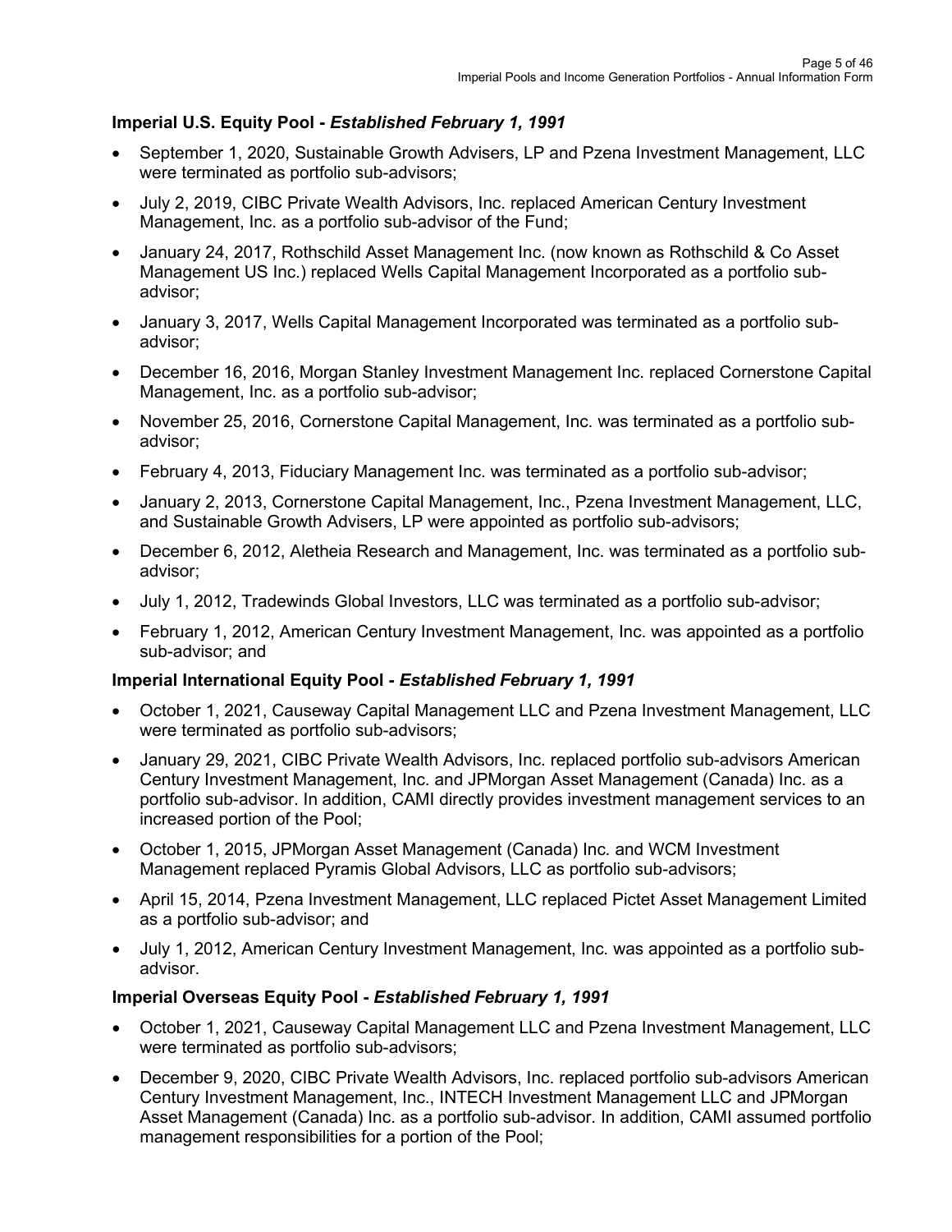### Imperial U.S. Equity Pool - *Established February 1, 1991*

- September 1, 2020, Sustainable Growth Advisers, LP and Pzena Investment Management, LLC were terminated as portfolio sub-advisors;
- July 2, 2019, CIBC Private Wealth Advisors, Inc. replaced American Century Investment Management, Inc. as a portfolio sub-advisor of the Fund;
- January 24, 2017, Rothschild Asset Management Inc. (now known as Rothschild & Co Asset Management US Inc.) replaced Wells Capital Management Incorporated as a portfolio sub-advisor;
- January 3, 2017, Wells Capital Management Incorporated was terminated as a portfolio sub-advisor;
- December 16, 2016, Morgan Stanley Investment Management Inc. replaced Cornerstone Capital Management, Inc. as a portfolio sub-advisor;
- November 25, 2016, Cornerstone Capital Management, Inc. was terminated as a portfolio sub-advisor;
- February 4, 2013, Fiduciary Management Inc. was terminated as a portfolio sub-advisor;
- January 2, 2013, Cornerstone Capital Management, Inc., Pzena Investment Management, LLC, and Sustainable Growth Advisers, LP were appointed as portfolio sub-advisors;
- December 6, 2012, Aletheia Research and Management, Inc. was terminated as a portfolio sub-advisor;
- July 1, 2012, Tradewinds Global Investors, LLC was terminated as a portfolio sub-advisor;
- February 1, 2012, American Century Investment Management, Inc. was appointed as a portfolio sub-advisor; and

### Imperial International Equity Pool - *Established February 1, 1991*

- October 1, 2021, Causeway Capital Management LLC and Pzena Investment Management, LLC were terminated as portfolio sub-advisors;
- January 29, 2021, CIBC Private Wealth Advisors, Inc. replaced portfolio sub-advisors American Century Investment Management, Inc. and JPMorgan Asset Management (Canada) Inc. as a portfolio sub-advisor. In addition, CAMI directly provides investment management services to an increased portion of the Pool;
- October 1, 2015, JPMorgan Asset Management (Canada) Inc. and WCM Investment Management replaced Pyramis Global Advisors, LLC as portfolio sub-advisors;
- April 15, 2014, Pzena Investment Management, LLC replaced Pictet Asset Management Limited as a portfolio sub-advisor; and
- July 1, 2012, American Century Investment Management, Inc. was appointed as a portfolio sub-advisor.

### Imperial Overseas Equity Pool - *Established February 1, 1991*

- October 1, 2021, Causeway Capital Management LLC and Pzena Investment Management, LLC were terminated as portfolio sub-advisors;
- December 9, 2020, CIBC Private Wealth Advisors, Inc. replaced portfolio sub-advisors American Century Investment Management, Inc., INTECH Investment Management LLC and JPMorgan Asset Management (Canada) Inc. as a portfolio sub-advisor. In addition, CAMI assumed portfolio management responsibilities for a portion of the Pool;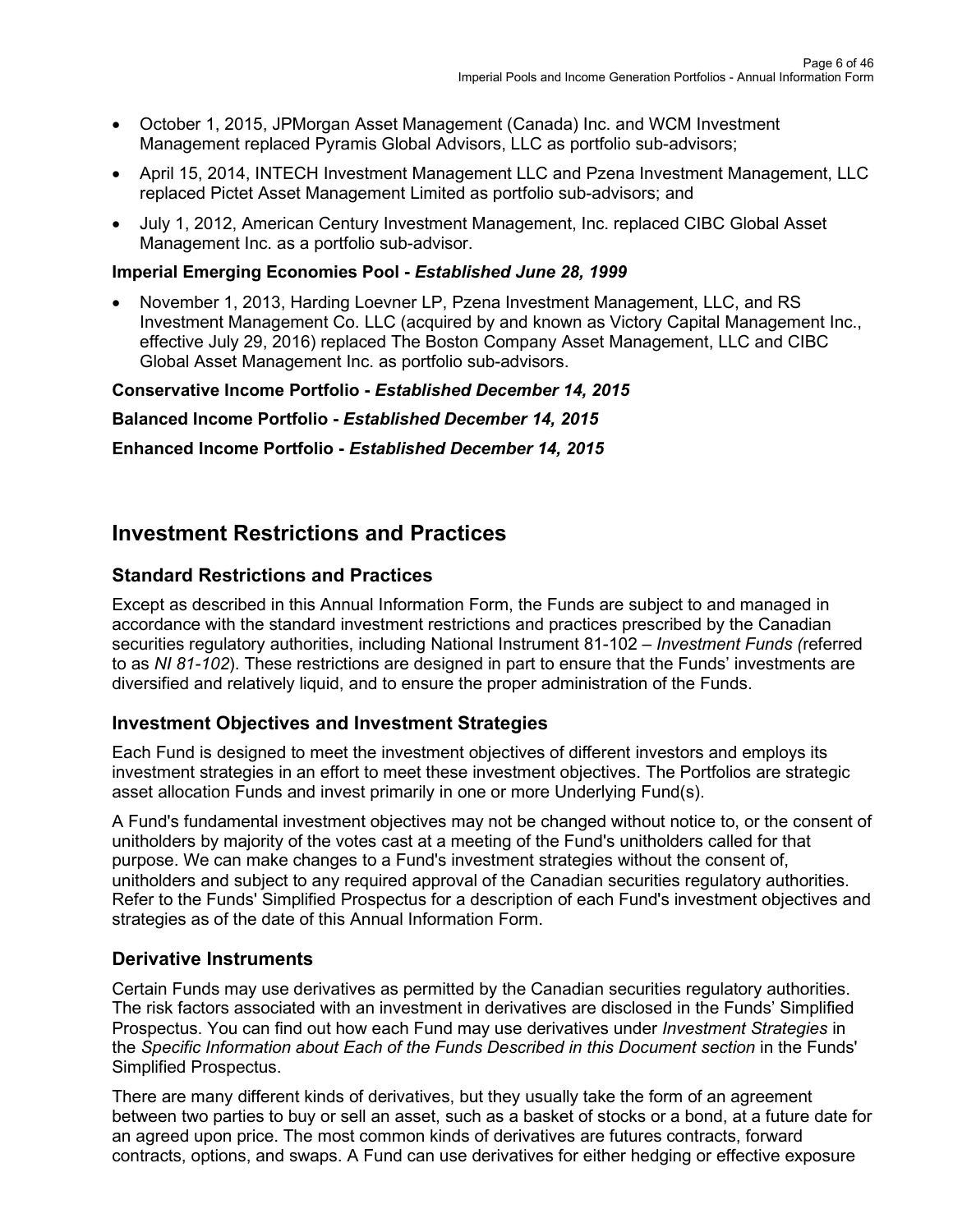- October 1, 2015, JPMorgan Asset Management (Canada) Inc. and WCM Investment Management replaced Pyramis Global Advisors, LLC as portfolio sub-advisors;
- April 15, 2014, INTECH Investment Management LLC and Pzena Investment Management, LLC replaced Pictet Asset Management Limited as portfolio sub-advisors; and
- July 1, 2012, American Century Investment Management, Inc. replaced CIBC Global Asset Management Inc. as a portfolio sub-advisor.

**Imperial Emerging Economies Pool -** ***Established June 28, 1999***

- November 1, 2013, Harding Loevner LP, Pzena Investment Management, LLC, and RS Investment Management Co. LLC (acquired by and known as Victory Capital Management Inc., effective July 29, 2016) replaced The Boston Company Asset Management, LLC and CIBC Global Asset Management Inc. as portfolio sub-advisors.

**Conservative Income Portfolio -** ***Established December 14, 2015***

**Balanced Income Portfolio -** ***Established December 14, 2015***

**Enhanced Income Portfolio -** ***Established December 14, 2015***

# Investment Restrictions and Practices

## Standard Restrictions and Practices

Except as described in this Annual Information Form, the Funds are subject to and managed in accordance with the standard investment restrictions and practices prescribed by the Canadian securities regulatory authorities, including National Instrument 81-102 – *Investment Funds (*referred to as *NI 81-102*). These restrictions are designed in part to ensure that the Funds' investments are diversified and relatively liquid, and to ensure the proper administration of the Funds.

## Investment Objectives and Investment Strategies

Each Fund is designed to meet the investment objectives of different investors and employs its investment strategies in an effort to meet these investment objectives. The Portfolios are strategic asset allocation Funds and invest primarily in one or more Underlying Fund(s).

A Fund's fundamental investment objectives may not be changed without notice to, or the consent of unitholders by majority of the votes cast at a meeting of the Fund's unitholders called for that purpose. We can make changes to a Fund's investment strategies without the consent of, unitholders and subject to any required approval of the Canadian securities regulatory authorities. Refer to the Funds' Simplified Prospectus for a description of each Fund's investment objectives and strategies as of the date of this Annual Information Form.

## Derivative Instruments

Certain Funds may use derivatives as permitted by the Canadian securities regulatory authorities. The risk factors associated with an investment in derivatives are disclosed in the Funds' Simplified Prospectus. You can find out how each Fund may use derivatives under *Investment Strategies* in the *Specific Information about Each of the Funds Described in this Document section* in the Funds' Simplified Prospectus.

There are many different kinds of derivatives, but they usually take the form of an agreement between two parties to buy or sell an asset, such as a basket of stocks or a bond, at a future date for an agreed upon price. The most common kinds of derivatives are futures contracts, forward contracts, options, and swaps. A Fund can use derivatives for either hedging or effective exposure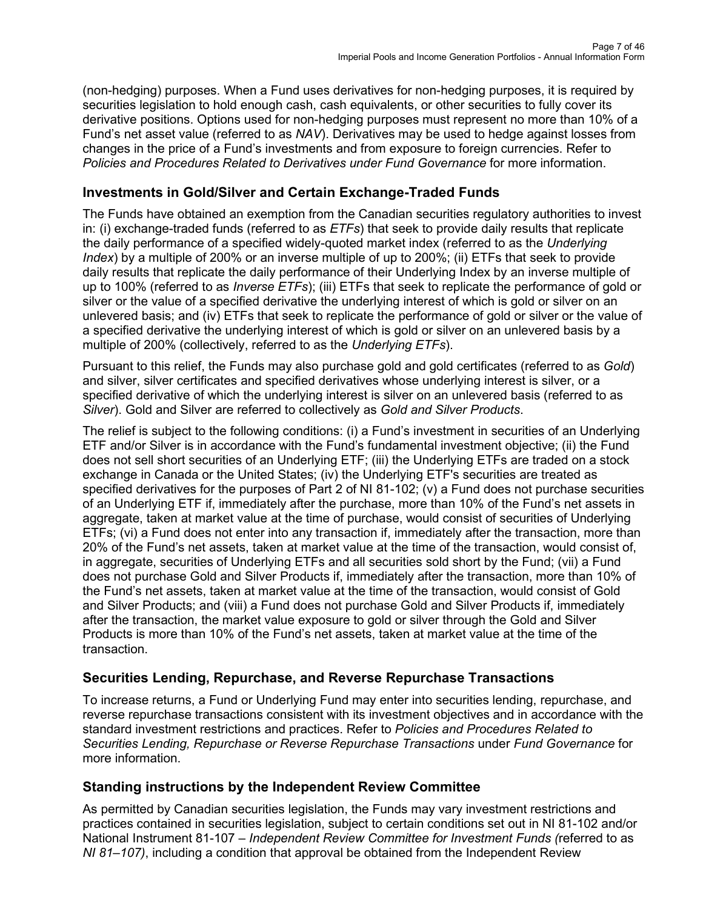(non-hedging) purposes. When a Fund uses derivatives for non-hedging purposes, it is required by securities legislation to hold enough cash, cash equivalents, or other securities to fully cover its derivative positions. Options used for non-hedging purposes must represent no more than 10% of a Fund's net asset value (referred to as *NAV*). Derivatives may be used to hedge against losses from changes in the price of a Fund's investments and from exposure to foreign currencies. Refer to *Policies and Procedures Related to Derivatives under Fund Governance* for more information.

## Investments in Gold/Silver and Certain Exchange-Traded Funds

The Funds have obtained an exemption from the Canadian securities regulatory authorities to invest in: (i) exchange-traded funds (referred to as *ETFs*) that seek to provide daily results that replicate the daily performance of a specified widely-quoted market index (referred to as the *Underlying Index*) by a multiple of 200% or an inverse multiple of up to 200%; (ii) ETFs that seek to provide daily results that replicate the daily performance of their Underlying Index by an inverse multiple of up to 100% (referred to as *Inverse ETFs*); (iii) ETFs that seek to replicate the performance of gold or silver or the value of a specified derivative the underlying interest of which is gold or silver on an unlevered basis; and (iv) ETFs that seek to replicate the performance of gold or silver or the value of a specified derivative the underlying interest of which is gold or silver on an unlevered basis by a multiple of 200% (collectively, referred to as the *Underlying ETFs*).

Pursuant to this relief, the Funds may also purchase gold and gold certificates (referred to as *Gold*) and silver, silver certificates and specified derivatives whose underlying interest is silver, or a specified derivative of which the underlying interest is silver on an unlevered basis (referred to as *Silver*). Gold and Silver are referred to collectively as *Gold and Silver Products*.

The relief is subject to the following conditions: (i) a Fund's investment in securities of an Underlying ETF and/or Silver is in accordance with the Fund's fundamental investment objective; (ii) the Fund does not sell short securities of an Underlying ETF; (iii) the Underlying ETFs are traded on a stock exchange in Canada or the United States; (iv) the Underlying ETF's securities are treated as specified derivatives for the purposes of Part 2 of NI 81-102; (v) a Fund does not purchase securities of an Underlying ETF if, immediately after the purchase, more than 10% of the Fund's net assets in aggregate, taken at market value at the time of purchase, would consist of securities of Underlying ETFs; (vi) a Fund does not enter into any transaction if, immediately after the transaction, more than 20% of the Fund's net assets, taken at market value at the time of the transaction, would consist of, in aggregate, securities of Underlying ETFs and all securities sold short by the Fund; (vii) a Fund does not purchase Gold and Silver Products if, immediately after the transaction, more than 10% of the Fund's net assets, taken at market value at the time of the transaction, would consist of Gold and Silver Products; and (viii) a Fund does not purchase Gold and Silver Products if, immediately after the transaction, the market value exposure to gold or silver through the Gold and Silver Products is more than 10% of the Fund's net assets, taken at market value at the time of the transaction.

## Securities Lending, Repurchase, and Reverse Repurchase Transactions

To increase returns, a Fund or Underlying Fund may enter into securities lending, repurchase, and reverse repurchase transactions consistent with its investment objectives and in accordance with the standard investment restrictions and practices. Refer to *Policies and Procedures Related to Securities Lending, Repurchase or Reverse Repurchase Transactions* under *Fund Governance* for more information.

## Standing instructions by the Independent Review Committee

As permitted by Canadian securities legislation, the Funds may vary investment restrictions and practices contained in securities legislation, subject to certain conditions set out in NI 81-102 and/or National Instrument 81-107 – *Independent Review Committee for Investment Funds (*referred to as *NI 81–107)*, including a condition that approval be obtained from the Independent Review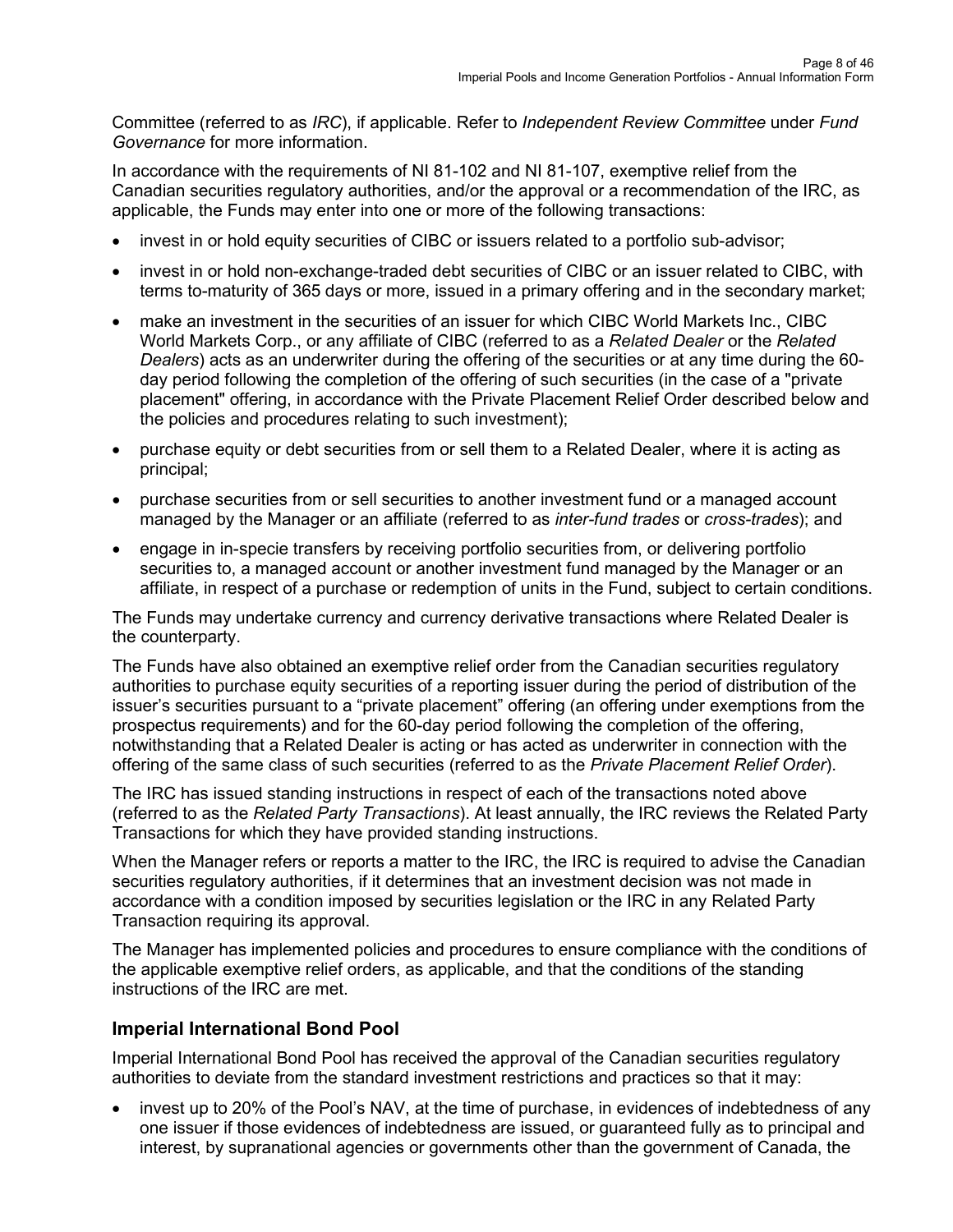Committee (referred to as *IRC*), if applicable. Refer to *Independent Review Committee* under *Fund Governance* for more information.

In accordance with the requirements of NI 81-102 and NI 81-107, exemptive relief from the Canadian securities regulatory authorities, and/or the approval or a recommendation of the IRC, as applicable, the Funds may enter into one or more of the following transactions:

- invest in or hold equity securities of CIBC or issuers related to a portfolio sub-advisor;
- invest in or hold non-exchange-traded debt securities of CIBC or an issuer related to CIBC, with terms to-maturity of 365 days or more, issued in a primary offering and in the secondary market;
- make an investment in the securities of an issuer for which CIBC World Markets Inc., CIBC World Markets Corp., or any affiliate of CIBC (referred to as a *Related Dealer* or the *Related Dealers*) acts as an underwriter during the offering of the securities or at any time during the 60-day period following the completion of the offering of such securities (in the case of a "private placement" offering, in accordance with the Private Placement Relief Order described below and the policies and procedures relating to such investment);
- purchase equity or debt securities from or sell them to a Related Dealer, where it is acting as principal;
- purchase securities from or sell securities to another investment fund or a managed account managed by the Manager or an affiliate (referred to as *inter-fund trades* or *cross-trades*); and
- engage in in-specie transfers by receiving portfolio securities from, or delivering portfolio securities to, a managed account or another investment fund managed by the Manager or an affiliate, in respect of a purchase or redemption of units in the Fund, subject to certain conditions.

The Funds may undertake currency and currency derivative transactions where Related Dealer is the counterparty.

The Funds have also obtained an exemptive relief order from the Canadian securities regulatory authorities to purchase equity securities of a reporting issuer during the period of distribution of the issuer's securities pursuant to a "private placement" offering (an offering under exemptions from the prospectus requirements) and for the 60-day period following the completion of the offering, notwithstanding that a Related Dealer is acting or has acted as underwriter in connection with the offering of the same class of such securities (referred to as the *Private Placement Relief Order*).

The IRC has issued standing instructions in respect of each of the transactions noted above (referred to as the *Related Party Transactions*). At least annually, the IRC reviews the Related Party Transactions for which they have provided standing instructions.

When the Manager refers or reports a matter to the IRC, the IRC is required to advise the Canadian securities regulatory authorities, if it determines that an investment decision was not made in accordance with a condition imposed by securities legislation or the IRC in any Related Party Transaction requiring its approval.

The Manager has implemented policies and procedures to ensure compliance with the conditions of the applicable exemptive relief orders, as applicable, and that the conditions of the standing instructions of the IRC are met.

## Imperial International Bond Pool

Imperial International Bond Pool has received the approval of the Canadian securities regulatory authorities to deviate from the standard investment restrictions and practices so that it may:

- invest up to 20% of the Pool's NAV, at the time of purchase, in evidences of indebtedness of any one issuer if those evidences of indebtedness are issued, or guaranteed fully as to principal and interest, by supranational agencies or governments other than the government of Canada, the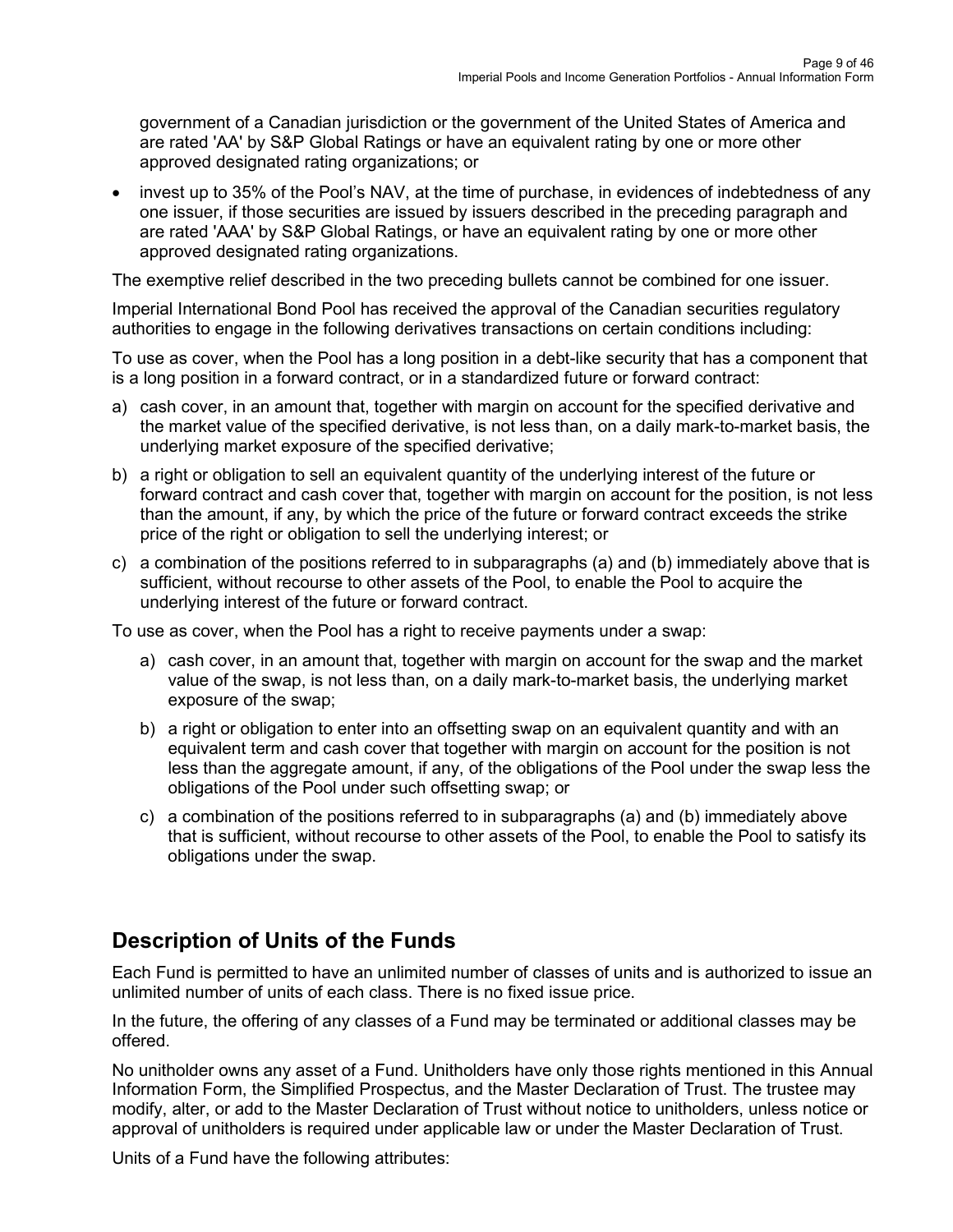government of a Canadian jurisdiction or the government of the United States of America and are rated 'AA' by S&P Global Ratings or have an equivalent rating by one or more other approved designated rating organizations; or

- invest up to 35% of the Pool's NAV, at the time of purchase, in evidences of indebtedness of any one issuer, if those securities are issued by issuers described in the preceding paragraph and are rated 'AAA' by S&P Global Ratings, or have an equivalent rating by one or more other approved designated rating organizations.

The exemptive relief described in the two preceding bullets cannot be combined for one issuer.

Imperial International Bond Pool has received the approval of the Canadian securities regulatory authorities to engage in the following derivatives transactions on certain conditions including:

To use as cover, when the Pool has a long position in a debt-like security that has a component that is a long position in a forward contract, or in a standardized future or forward contract:

a) cash cover, in an amount that, together with margin on account for the specified derivative and the market value of the specified derivative, is not less than, on a daily mark-to-market basis, the underlying market exposure of the specified derivative;

b) a right or obligation to sell an equivalent quantity of the underlying interest of the future or forward contract and cash cover that, together with margin on account for the position, is not less than the amount, if any, by which the price of the future or forward contract exceeds the strike price of the right or obligation to sell the underlying interest; or

c) a combination of the positions referred to in subparagraphs (a) and (b) immediately above that is sufficient, without recourse to other assets of the Pool, to enable the Pool to acquire the underlying interest of the future or forward contract.

To use as cover, when the Pool has a right to receive payments under a swap:

a) cash cover, in an amount that, together with margin on account for the swap and the market value of the swap, is not less than, on a daily mark-to-market basis, the underlying market exposure of the swap;

b) a right or obligation to enter into an offsetting swap on an equivalent quantity and with an equivalent term and cash cover that together with margin on account for the position is not less than the aggregate amount, if any, of the obligations of the Pool under the swap less the obligations of the Pool under such offsetting swap; or

c) a combination of the positions referred to in subparagraphs (a) and (b) immediately above that is sufficient, without recourse to other assets of the Pool, to enable the Pool to satisfy its obligations under the swap.

## Description of Units of the Funds

Each Fund is permitted to have an unlimited number of classes of units and is authorized to issue an unlimited number of units of each class. There is no fixed issue price.

In the future, the offering of any classes of a Fund may be terminated or additional classes may be offered.

No unitholder owns any asset of a Fund. Unitholders have only those rights mentioned in this Annual Information Form, the Simplified Prospectus, and the Master Declaration of Trust. The trustee may modify, alter, or add to the Master Declaration of Trust without notice to unitholders, unless notice or approval of unitholders is required under applicable law or under the Master Declaration of Trust.

Units of a Fund have the following attributes: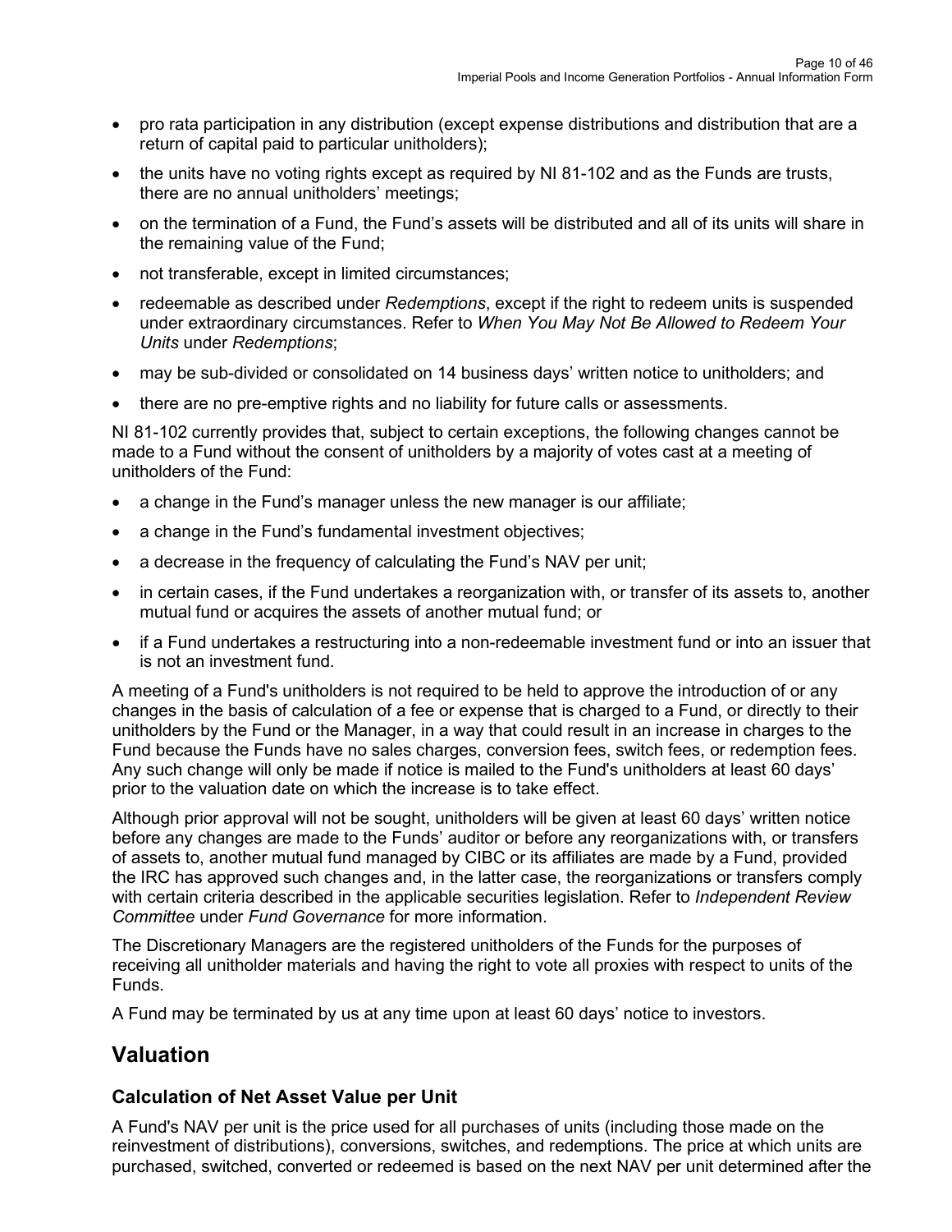- pro rata participation in any distribution (except expense distributions and distribution that are a return of capital paid to particular unitholders);
- the units have no voting rights except as required by NI 81-102 and as the Funds are trusts, there are no annual unitholders' meetings;
- on the termination of a Fund, the Fund's assets will be distributed and all of its units will share in the remaining value of the Fund;
- not transferable, except in limited circumstances;
- redeemable as described under *Redemptions*, except if the right to redeem units is suspended under extraordinary circumstances. Refer to *When You May Not Be Allowed to Redeem Your Units* under *Redemptions*;
- may be sub-divided or consolidated on 14 business days' written notice to unitholders; and
- there are no pre-emptive rights and no liability for future calls or assessments.

NI 81-102 currently provides that, subject to certain exceptions, the following changes cannot be made to a Fund without the consent of unitholders by a majority of votes cast at a meeting of unitholders of the Fund:

- a change in the Fund's manager unless the new manager is our affiliate;
- a change in the Fund's fundamental investment objectives;
- a decrease in the frequency of calculating the Fund's NAV per unit;
- in certain cases, if the Fund undertakes a reorganization with, or transfer of its assets to, another mutual fund or acquires the assets of another mutual fund; or
- if a Fund undertakes a restructuring into a non-redeemable investment fund or into an issuer that is not an investment fund.

A meeting of a Fund's unitholders is not required to be held to approve the introduction of or any changes in the basis of calculation of a fee or expense that is charged to a Fund, or directly to their unitholders by the Fund or the Manager, in a way that could result in an increase in charges to the Fund because the Funds have no sales charges, conversion fees, switch fees, or redemption fees. Any such change will only be made if notice is mailed to the Fund's unitholders at least 60 days' prior to the valuation date on which the increase is to take effect.

Although prior approval will not be sought, unitholders will be given at least 60 days' written notice before any changes are made to the Funds' auditor or before any reorganizations with, or transfers of assets to, another mutual fund managed by CIBC or its affiliates are made by a Fund, provided the IRC has approved such changes and, in the latter case, the reorganizations or transfers comply with certain criteria described in the applicable securities legislation. Refer to *Independent Review Committee* under *Fund Governance* for more information.

The Discretionary Managers are the registered unitholders of the Funds for the purposes of receiving all unitholder materials and having the right to vote all proxies with respect to units of the Funds.

A Fund may be terminated by us at any time upon at least 60 days' notice to investors.

## Valuation

### Calculation of Net Asset Value per Unit

A Fund's NAV per unit is the price used for all purchases of units (including those made on the reinvestment of distributions), conversions, switches, and redemptions. The price at which units are purchased, switched, converted or redeemed is based on the next NAV per unit determined after the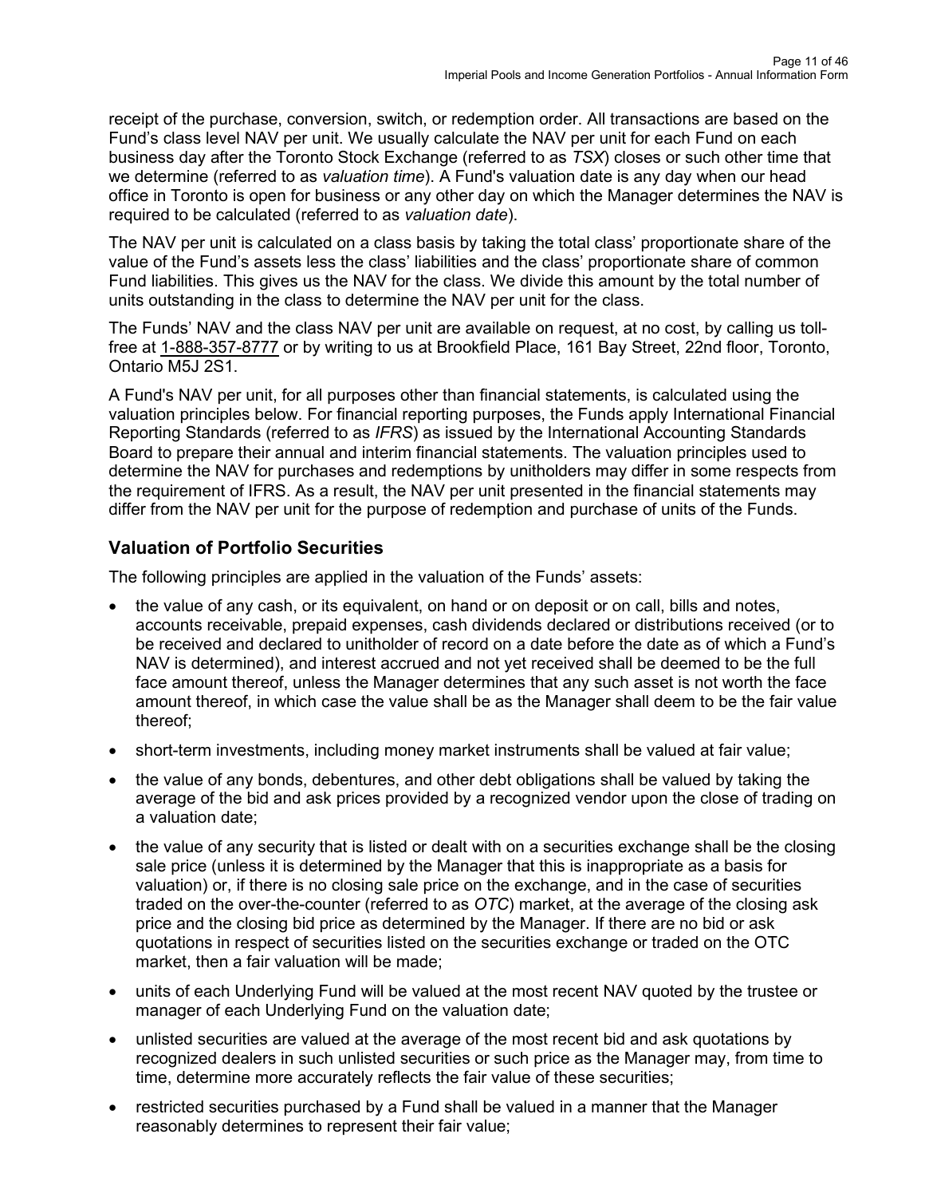receipt of the purchase, conversion, switch, or redemption order. All transactions are based on the Fund's class level NAV per unit. We usually calculate the NAV per unit for each Fund on each business day after the Toronto Stock Exchange (referred to as *TSX*) closes or such other time that we determine (referred to as *valuation time*). A Fund's valuation date is any day when our head office in Toronto is open for business or any other day on which the Manager determines the NAV is required to be calculated (referred to as *valuation date*).

The NAV per unit is calculated on a class basis by taking the total class' proportionate share of the value of the Fund's assets less the class' liabilities and the class' proportionate share of common Fund liabilities. This gives us the NAV for the class. We divide this amount by the total number of units outstanding in the class to determine the NAV per unit for the class.

The Funds' NAV and the class NAV per unit are available on request, at no cost, by calling us toll-free at 1-888-357-8777 or by writing to us at Brookfield Place, 161 Bay Street, 22nd floor, Toronto, Ontario M5J 2S1.

A Fund's NAV per unit, for all purposes other than financial statements, is calculated using the valuation principles below. For financial reporting purposes, the Funds apply International Financial Reporting Standards (referred to as *IFRS*) as issued by the International Accounting Standards Board to prepare their annual and interim financial statements. The valuation principles used to determine the NAV for purchases and redemptions by unitholders may differ in some respects from the requirement of IFRS. As a result, the NAV per unit presented in the financial statements may differ from the NAV per unit for the purpose of redemption and purchase of units of the Funds.

## Valuation of Portfolio Securities

The following principles are applied in the valuation of the Funds' assets:

- the value of any cash, or its equivalent, on hand or on deposit or on call, bills and notes, accounts receivable, prepaid expenses, cash dividends declared or distributions received (or to be received and declared to unitholder of record on a date before the date as of which a Fund's NAV is determined), and interest accrued and not yet received shall be deemed to be the full face amount thereof, unless the Manager determines that any such asset is not worth the face amount thereof, in which case the value shall be as the Manager shall deem to be the fair value thereof;
- short-term investments, including money market instruments shall be valued at fair value;
- the value of any bonds, debentures, and other debt obligations shall be valued by taking the average of the bid and ask prices provided by a recognized vendor upon the close of trading on a valuation date;
- the value of any security that is listed or dealt with on a securities exchange shall be the closing sale price (unless it is determined by the Manager that this is inappropriate as a basis for valuation) or, if there is no closing sale price on the exchange, and in the case of securities traded on the over-the-counter (referred to as *OTC*) market, at the average of the closing ask price and the closing bid price as determined by the Manager. If there are no bid or ask quotations in respect of securities listed on the securities exchange or traded on the OTC market, then a fair valuation will be made;
- units of each Underlying Fund will be valued at the most recent NAV quoted by the trustee or manager of each Underlying Fund on the valuation date;
- unlisted securities are valued at the average of the most recent bid and ask quotations by recognized dealers in such unlisted securities or such price as the Manager may, from time to time, determine more accurately reflects the fair value of these securities;
- restricted securities purchased by a Fund shall be valued in a manner that the Manager reasonably determines to represent their fair value;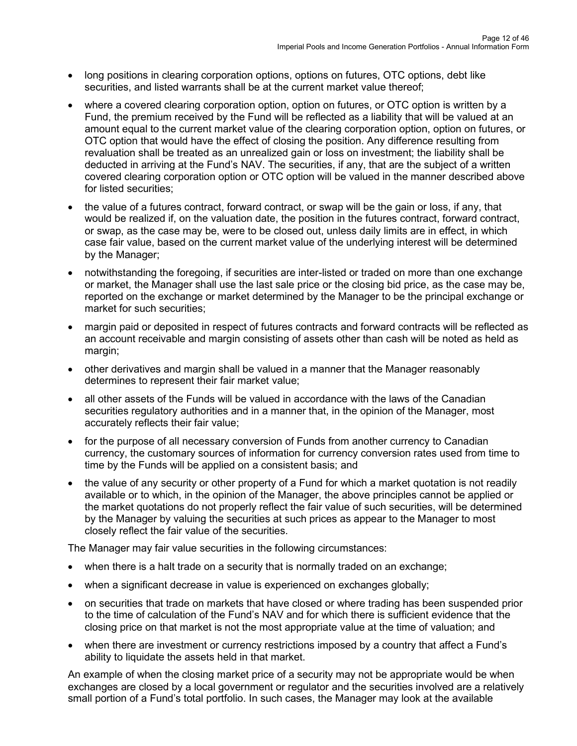- long positions in clearing corporation options, options on futures, OTC options, debt like securities, and listed warrants shall be at the current market value thereof;
- where a covered clearing corporation option, option on futures, or OTC option is written by a Fund, the premium received by the Fund will be reflected as a liability that will be valued at an amount equal to the current market value of the clearing corporation option, option on futures, or OTC option that would have the effect of closing the position. Any difference resulting from revaluation shall be treated as an unrealized gain or loss on investment; the liability shall be deducted in arriving at the Fund's NAV. The securities, if any, that are the subject of a written covered clearing corporation option or OTC option will be valued in the manner described above for listed securities;
- the value of a futures contract, forward contract, or swap will be the gain or loss, if any, that would be realized if, on the valuation date, the position in the futures contract, forward contract, or swap, as the case may be, were to be closed out, unless daily limits are in effect, in which case fair value, based on the current market value of the underlying interest will be determined by the Manager;
- notwithstanding the foregoing, if securities are inter-listed or traded on more than one exchange or market, the Manager shall use the last sale price or the closing bid price, as the case may be, reported on the exchange or market determined by the Manager to be the principal exchange or market for such securities;
- margin paid or deposited in respect of futures contracts and forward contracts will be reflected as an account receivable and margin consisting of assets other than cash will be noted as held as margin;
- other derivatives and margin shall be valued in a manner that the Manager reasonably determines to represent their fair market value;
- all other assets of the Funds will be valued in accordance with the laws of the Canadian securities regulatory authorities and in a manner that, in the opinion of the Manager, most accurately reflects their fair value;
- for the purpose of all necessary conversion of Funds from another currency to Canadian currency, the customary sources of information for currency conversion rates used from time to time by the Funds will be applied on a consistent basis; and
- the value of any security or other property of a Fund for which a market quotation is not readily available or to which, in the opinion of the Manager, the above principles cannot be applied or the market quotations do not properly reflect the fair value of such securities, will be determined by the Manager by valuing the securities at such prices as appear to the Manager to most closely reflect the fair value of the securities.

The Manager may fair value securities in the following circumstances:

- when there is a halt trade on a security that is normally traded on an exchange;
- when a significant decrease in value is experienced on exchanges globally;
- on securities that trade on markets that have closed or where trading has been suspended prior to the time of calculation of the Fund's NAV and for which there is sufficient evidence that the closing price on that market is not the most appropriate value at the time of valuation; and
- when there are investment or currency restrictions imposed by a country that affect a Fund's ability to liquidate the assets held in that market.

An example of when the closing market price of a security may not be appropriate would be when exchanges are closed by a local government or regulator and the securities involved are a relatively small portion of a Fund's total portfolio. In such cases, the Manager may look at the available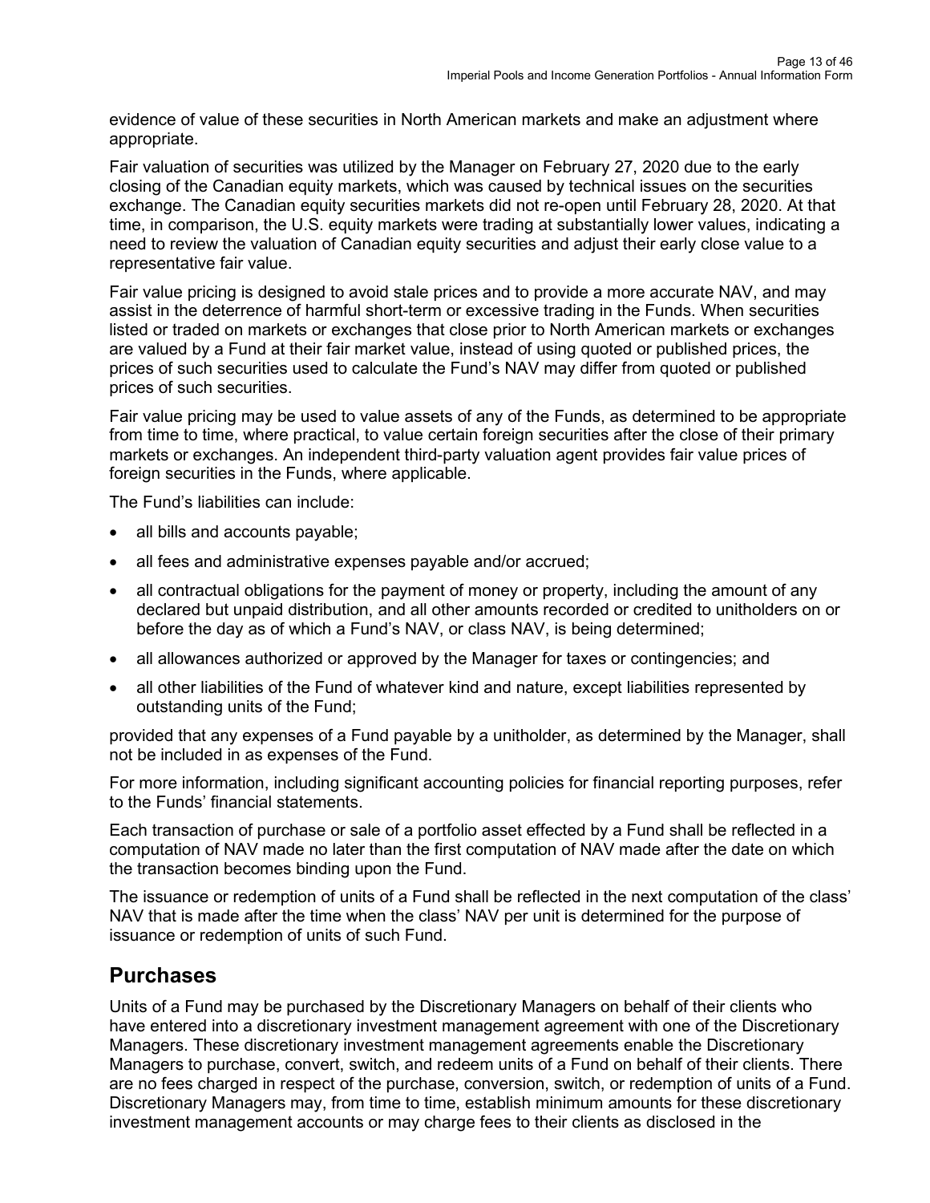evidence of value of these securities in North American markets and make an adjustment where appropriate.

Fair valuation of securities was utilized by the Manager on February 27, 2020 due to the early closing of the Canadian equity markets, which was caused by technical issues on the securities exchange. The Canadian equity securities markets did not re-open until February 28, 2020. At that time, in comparison, the U.S. equity markets were trading at substantially lower values, indicating a need to review the valuation of Canadian equity securities and adjust their early close value to a representative fair value.

Fair value pricing is designed to avoid stale prices and to provide a more accurate NAV, and may assist in the deterrence of harmful short-term or excessive trading in the Funds. When securities listed or traded on markets or exchanges that close prior to North American markets or exchanges are valued by a Fund at their fair market value, instead of using quoted or published prices, the prices of such securities used to calculate the Fund's NAV may differ from quoted or published prices of such securities.

Fair value pricing may be used to value assets of any of the Funds, as determined to be appropriate from time to time, where practical, to value certain foreign securities after the close of their primary markets or exchanges. An independent third-party valuation agent provides fair value prices of foreign securities in the Funds, where applicable.

The Fund's liabilities can include:

- all bills and accounts payable;
- all fees and administrative expenses payable and/or accrued;
- all contractual obligations for the payment of money or property, including the amount of any declared but unpaid distribution, and all other amounts recorded or credited to unitholders on or before the day as of which a Fund's NAV, or class NAV, is being determined;
- all allowances authorized or approved by the Manager for taxes or contingencies; and
- all other liabilities of the Fund of whatever kind and nature, except liabilities represented by outstanding units of the Fund;

provided that any expenses of a Fund payable by a unitholder, as determined by the Manager, shall not be included in as expenses of the Fund.

For more information, including significant accounting policies for financial reporting purposes, refer to the Funds' financial statements.

Each transaction of purchase or sale of a portfolio asset effected by a Fund shall be reflected in a computation of NAV made no later than the first computation of NAV made after the date on which the transaction becomes binding upon the Fund.

The issuance or redemption of units of a Fund shall be reflected in the next computation of the class' NAV that is made after the time when the class' NAV per unit is determined for the purpose of issuance or redemption of units of such Fund.

## Purchases

Units of a Fund may be purchased by the Discretionary Managers on behalf of their clients who have entered into a discretionary investment management agreement with one of the Discretionary Managers. These discretionary investment management agreements enable the Discretionary Managers to purchase, convert, switch, and redeem units of a Fund on behalf of their clients. There are no fees charged in respect of the purchase, conversion, switch, or redemption of units of a Fund. Discretionary Managers may, from time to time, establish minimum amounts for these discretionary investment management accounts or may charge fees to their clients as disclosed in the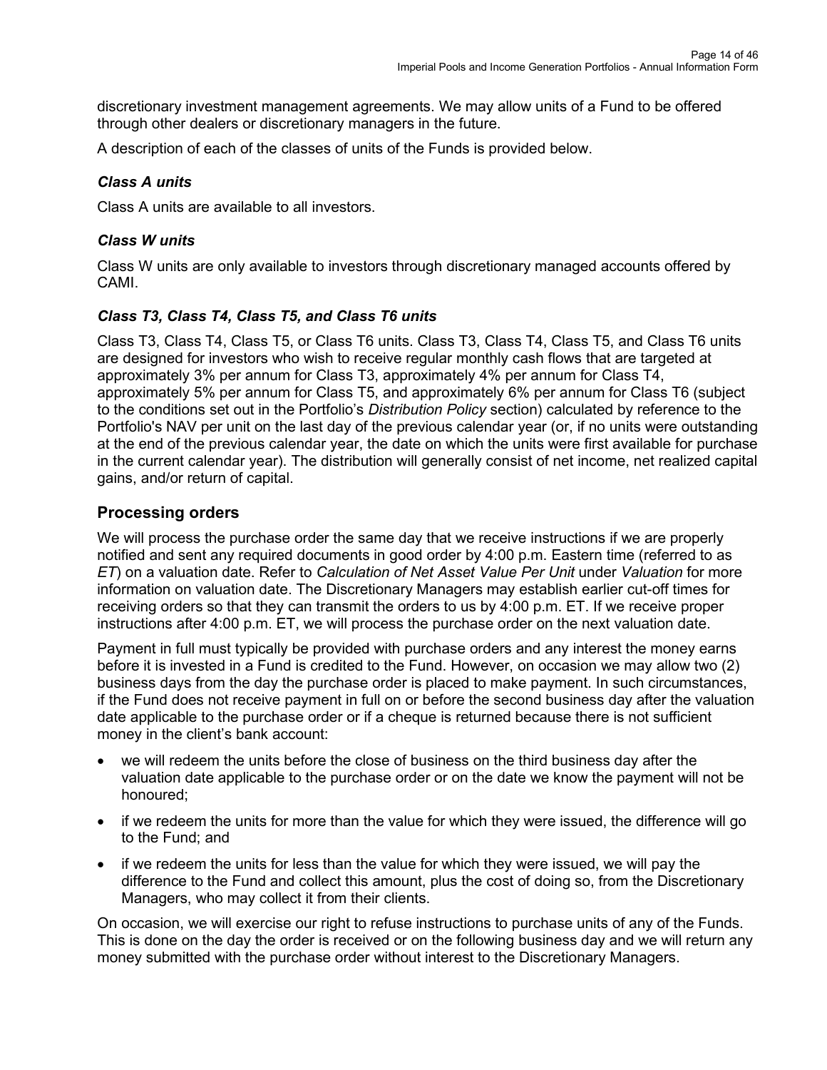discretionary investment management agreements. We may allow units of a Fund to be offered through other dealers or discretionary managers in the future.

A description of each of the classes of units of the Funds is provided below.

### *Class A units*

Class A units are available to all investors.

### *Class W units*

Class W units are only available to investors through discretionary managed accounts offered by CAMI.

### *Class T3, Class T4, Class T5, and Class T6 units*

Class T3, Class T4, Class T5, or Class T6 units. Class T3, Class T4, Class T5, and Class T6 units are designed for investors who wish to receive regular monthly cash flows that are targeted at approximately 3% per annum for Class T3, approximately 4% per annum for Class T4, approximately 5% per annum for Class T5, and approximately 6% per annum for Class T6 (subject to the conditions set out in the Portfolio's *Distribution Policy* section) calculated by reference to the Portfolio's NAV per unit on the last day of the previous calendar year (or, if no units were outstanding at the end of the previous calendar year, the date on which the units were first available for purchase in the current calendar year). The distribution will generally consist of net income, net realized capital gains, and/or return of capital.

## Processing orders

We will process the purchase order the same day that we receive instructions if we are properly notified and sent any required documents in good order by 4:00 p.m. Eastern time (referred to as *ET*) on a valuation date. Refer to *Calculation of Net Asset Value Per Unit* under *Valuation* for more information on valuation date. The Discretionary Managers may establish earlier cut-off times for receiving orders so that they can transmit the orders to us by 4:00 p.m. ET. If we receive proper instructions after 4:00 p.m. ET, we will process the purchase order on the next valuation date.

Payment in full must typically be provided with purchase orders and any interest the money earns before it is invested in a Fund is credited to the Fund. However, on occasion we may allow two (2) business days from the day the purchase order is placed to make payment. In such circumstances, if the Fund does not receive payment in full on or before the second business day after the valuation date applicable to the purchase order or if a cheque is returned because there is not sufficient money in the client's bank account:

- we will redeem the units before the close of business on the third business day after the valuation date applicable to the purchase order or on the date we know the payment will not be honoured;
- if we redeem the units for more than the value for which they were issued, the difference will go to the Fund; and
- if we redeem the units for less than the value for which they were issued, we will pay the difference to the Fund and collect this amount, plus the cost of doing so, from the Discretionary Managers, who may collect it from their clients.

On occasion, we will exercise our right to refuse instructions to purchase units of any of the Funds. This is done on the day the order is received or on the following business day and we will return any money submitted with the purchase order without interest to the Discretionary Managers.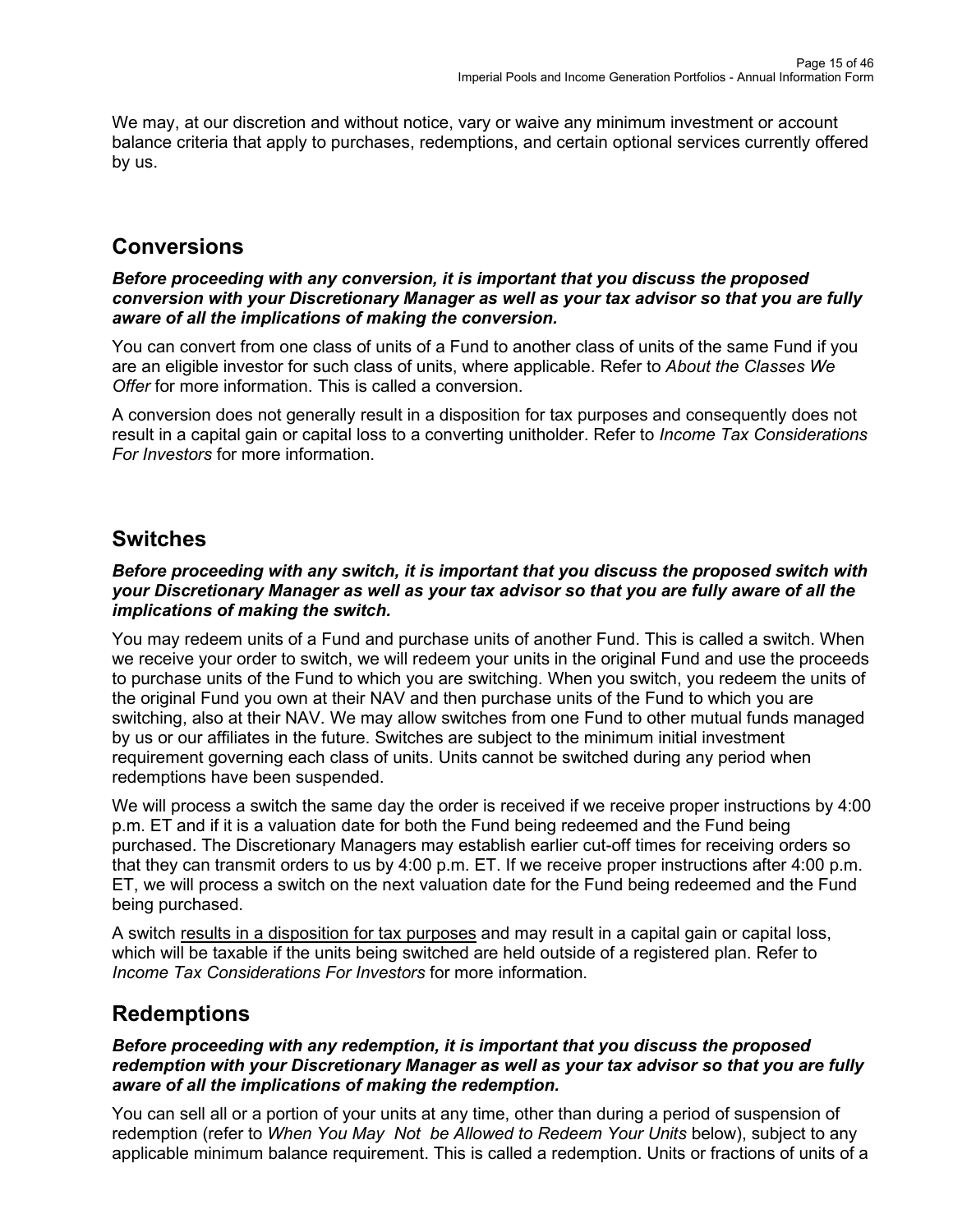We may, at our discretion and without notice, vary or waive any minimum investment or account balance criteria that apply to purchases, redemptions, and certain optional services currently offered by us.

## Conversions

***Before proceeding with any conversion, it is important that you discuss the proposed conversion with your Discretionary Manager as well as your tax advisor so that you are fully aware of all the implications of making the conversion.***

You can convert from one class of units of a Fund to another class of units of the same Fund if you are an eligible investor for such class of units, where applicable. Refer to *About the Classes We Offer* for more information. This is called a conversion.

A conversion does not generally result in a disposition for tax purposes and consequently does not result in a capital gain or capital loss to a converting unitholder. Refer to *Income Tax Considerations For Investors* for more information.

## Switches

***Before proceeding with any switch, it is important that you discuss the proposed switch with your Discretionary Manager as well as your tax advisor so that you are fully aware of all the implications of making the switch.***

You may redeem units of a Fund and purchase units of another Fund. This is called a switch. When we receive your order to switch, we will redeem your units in the original Fund and use the proceeds to purchase units of the Fund to which you are switching. When you switch, you redeem the units of the original Fund you own at their NAV and then purchase units of the Fund to which you are switching, also at their NAV. We may allow switches from one Fund to other mutual funds managed by us or our affiliates in the future. Switches are subject to the minimum initial investment requirement governing each class of units. Units cannot be switched during any period when redemptions have been suspended.

We will process a switch the same day the order is received if we receive proper instructions by 4:00 p.m. ET and if it is a valuation date for both the Fund being redeemed and the Fund being purchased. The Discretionary Managers may establish earlier cut-off times for receiving orders so that they can transmit orders to us by 4:00 p.m. ET. If we receive proper instructions after 4:00 p.m. ET, we will process a switch on the next valuation date for the Fund being redeemed and the Fund being purchased.

A switch results in a disposition for tax purposes and may result in a capital gain or capital loss, which will be taxable if the units being switched are held outside of a registered plan. Refer to *Income Tax Considerations For Investors* for more information.

## Redemptions

***Before proceeding with any redemption, it is important that you discuss the proposed redemption with your Discretionary Manager as well as your tax advisor so that you are fully aware of all the implications of making the redemption.***

You can sell all or a portion of your units at any time, other than during a period of suspension of redemption (refer to *When You May Not be Allowed to Redeem Your Units* below), subject to any applicable minimum balance requirement. This is called a redemption. Units or fractions of units of a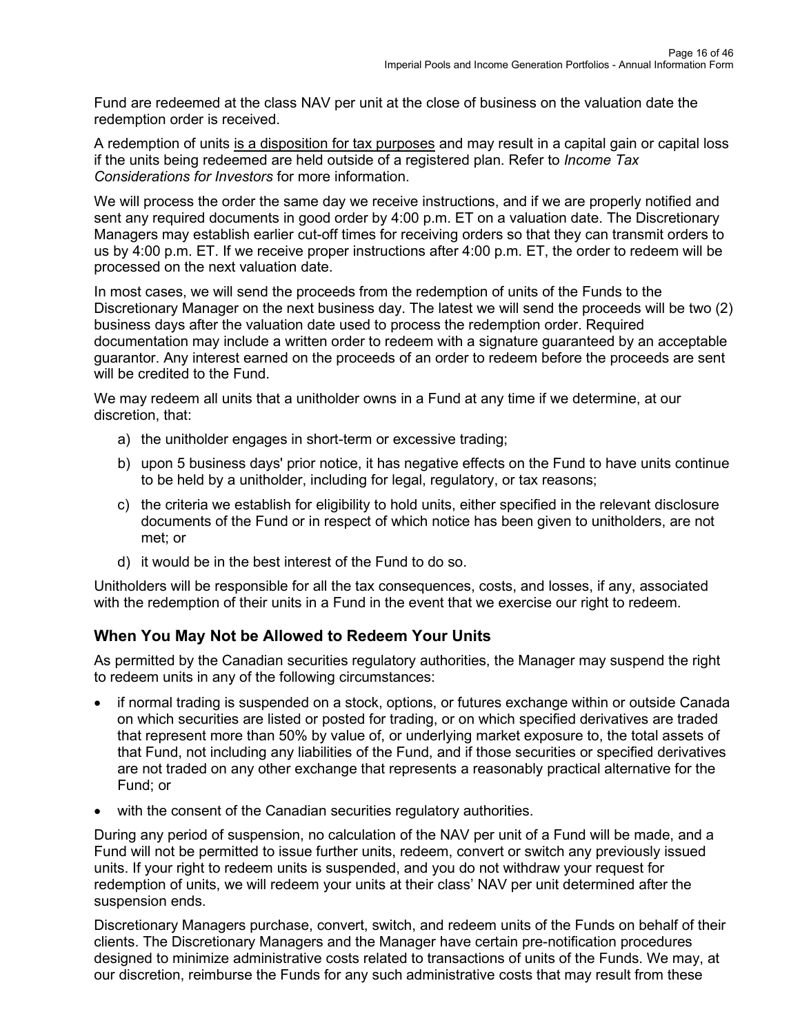Fund are redeemed at the class NAV per unit at the close of business on the valuation date the redemption order is received.

A redemption of units <u>is a disposition for tax purposes</u> and may result in a capital gain or capital loss if the units being redeemed are held outside of a registered plan. Refer to *Income Tax Considerations for Investors* for more information.

We will process the order the same day we receive instructions, and if we are properly notified and sent any required documents in good order by 4:00 p.m. ET on a valuation date. The Discretionary Managers may establish earlier cut-off times for receiving orders so that they can transmit orders to us by 4:00 p.m. ET. If we receive proper instructions after 4:00 p.m. ET, the order to redeem will be processed on the next valuation date.

In most cases, we will send the proceeds from the redemption of units of the Funds to the Discretionary Manager on the next business day. The latest we will send the proceeds will be two (2) business days after the valuation date used to process the redemption order. Required documentation may include a written order to redeem with a signature guaranteed by an acceptable guarantor. Any interest earned on the proceeds of an order to redeem before the proceeds are sent will be credited to the Fund.

We may redeem all units that a unitholder owns in a Fund at any time if we determine, at our discretion, that:

a) the unitholder engages in short-term or excessive trading;
b) upon 5 business days' prior notice, it has negative effects on the Fund to have units continue to be held by a unitholder, including for legal, regulatory, or tax reasons;
c) the criteria we establish for eligibility to hold units, either specified in the relevant disclosure documents of the Fund or in respect of which notice has been given to unitholders, are not met; or
d) it would be in the best interest of the Fund to do so.

Unitholders will be responsible for all the tax consequences, costs, and losses, if any, associated with the redemption of their units in a Fund in the event that we exercise our right to redeem.

## When You May Not be Allowed to Redeem Your Units

As permitted by the Canadian securities regulatory authorities, the Manager may suspend the right to redeem units in any of the following circumstances:

- if normal trading is suspended on a stock, options, or futures exchange within or outside Canada on which securities are listed or posted for trading, or on which specified derivatives are traded that represent more than 50% by value of, or underlying market exposure to, the total assets of that Fund, not including any liabilities of the Fund, and if those securities or specified derivatives are not traded on any other exchange that represents a reasonably practical alternative for the Fund; or
- with the consent of the Canadian securities regulatory authorities.

During any period of suspension, no calculation of the NAV per unit of a Fund will be made, and a Fund will not be permitted to issue further units, redeem, convert or switch any previously issued units. If your right to redeem units is suspended, and you do not withdraw your request for redemption of units, we will redeem your units at their class' NAV per unit determined after the suspension ends.

Discretionary Managers purchase, convert, switch, and redeem units of the Funds on behalf of their clients. The Discretionary Managers and the Manager have certain pre-notification procedures designed to minimize administrative costs related to transactions of units of the Funds. We may, at our discretion, reimburse the Funds for any such administrative costs that may result from these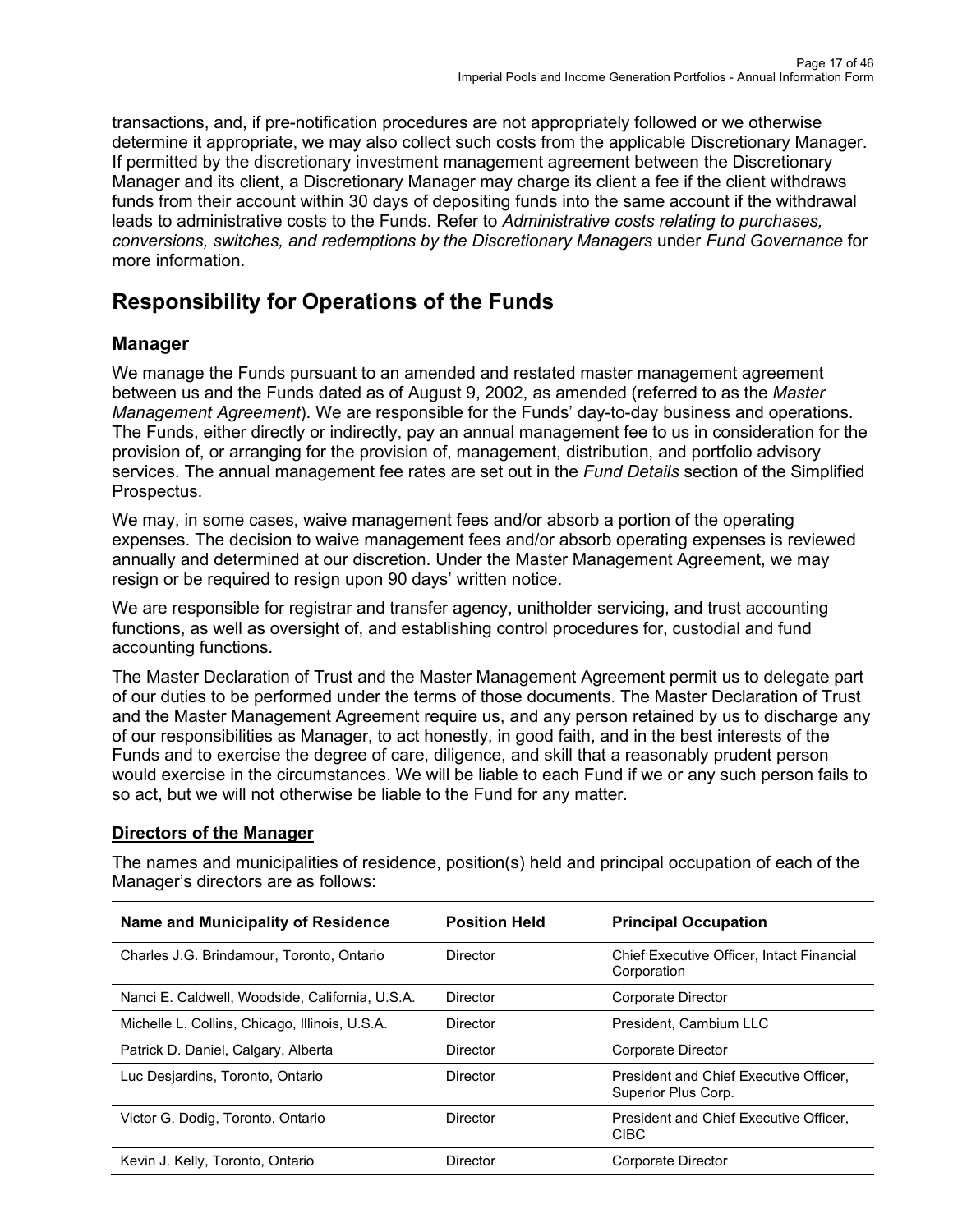transactions, and, if pre-notification procedures are not appropriately followed or we otherwise determine it appropriate, we may also collect such costs from the applicable Discretionary Manager. If permitted by the discretionary investment management agreement between the Discretionary Manager and its client, a Discretionary Manager may charge its client a fee if the client withdraws funds from their account within 30 days of depositing funds into the same account if the withdrawal leads to administrative costs to the Funds. Refer to *Administrative costs relating to purchases, conversions, switches, and redemptions by the Discretionary Managers* under *Fund Governance* for more information.

# Responsibility for Operations of the Funds

## Manager

We manage the Funds pursuant to an amended and restated master management agreement between us and the Funds dated as of August 9, 2002, as amended (referred to as the *Master Management Agreement*). We are responsible for the Funds' day-to-day business and operations. The Funds, either directly or indirectly, pay an annual management fee to us in consideration for the provision of, or arranging for the provision of, management, distribution, and portfolio advisory services. The annual management fee rates are set out in the *Fund Details* section of the Simplified Prospectus.

We may, in some cases, waive management fees and/or absorb a portion of the operating expenses. The decision to waive management fees and/or absorb operating expenses is reviewed annually and determined at our discretion. Under the Master Management Agreement, we may resign or be required to resign upon 90 days' written notice.

We are responsible for registrar and transfer agency, unitholder servicing, and trust accounting functions, as well as oversight of, and establishing control procedures for, custodial and fund accounting functions.

The Master Declaration of Trust and the Master Management Agreement permit us to delegate part of our duties to be performed under the terms of those documents. The Master Declaration of Trust and the Master Management Agreement require us, and any person retained by us to discharge any of our responsibilities as Manager, to act honestly, in good faith, and in the best interests of the Funds and to exercise the degree of care, diligence, and skill that a reasonably prudent person would exercise in the circumstances. We will be liable to each Fund if we or any such person fails to so act, but we will not otherwise be liable to the Fund for any matter.

### Directors of the Manager

The names and municipalities of residence, position(s) held and principal occupation of each of the Manager's directors are as follows:

| Name and Municipality of Residence | Position Held | Principal Occupation |
|---|---|---|
| Charles J.G. Brindamour, Toronto, Ontario | Director | Chief Executive Officer, Intact Financial Corporation |
| Nanci E. Caldwell, Woodside, California, U.S.A. | Director | Corporate Director |
| Michelle L. Collins, Chicago, Illinois, U.S.A. | Director | President, Cambium LLC |
| Patrick D. Daniel, Calgary, Alberta | Director | Corporate Director |
| Luc Desjardins, Toronto, Ontario | Director | President and Chief Executive Officer, Superior Plus Corp. |
| Victor G. Dodig, Toronto, Ontario | Director | President and Chief Executive Officer, CIBC |
| Kevin J. Kelly, Toronto, Ontario | Director | Corporate Director |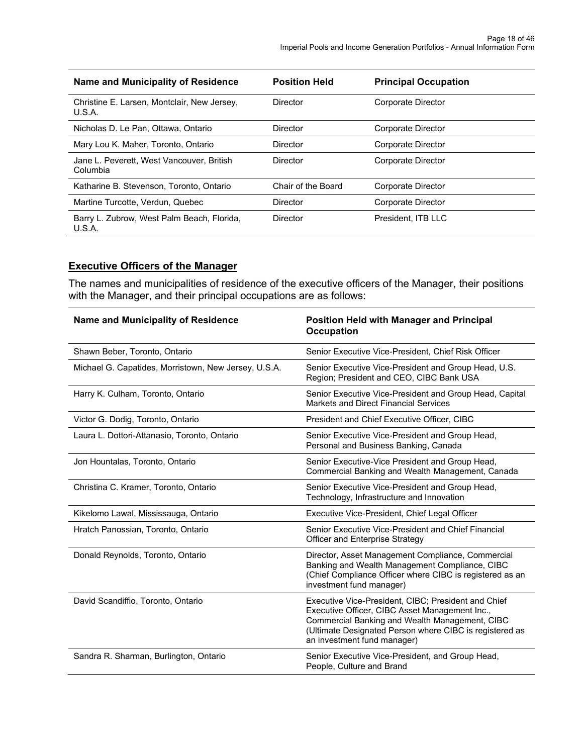| Name and Municipality of Residence | Position Held | Principal Occupation |
|---|---|---|
| Christine E. Larsen, Montclair, New Jersey, U.S.A. | Director | Corporate Director |
| Nicholas D. Le Pan, Ottawa, Ontario | Director | Corporate Director |
| Mary Lou K. Maher, Toronto, Ontario | Director | Corporate Director |
| Jane L. Peverett, West Vancouver, British Columbia | Director | Corporate Director |
| Katharine B. Stevenson, Toronto, Ontario | Chair of the Board | Corporate Director |
| Martine Turcotte, Verdun, Quebec | Director | Corporate Director |
| Barry L. Zubrow, West Palm Beach, Florida, U.S.A. | Director | President, ITB LLC |

## <u>Executive Officers of the Manager</u>

The names and municipalities of residence of the executive officers of the Manager, their positions with the Manager, and their principal occupations are as follows:

| Name and Municipality of Residence | Position Held with Manager and Principal Occupation |
|---|---|
| Shawn Beber, Toronto, Ontario | Senior Executive Vice-President, Chief Risk Officer |
| Michael G. Capatides, Morristown, New Jersey, U.S.A. | Senior Executive Vice-President and Group Head, U.S. Region; President and CEO, CIBC Bank USA |
| Harry K. Culham, Toronto, Ontario | Senior Executive Vice-President and Group Head, Capital Markets and Direct Financial Services |
| Victor G. Dodig, Toronto, Ontario | President and Chief Executive Officer, CIBC |
| Laura L. Dottori-Attanasio, Toronto, Ontario | Senior Executive Vice-President and Group Head, Personal and Business Banking, Canada |
| Jon Hountalas, Toronto, Ontario | Senior Executive-Vice President and Group Head, Commercial Banking and Wealth Management, Canada |
| Christina C. Kramer, Toronto, Ontario | Senior Executive Vice-President and Group Head, Technology, Infrastructure and Innovation |
| Kikelomo Lawal, Mississauga, Ontario | Executive Vice-President, Chief Legal Officer |
| Hratch Panossian, Toronto, Ontario | Senior Executive Vice-President and Chief Financial Officer and Enterprise Strategy |
| Donald Reynolds, Toronto, Ontario | Director, Asset Management Compliance, Commercial Banking and Wealth Management Compliance, CIBC (Chief Compliance Officer where CIBC is registered as an investment fund manager) |
| David Scandiffio, Toronto, Ontario | Executive Vice-President, CIBC; President and Chief Executive Officer, CIBC Asset Management Inc., Commercial Banking and Wealth Management, CIBC (Ultimate Designated Person where CIBC is registered as an investment fund manager) |
| Sandra R. Sharman, Burlington, Ontario | Senior Executive Vice-President, and Group Head, People, Culture and Brand |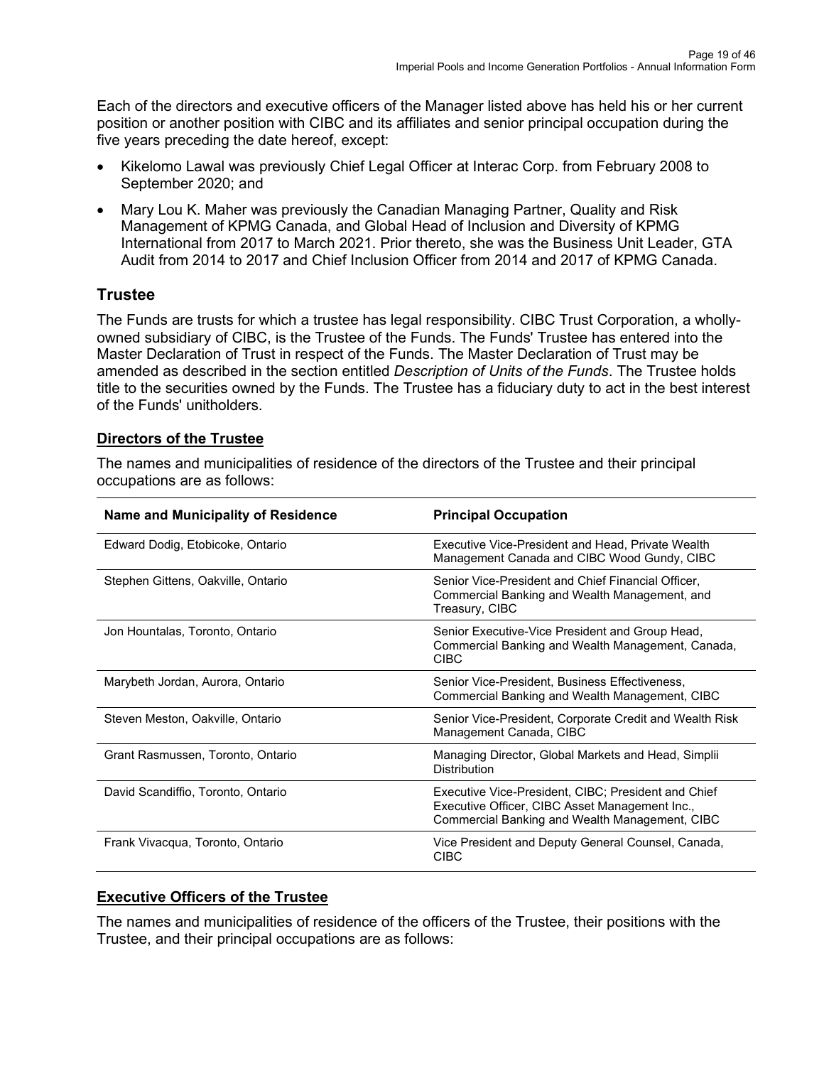Each of the directors and executive officers of the Manager listed above has held his or her current position or another position with CIBC and its affiliates and senior principal occupation during the five years preceding the date hereof, except:

- Kikelomo Lawal was previously Chief Legal Officer at Interac Corp. from February 2008 to September 2020; and
- Mary Lou K. Maher was previously the Canadian Managing Partner, Quality and Risk Management of KPMG Canada, and Global Head of Inclusion and Diversity of KPMG International from 2017 to March 2021. Prior thereto, she was the Business Unit Leader, GTA Audit from 2014 to 2017 and Chief Inclusion Officer from 2014 and 2017 of KPMG Canada.

## Trustee

The Funds are trusts for which a trustee has legal responsibility. CIBC Trust Corporation, a wholly-owned subsidiary of CIBC, is the Trustee of the Funds. The Funds' Trustee has entered into the Master Declaration of Trust in respect of the Funds. The Master Declaration of Trust may be amended as described in the section entitled *Description of Units of the Funds*. The Trustee holds title to the securities owned by the Funds. The Trustee has a fiduciary duty to act in the best interest of the Funds' unitholders.

### Directors of the Trustee

The names and municipalities of residence of the directors of the Trustee and their principal occupations are as follows:

| Name and Municipality of Residence | Principal Occupation |
|---|---|
| Edward Dodig, Etobicoke, Ontario | Executive Vice-President and Head, Private Wealth Management Canada and CIBC Wood Gundy, CIBC |
| Stephen Gittens, Oakville, Ontario | Senior Vice-President and Chief Financial Officer, Commercial Banking and Wealth Management, and Treasury, CIBC |
| Jon Hountalas, Toronto, Ontario | Senior Executive-Vice President and Group Head, Commercial Banking and Wealth Management, Canada, CIBC |
| Marybeth Jordan, Aurora, Ontario | Senior Vice-President, Business Effectiveness, Commercial Banking and Wealth Management, CIBC |
| Steven Meston, Oakville, Ontario | Senior Vice-President, Corporate Credit and Wealth Risk Management Canada, CIBC |
| Grant Rasmussen, Toronto, Ontario | Managing Director, Global Markets and Head, Simplii Distribution |
| David Scandiffio, Toronto, Ontario | Executive Vice-President, CIBC; President and Chief Executive Officer, CIBC Asset Management Inc., Commercial Banking and Wealth Management, CIBC |
| Frank Vivacqua, Toronto, Ontario | Vice President and Deputy General Counsel, Canada, CIBC |

### Executive Officers of the Trustee

The names and municipalities of residence of the officers of the Trustee, their positions with the Trustee, and their principal occupations are as follows: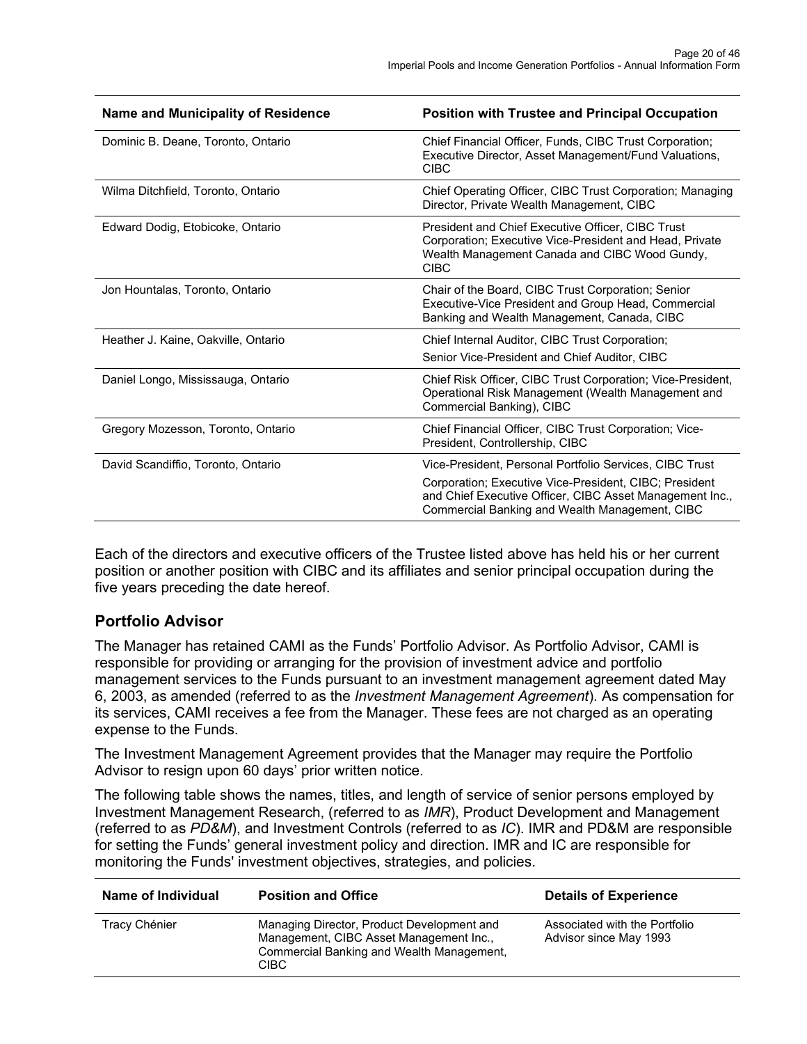| Name and Municipality of Residence | Position with Trustee and Principal Occupation |
|---|---|
| Dominic B. Deane, Toronto, Ontario | Chief Financial Officer, Funds, CIBC Trust Corporation; Executive Director, Asset Management/Fund Valuations, CIBC |
| Wilma Ditchfield, Toronto, Ontario | Chief Operating Officer, CIBC Trust Corporation; Managing Director, Private Wealth Management, CIBC |
| Edward Dodig, Etobicoke, Ontario | President and Chief Executive Officer, CIBC Trust Corporation; Executive Vice-President and Head, Private Wealth Management Canada and CIBC Wood Gundy, CIBC |
| Jon Hountalas, Toronto, Ontario | Chair of the Board, CIBC Trust Corporation; Senior Executive-Vice President and Group Head, Commercial Banking and Wealth Management, Canada, CIBC |
| Heather J. Kaine, Oakville, Ontario | Chief Internal Auditor, CIBC Trust Corporation; Senior Vice-President and Chief Auditor, CIBC |
| Daniel Longo, Mississauga, Ontario | Chief Risk Officer, CIBC Trust Corporation; Vice-President, Operational Risk Management (Wealth Management and Commercial Banking), CIBC |
| Gregory Mozesson, Toronto, Ontario | Chief Financial Officer, CIBC Trust Corporation; Vice-President, Controllership, CIBC |
| David Scandiffio, Toronto, Ontario | Vice-President, Personal Portfolio Services, CIBC Trust Corporation; Executive Vice-President, CIBC; President and Chief Executive Officer, CIBC Asset Management Inc., Commercial Banking and Wealth Management, CIBC |

Each of the directors and executive officers of the Trustee listed above has held his or her current position or another position with CIBC and its affiliates and senior principal occupation during the five years preceding the date hereof.

## Portfolio Advisor

The Manager has retained CAMI as the Funds' Portfolio Advisor. As Portfolio Advisor, CAMI is responsible for providing or arranging for the provision of investment advice and portfolio management services to the Funds pursuant to an investment management agreement dated May 6, 2003, as amended (referred to as the *Investment Management Agreement*). As compensation for its services, CAMI receives a fee from the Manager. These fees are not charged as an operating expense to the Funds.

The Investment Management Agreement provides that the Manager may require the Portfolio Advisor to resign upon 60 days' prior written notice.

The following table shows the names, titles, and length of service of senior persons employed by Investment Management Research, (referred to as *IMR*), Product Development and Management (referred to as *PD&M*), and Investment Controls (referred to as *IC*). IMR and PD&M are responsible for setting the Funds' general investment policy and direction. IMR and IC are responsible for monitoring the Funds' investment objectives, strategies, and policies.

| Name of Individual | Position and Office | Details of Experience |
|---|---|---|
| Tracy Chénier | Managing Director, Product Development and Management, CIBC Asset Management Inc., Commercial Banking and Wealth Management, CIBC | Associated with the Portfolio Advisor since May 1993 |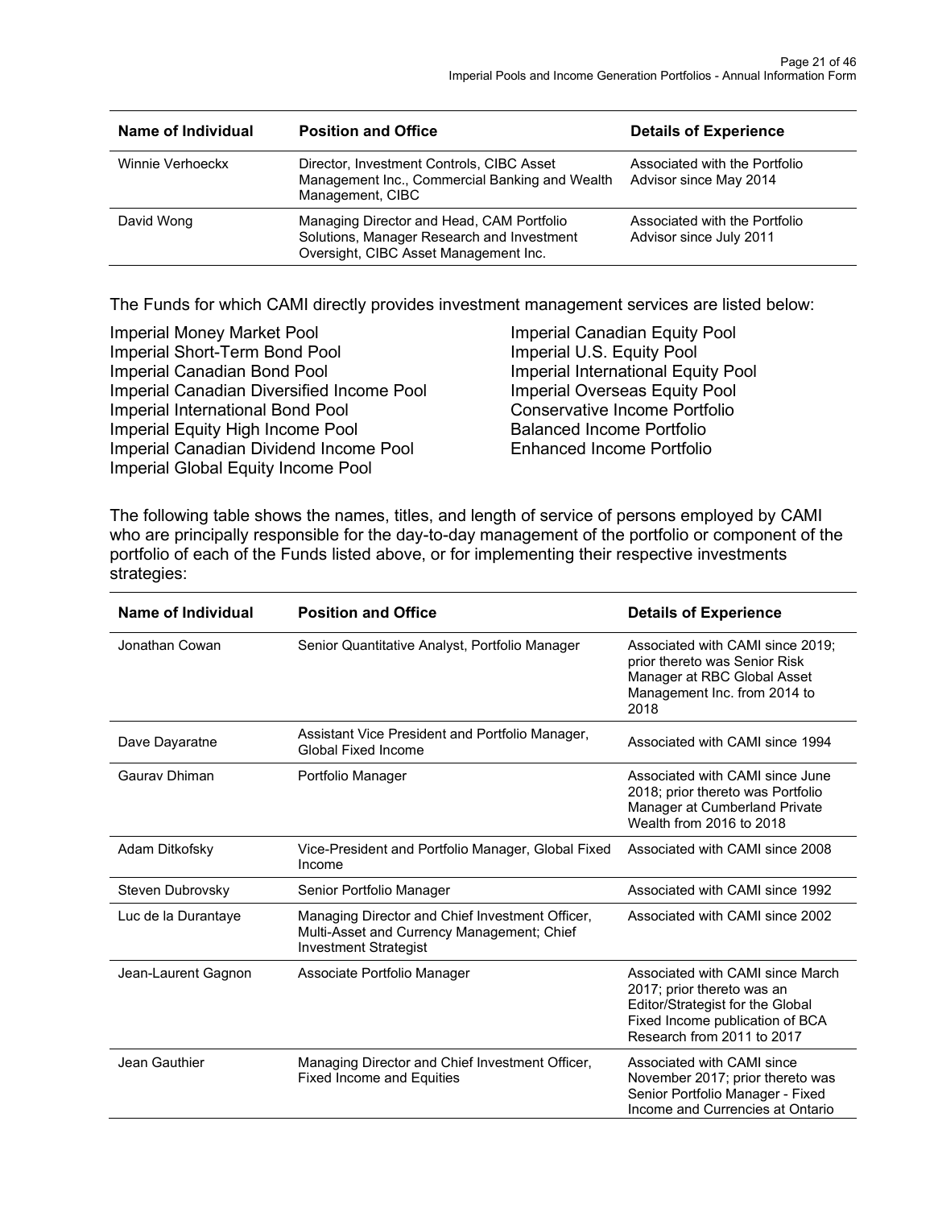| Name of Individual | Position and Office | Details of Experience |
| --- | --- | --- |
| Winnie Verhoeckx | Director, Investment Controls, CIBC Asset Management Inc., Commercial Banking and Wealth Management, CIBC | Associated with the Portfolio Advisor since May 2014 |
| David Wong | Managing Director and Head, CAM Portfolio Solutions, Manager Research and Investment Oversight, CIBC Asset Management Inc. | Associated with the Portfolio Advisor since July 2011 |

The Funds for which CAMI directly provides investment management services are listed below:

Imperial Money Market Pool
Imperial Short-Term Bond Pool
Imperial Canadian Bond Pool
Imperial Canadian Diversified Income Pool
Imperial International Bond Pool
Imperial Equity High Income Pool
Imperial Canadian Dividend Income Pool
Imperial Global Equity Income Pool
Imperial Canadian Equity Pool
Imperial U.S. Equity Pool
Imperial International Equity Pool
Imperial Overseas Equity Pool
Conservative Income Portfolio
Balanced Income Portfolio
Enhanced Income Portfolio

The following table shows the names, titles, and length of service of persons employed by CAMI who are principally responsible for the day-to-day management of the portfolio or component of the portfolio of each of the Funds listed above, or for implementing their respective investments strategies:

| Name of Individual | Position and Office | Details of Experience |
| --- | --- | --- |
| Jonathan Cowan | Senior Quantitative Analyst, Portfolio Manager | Associated with CAMI since 2019; prior thereto was Senior Risk Manager at RBC Global Asset Management Inc. from 2014 to 2018 |
| Dave Dayaratne | Assistant Vice President and Portfolio Manager, Global Fixed Income | Associated with CAMI since 1994 |
| Gaurav Dhiman | Portfolio Manager | Associated with CAMI since June 2018; prior thereto was Portfolio Manager at Cumberland Private Wealth from 2016 to 2018 |
| Adam Ditkofsky | Vice-President and Portfolio Manager, Global Fixed Income | Associated with CAMI since 2008 |
| Steven Dubrovsky | Senior Portfolio Manager | Associated with CAMI since 1992 |
| Luc de la Durantaye | Managing Director and Chief Investment Officer, Multi-Asset and Currency Management; Chief Investment Strategist | Associated with CAMI since 2002 |
| Jean-Laurent Gagnon | Associate Portfolio Manager | Associated with CAMI since March 2017; prior thereto was an Editor/Strategist for the Global Fixed Income publication of BCA Research from 2011 to 2017 |
| Jean Gauthier | Managing Director and Chief Investment Officer, Fixed Income and Equities | Associated with CAMI since November 2017; prior thereto was Senior Portfolio Manager - Fixed Income and Currencies at Ontario |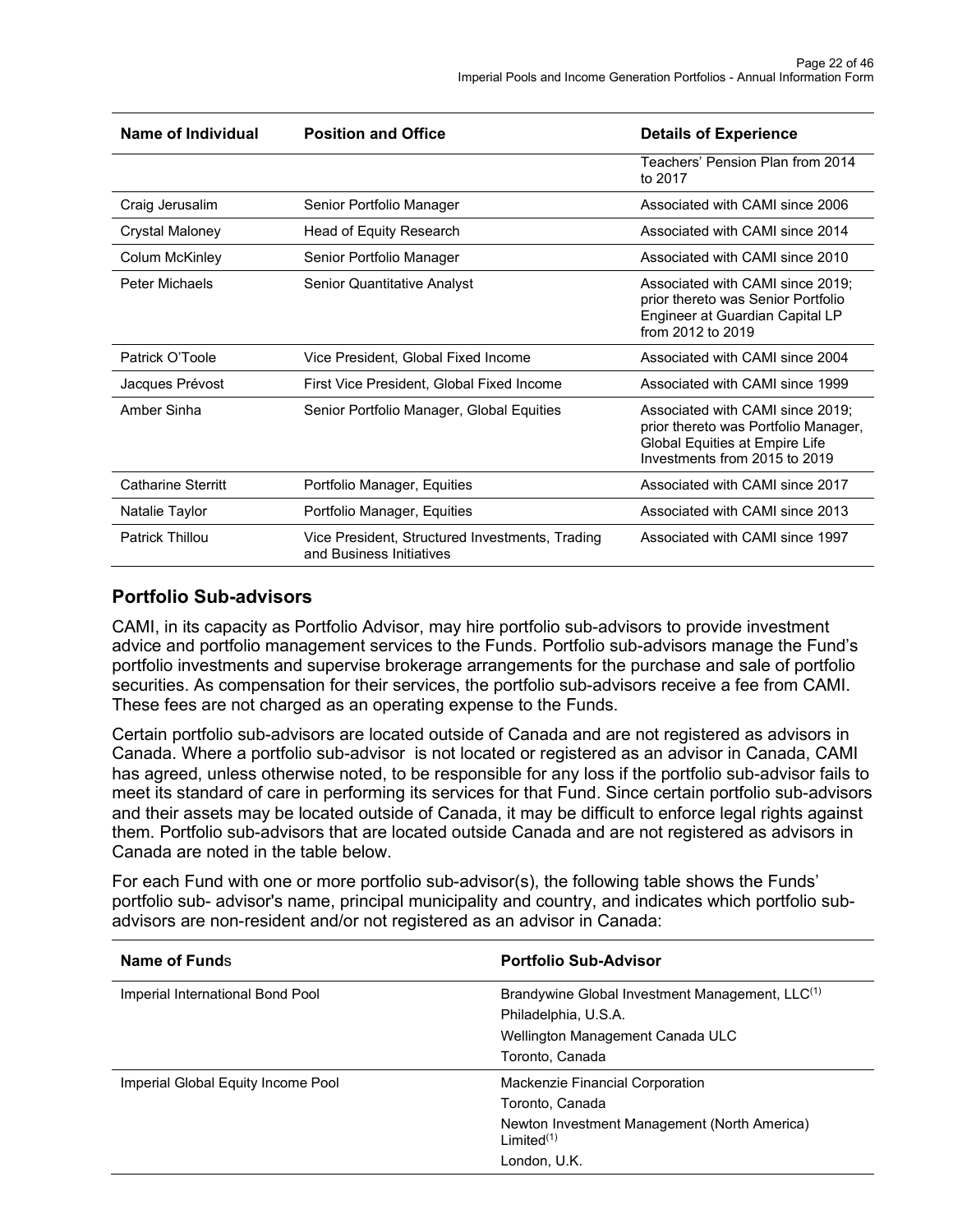| Name of Individual | Position and Office | Details of Experience |
| --- | --- | --- |
| | | Teachers' Pension Plan from 2014 to 2017 |
| Craig Jerusalim | Senior Portfolio Manager | Associated with CAMI since 2006 |
| Crystal Maloney | Head of Equity Research | Associated with CAMI since 2014 |
| Colum McKinley | Senior Portfolio Manager | Associated with CAMI since 2010 |
| Peter Michaels | Senior Quantitative Analyst | Associated with CAMI since 2019; prior thereto was Senior Portfolio Engineer at Guardian Capital LP from 2012 to 2019 |
| Patrick O'Toole | Vice President, Global Fixed Income | Associated with CAMI since 2004 |
| Jacques Prévost | First Vice President, Global Fixed Income | Associated with CAMI since 1999 |
| Amber Sinha | Senior Portfolio Manager, Global Equities | Associated with CAMI since 2019; prior thereto was Portfolio Manager, Global Equities at Empire Life Investments from 2015 to 2019 |
| Catharine Sterritt | Portfolio Manager, Equities | Associated with CAMI since 2017 |
| Natalie Taylor | Portfolio Manager, Equities | Associated with CAMI since 2013 |
| Patrick Thillou | Vice President, Structured Investments, Trading and Business Initiatives | Associated with CAMI since 1997 |

## Portfolio Sub-advisors

CAMI, in its capacity as Portfolio Advisor, may hire portfolio sub-advisors to provide investment advice and portfolio management services to the Funds. Portfolio sub-advisors manage the Fund's portfolio investments and supervise brokerage arrangements for the purchase and sale of portfolio securities. As compensation for their services, the portfolio sub-advisors receive a fee from CAMI. These fees are not charged as an operating expense to the Funds.

Certain portfolio sub-advisors are located outside of Canada and are not registered as advisors in Canada. Where a portfolio sub-advisor is not located or registered as an advisor in Canada, CAMI has agreed, unless otherwise noted, to be responsible for any loss if the portfolio sub-advisor fails to meet its standard of care in performing its services for that Fund. Since certain portfolio sub-advisors and their assets may be located outside of Canada, it may be difficult to enforce legal rights against them. Portfolio sub-advisors that are located outside Canada and are not registered as advisors in Canada are noted in the table below.

For each Fund with one or more portfolio sub-advisor(s), the following table shows the Funds' portfolio sub- advisor's name, principal municipality and country, and indicates which portfolio sub-advisors are non-resident and/or not registered as an advisor in Canada:

| Name of Funds | Portfolio Sub-Advisor |
| --- | --- |
| Imperial International Bond Pool | Brandywine Global Investment Management, LLC[1]<br>Philadelphia, U.S.A.<br>Wellington Management Canada ULC<br>Toronto, Canada |
| Imperial Global Equity Income Pool | Mackenzie Financial Corporation<br>Toronto, Canada<br>Newton Investment Management (North America) Limited[1]<br>London, U.K. |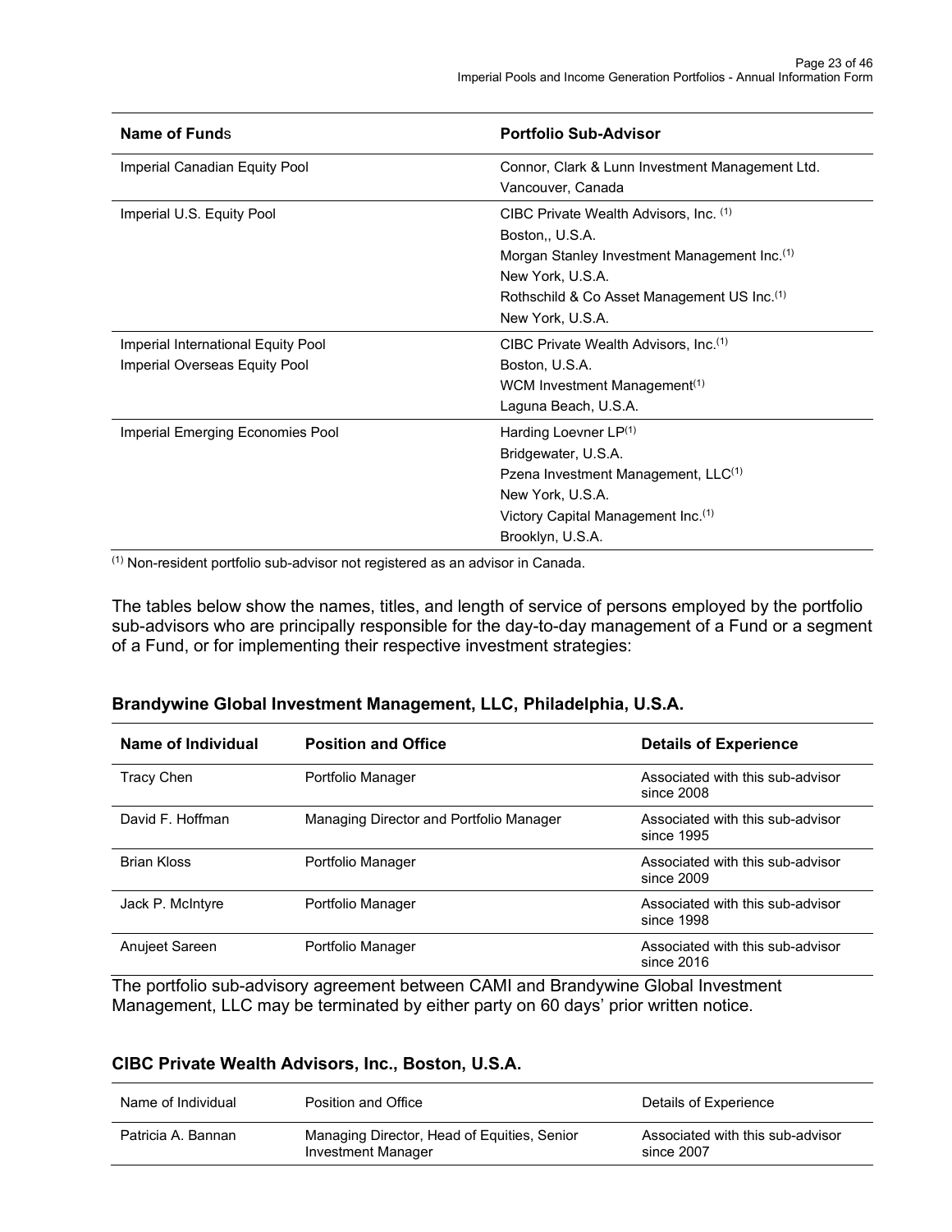| **Name of Funds** | **Portfolio Sub-Advisor** |
|---|---|
| Imperial Canadian Equity Pool | Connor, Clark & Lunn Investment Management Ltd.<br>Vancouver, Canada |
| Imperial U.S. Equity Pool | CIBC Private Wealth Advisors, Inc. (1)<br>Boston,, U.S.A.<br>Morgan Stanley Investment Management Inc.(1)<br>New York, U.S.A.<br>Rothschild & Co Asset Management US Inc.(1)<br>New York, U.S.A. |
| Imperial International Equity Pool<br>Imperial Overseas Equity Pool | CIBC Private Wealth Advisors, Inc.(1)<br>Boston, U.S.A.<br>WCM Investment Management(1)<br>Laguna Beach, U.S.A. |
| Imperial Emerging Economies Pool | Harding Loevner LP(1)<br>Bridgewater, U.S.A.<br>Pzena Investment Management, LLC(1)<br>New York, U.S.A.<br>Victory Capital Management Inc.(1)<br>Brooklyn, U.S.A. |

(1) Non-resident portfolio sub-advisor not registered as an advisor in Canada.

The tables below show the names, titles, and length of service of persons employed by the portfolio sub-advisors who are principally responsible for the day-to-day management of a Fund or a segment of a Fund, or for implementing their respective investment strategies:

### Brandywine Global Investment Management, LLC, Philadelphia, U.S.A.

| **Name of Individual** | **Position and Office** | **Details of Experience** |
|---|---|---|
| Tracy Chen | Portfolio Manager | Associated with this sub-advisor since 2008 |
| David F. Hoffman | Managing Director and Portfolio Manager | Associated with this sub-advisor since 1995 |
| Brian Kloss | Portfolio Manager | Associated with this sub-advisor since 2009 |
| Jack P. McIntyre | Portfolio Manager | Associated with this sub-advisor since 1998 |
| Anujeet Sareen | Portfolio Manager | Associated with this sub-advisor since 2016 |

The portfolio sub-advisory agreement between CAMI and Brandywine Global Investment Management, LLC may be terminated by either party on 60 days' prior written notice.

### CIBC Private Wealth Advisors, Inc., Boston, U.S.A.

| Name of Individual | Position and Office | Details of Experience |
|---|---|---|
| Patricia A. Bannan | Managing Director, Head of Equities, Senior Investment Manager | Associated with this sub-advisor since 2007 |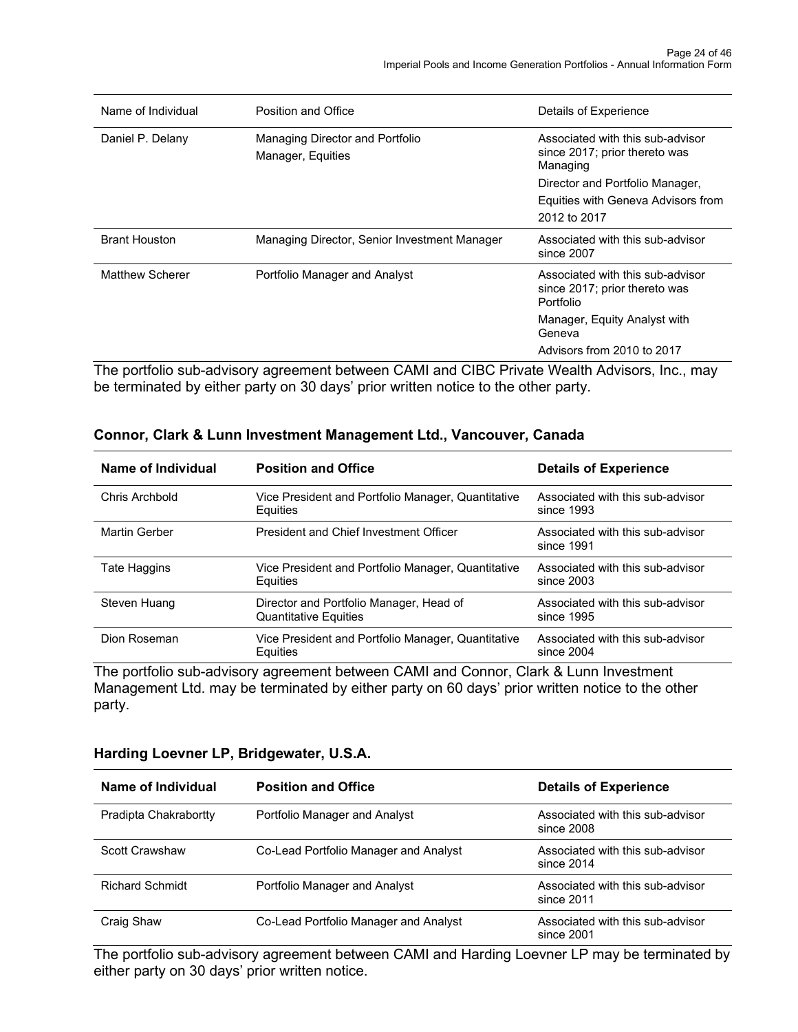| Name of Individual | Position and Office | Details of Experience |
| --- | --- | --- |
| Daniel P. Delany | Managing Director and Portfolio Manager, Equities | Associated with this sub-advisor since 2017; prior thereto was Managing Director and Portfolio Manager, Equities with Geneva Advisors from 2012 to 2017 |
| Brant Houston | Managing Director, Senior Investment Manager | Associated with this sub-advisor since 2007 |
| Matthew Scherer | Portfolio Manager and Analyst | Associated with this sub-advisor since 2017; prior thereto was Portfolio Manager, Equity Analyst with Geneva Advisors from 2010 to 2017 |

The portfolio sub-advisory agreement between CAMI and CIBC Private Wealth Advisors, Inc., may be terminated by either party on 30 days' prior written notice to the other party.

### Connor, Clark & Lunn Investment Management Ltd., Vancouver, Canada

| Name of Individual | Position and Office | Details of Experience |
| --- | --- | --- |
| Chris Archbold | Vice President and Portfolio Manager, Quantitative Equities | Associated with this sub-advisor since 1993 |
| Martin Gerber | President and Chief Investment Officer | Associated with this sub-advisor since 1991 |
| Tate Haggins | Vice President and Portfolio Manager, Quantitative Equities | Associated with this sub-advisor since 2003 |
| Steven Huang | Director and Portfolio Manager, Head of Quantitative Equities | Associated with this sub-advisor since 1995 |
| Dion Roseman | Vice President and Portfolio Manager, Quantitative Equities | Associated with this sub-advisor since 2004 |

The portfolio sub-advisory agreement between CAMI and Connor, Clark & Lunn Investment Management Ltd. may be terminated by either party on 60 days' prior written notice to the other party.

### Harding Loevner LP, Bridgewater, U.S.A.

| Name of Individual | Position and Office | Details of Experience |
| --- | --- | --- |
| Pradipta Chakrabortty | Portfolio Manager and Analyst | Associated with this sub-advisor since 2008 |
| Scott Crawshaw | Co-Lead Portfolio Manager and Analyst | Associated with this sub-advisor since 2014 |
| Richard Schmidt | Portfolio Manager and Analyst | Associated with this sub-advisor since 2011 |
| Craig Shaw | Co-Lead Portfolio Manager and Analyst | Associated with this sub-advisor since 2001 |

The portfolio sub-advisory agreement between CAMI and Harding Loevner LP may be terminated by either party on 30 days' prior written notice.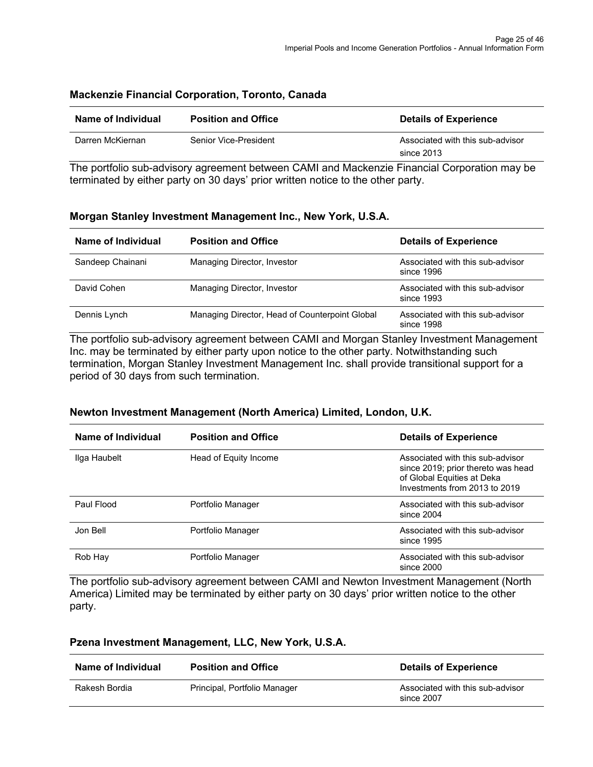### Mackenzie Financial Corporation, Toronto, Canada

| Name of Individual | Position and Office | Details of Experience |
|---|---|---|
| Darren McKiernan | Senior Vice-President | Associated with this sub-advisor since 2013 |

The portfolio sub-advisory agreement between CAMI and Mackenzie Financial Corporation may be terminated by either party on 30 days' prior written notice to the other party.

### Morgan Stanley Investment Management Inc., New York, U.S.A.

| Name of Individual | Position and Office | Details of Experience |
|---|---|---|
| Sandeep Chainani | Managing Director, Investor | Associated with this sub-advisor since 1996 |
| David Cohen | Managing Director, Investor | Associated with this sub-advisor since 1993 |
| Dennis Lynch | Managing Director, Head of Counterpoint Global | Associated with this sub-advisor since 1998 |

The portfolio sub-advisory agreement between CAMI and Morgan Stanley Investment Management Inc. may be terminated by either party upon notice to the other party. Notwithstanding such termination, Morgan Stanley Investment Management Inc. shall provide transitional support for a period of 30 days from such termination.

### Newton Investment Management (North America) Limited, London, U.K.

| Name of Individual | Position and Office | Details of Experience |
|---|---|---|
| Ilga Haubelt | Head of Equity Income | Associated with this sub-advisor since 2019; prior thereto was head of Global Equities at Deka Investments from 2013 to 2019 |
| Paul Flood | Portfolio Manager | Associated with this sub-advisor since 2004 |
| Jon Bell | Portfolio Manager | Associated with this sub-advisor since 1995 |
| Rob Hay | Portfolio Manager | Associated with this sub-advisor since 2000 |

The portfolio sub-advisory agreement between CAMI and Newton Investment Management (North America) Limited may be terminated by either party on 30 days' prior written notice to the other party.

### Pzena Investment Management, LLC, New York, U.S.A.

| Name of Individual | Position and Office | Details of Experience |
|---|---|---|
| Rakesh Bordia | Principal, Portfolio Manager | Associated with this sub-advisor since 2007 |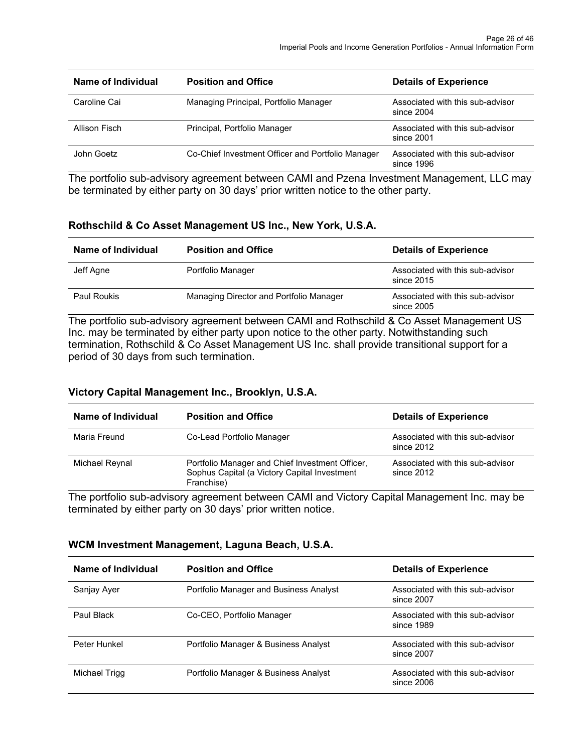| Name of Individual | Position and Office | Details of Experience |
| --- | --- | --- |
| Caroline Cai | Managing Principal, Portfolio Manager | Associated with this sub-advisor since 2004 |
| Allison Fisch | Principal, Portfolio Manager | Associated with this sub-advisor since 2001 |
| John Goetz | Co-Chief Investment Officer and Portfolio Manager | Associated with this sub-advisor since 1996 |

The portfolio sub-advisory agreement between CAMI and Pzena Investment Management, LLC may be terminated by either party on 30 days' prior written notice to the other party.

### Rothschild & Co Asset Management US Inc., New York, U.S.A.

| Name of Individual | Position and Office | Details of Experience |
| --- | --- | --- |
| Jeff Agne | Portfolio Manager | Associated with this sub-advisor since 2015 |
| Paul Roukis | Managing Director and Portfolio Manager | Associated with this sub-advisor since 2005 |

The portfolio sub-advisory agreement between CAMI and Rothschild & Co Asset Management US Inc. may be terminated by either party upon notice to the other party. Notwithstanding such termination, Rothschild & Co Asset Management US Inc. shall provide transitional support for a period of 30 days from such termination.

### Victory Capital Management Inc., Brooklyn, U.S.A.

| Name of Individual | Position and Office | Details of Experience |
| --- | --- | --- |
| Maria Freund | Co-Lead Portfolio Manager | Associated with this sub-advisor since 2012 |
| Michael Reynal | Portfolio Manager and Chief Investment Officer, Sophus Capital (a Victory Capital Investment Franchise) | Associated with this sub-advisor since 2012 |

The portfolio sub-advisory agreement between CAMI and Victory Capital Management Inc. may be terminated by either party on 30 days' prior written notice.

### WCM Investment Management, Laguna Beach, U.S.A.

| Name of Individual | Position and Office | Details of Experience |
| --- | --- | --- |
| Sanjay Ayer | Portfolio Manager and Business Analyst | Associated with this sub-advisor since 2007 |
| Paul Black | Co-CEO, Portfolio Manager | Associated with this sub-advisor since 1989 |
| Peter Hunkel | Portfolio Manager & Business Analyst | Associated with this sub-advisor since 2007 |
| Michael Trigg | Portfolio Manager & Business Analyst | Associated with this sub-advisor since 2006 |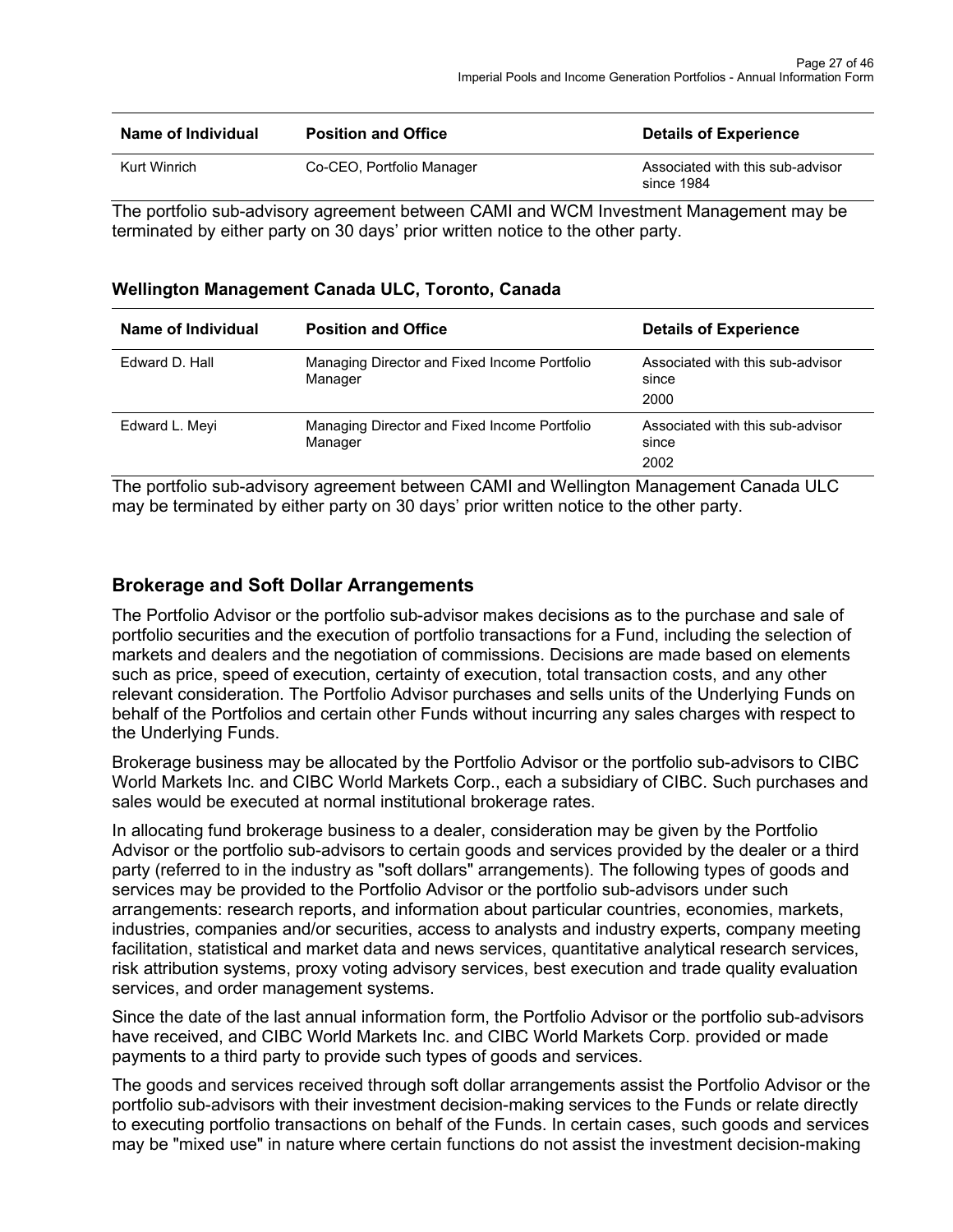| Name of Individual | Position and Office | Details of Experience |
| --- | --- | --- |
| Kurt Winrich | Co-CEO, Portfolio Manager | Associated with this sub-advisor since 1984 |

The portfolio sub-advisory agreement between CAMI and WCM Investment Management may be terminated by either party on 30 days' prior written notice to the other party.

#### Wellington Management Canada ULC, Toronto, Canada

| Name of Individual | Position and Office | Details of Experience |
| --- | --- | --- |
| Edward D. Hall | Managing Director and Fixed Income Portfolio Manager | Associated with this sub-advisor since 2000 |
| Edward L. Meyi | Managing Director and Fixed Income Portfolio Manager | Associated with this sub-advisor since 2002 |

The portfolio sub-advisory agreement between CAMI and Wellington Management Canada ULC may be terminated by either party on 30 days' prior written notice to the other party.

## Brokerage and Soft Dollar Arrangements

The Portfolio Advisor or the portfolio sub-advisor makes decisions as to the purchase and sale of portfolio securities and the execution of portfolio transactions for a Fund, including the selection of markets and dealers and the negotiation of commissions. Decisions are made based on elements such as price, speed of execution, certainty of execution, total transaction costs, and any other relevant consideration. The Portfolio Advisor purchases and sells units of the Underlying Funds on behalf of the Portfolios and certain other Funds without incurring any sales charges with respect to the Underlying Funds.

Brokerage business may be allocated by the Portfolio Advisor or the portfolio sub-advisors to CIBC World Markets Inc. and CIBC World Markets Corp., each a subsidiary of CIBC. Such purchases and sales would be executed at normal institutional brokerage rates.

In allocating fund brokerage business to a dealer, consideration may be given by the Portfolio Advisor or the portfolio sub-advisors to certain goods and services provided by the dealer or a third party (referred to in the industry as "soft dollars" arrangements). The following types of goods and services may be provided to the Portfolio Advisor or the portfolio sub-advisors under such arrangements: research reports, and information about particular countries, economies, markets, industries, companies and/or securities, access to analysts and industry experts, company meeting facilitation, statistical and market data and news services, quantitative analytical research services, risk attribution systems, proxy voting advisory services, best execution and trade quality evaluation services, and order management systems.

Since the date of the last annual information form, the Portfolio Advisor or the portfolio sub-advisors have received, and CIBC World Markets Inc. and CIBC World Markets Corp. provided or made payments to a third party to provide such types of goods and services.

The goods and services received through soft dollar arrangements assist the Portfolio Advisor or the portfolio sub-advisors with their investment decision-making services to the Funds or relate directly to executing portfolio transactions on behalf of the Funds. In certain cases, such goods and services may be "mixed use" in nature where certain functions do not assist the investment decision-making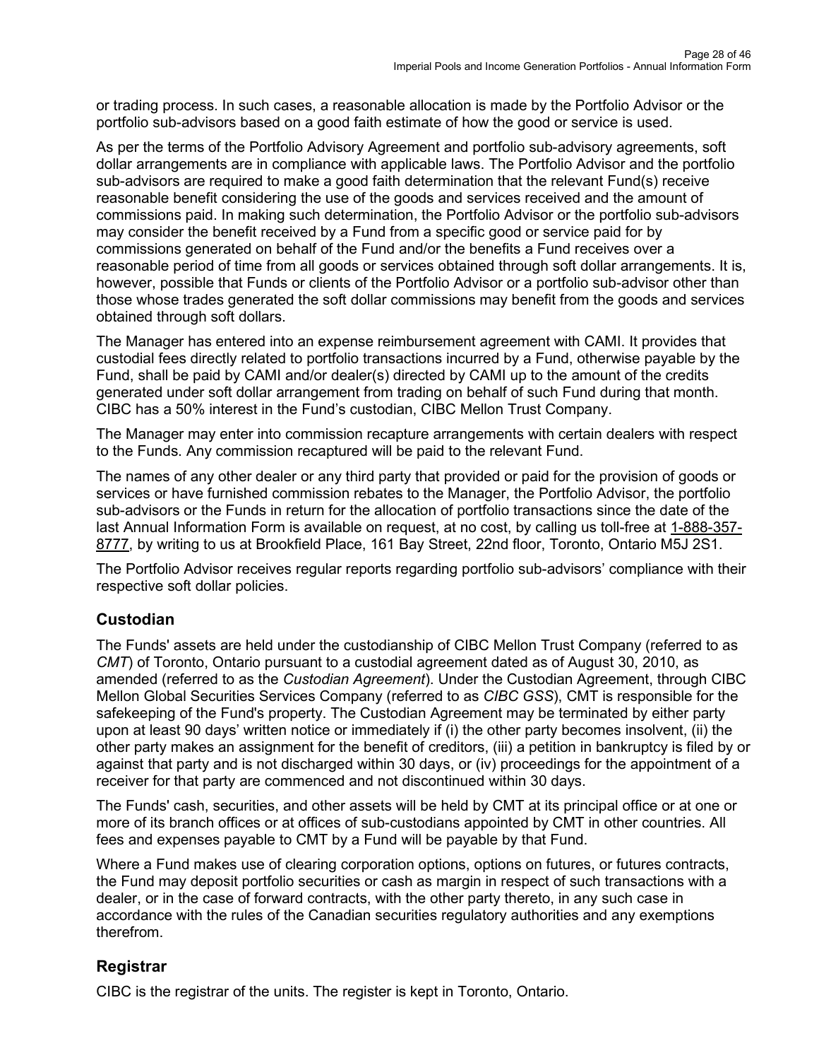or trading process. In such cases, a reasonable allocation is made by the Portfolio Advisor or the portfolio sub-advisors based on a good faith estimate of how the good or service is used.

As per the terms of the Portfolio Advisory Agreement and portfolio sub-advisory agreements, soft dollar arrangements are in compliance with applicable laws. The Portfolio Advisor and the portfolio sub-advisors are required to make a good faith determination that the relevant Fund(s) receive reasonable benefit considering the use of the goods and services received and the amount of commissions paid. In making such determination, the Portfolio Advisor or the portfolio sub-advisors may consider the benefit received by a Fund from a specific good or service paid for by commissions generated on behalf of the Fund and/or the benefits a Fund receives over a reasonable period of time from all goods or services obtained through soft dollar arrangements. It is, however, possible that Funds or clients of the Portfolio Advisor or a portfolio sub-advisor other than those whose trades generated the soft dollar commissions may benefit from the goods and services obtained through soft dollars.

The Manager has entered into an expense reimbursement agreement with CAMI. It provides that custodial fees directly related to portfolio transactions incurred by a Fund, otherwise payable by the Fund, shall be paid by CAMI and/or dealer(s) directed by CAMI up to the amount of the credits generated under soft dollar arrangement from trading on behalf of such Fund during that month. CIBC has a 50% interest in the Fund's custodian, CIBC Mellon Trust Company.

The Manager may enter into commission recapture arrangements with certain dealers with respect to the Funds. Any commission recaptured will be paid to the relevant Fund.

The names of any other dealer or any third party that provided or paid for the provision of goods or services or have furnished commission rebates to the Manager, the Portfolio Advisor, the portfolio sub-advisors or the Funds in return for the allocation of portfolio transactions since the date of the last Annual Information Form is available on request, at no cost, by calling us toll-free at 1-888-357-8777, by writing to us at Brookfield Place, 161 Bay Street, 22nd floor, Toronto, Ontario M5J 2S1.

The Portfolio Advisor receives regular reports regarding portfolio sub-advisors' compliance with their respective soft dollar policies.

## Custodian

The Funds' assets are held under the custodianship of CIBC Mellon Trust Company (referred to as *CMT*) of Toronto, Ontario pursuant to a custodial agreement dated as of August 30, 2010, as amended (referred to as the *Custodian Agreement*). Under the Custodian Agreement, through CIBC Mellon Global Securities Services Company (referred to as *CIBC GSS*), CMT is responsible for the safekeeping of the Fund's property. The Custodian Agreement may be terminated by either party upon at least 90 days' written notice or immediately if (i) the other party becomes insolvent, (ii) the other party makes an assignment for the benefit of creditors, (iii) a petition in bankruptcy is filed by or against that party and is not discharged within 30 days, or (iv) proceedings for the appointment of a receiver for that party are commenced and not discontinued within 30 days.

The Funds' cash, securities, and other assets will be held by CMT at its principal office or at one or more of its branch offices or at offices of sub-custodians appointed by CMT in other countries. All fees and expenses payable to CMT by a Fund will be payable by that Fund.

Where a Fund makes use of clearing corporation options, options on futures, or futures contracts, the Fund may deposit portfolio securities or cash as margin in respect of such transactions with a dealer, or in the case of forward contracts, with the other party thereto, in any such case in accordance with the rules of the Canadian securities regulatory authorities and any exemptions therefrom.

## Registrar

CIBC is the registrar of the units. The register is kept in Toronto, Ontario.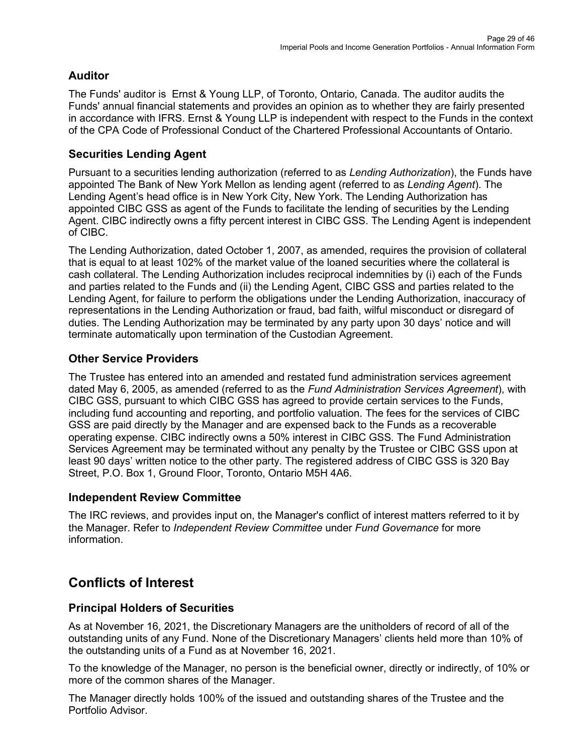## Auditor

The Funds' auditor is Ernst & Young LLP, of Toronto, Ontario, Canada. The auditor audits the Funds' annual financial statements and provides an opinion as to whether they are fairly presented in accordance with IFRS. Ernst & Young LLP is independent with respect to the Funds in the context of the CPA Code of Professional Conduct of the Chartered Professional Accountants of Ontario.

## Securities Lending Agent

Pursuant to a securities lending authorization (referred to as *Lending Authorization*), the Funds have appointed The Bank of New York Mellon as lending agent (referred to as *Lending Agent*). The Lending Agent's head office is in New York City, New York. The Lending Authorization has appointed CIBC GSS as agent of the Funds to facilitate the lending of securities by the Lending Agent. CIBC indirectly owns a fifty percent interest in CIBC GSS. The Lending Agent is independent of CIBC.

The Lending Authorization, dated October 1, 2007, as amended, requires the provision of collateral that is equal to at least 102% of the market value of the loaned securities where the collateral is cash collateral. The Lending Authorization includes reciprocal indemnities by (i) each of the Funds and parties related to the Funds and (ii) the Lending Agent, CIBC GSS and parties related to the Lending Agent, for failure to perform the obligations under the Lending Authorization, inaccuracy of representations in the Lending Authorization or fraud, bad faith, wilful misconduct or disregard of duties. The Lending Authorization may be terminated by any party upon 30 days' notice and will terminate automatically upon termination of the Custodian Agreement.

## Other Service Providers

The Trustee has entered into an amended and restated fund administration services agreement dated May 6, 2005, as amended (referred to as the *Fund Administration Services Agreement*), with CIBC GSS, pursuant to which CIBC GSS has agreed to provide certain services to the Funds, including fund accounting and reporting, and portfolio valuation. The fees for the services of CIBC GSS are paid directly by the Manager and are expensed back to the Funds as a recoverable operating expense. CIBC indirectly owns a 50% interest in CIBC GSS. The Fund Administration Services Agreement may be terminated without any penalty by the Trustee or CIBC GSS upon at least 90 days' written notice to the other party. The registered address of CIBC GSS is 320 Bay Street, P.O. Box 1, Ground Floor, Toronto, Ontario M5H 4A6.

## Independent Review Committee

The IRC reviews, and provides input on, the Manager's conflict of interest matters referred to it by the Manager. Refer to *Independent Review Committee* under *Fund Governance* for more information.

# Conflicts of Interest

## Principal Holders of Securities

As at November 16, 2021, the Discretionary Managers are the unitholders of record of all of the outstanding units of any Fund. None of the Discretionary Managers' clients held more than 10% of the outstanding units of a Fund as at November 16, 2021.

To the knowledge of the Manager, no person is the beneficial owner, directly or indirectly, of 10% or more of the common shares of the Manager.

The Manager directly holds 100% of the issued and outstanding shares of the Trustee and the Portfolio Advisor.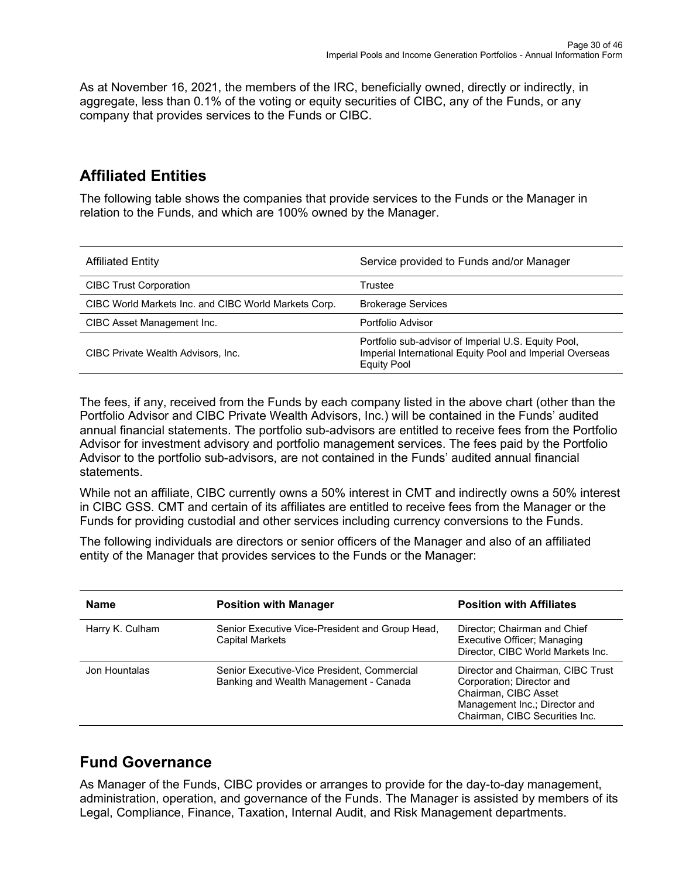As at November 16, 2021, the members of the IRC, beneficially owned, directly or indirectly, in aggregate, less than 0.1% of the voting or equity securities of CIBC, any of the Funds, or any company that provides services to the Funds or CIBC.

## Affiliated Entities

The following table shows the companies that provide services to the Funds or the Manager in relation to the Funds, and which are 100% owned by the Manager.

| Affiliated Entity | Service provided to Funds and/or Manager |
|---|---|
| CIBC Trust Corporation | Trustee |
| CIBC World Markets Inc. and CIBC World Markets Corp. | Brokerage Services |
| CIBC Asset Management Inc. | Portfolio Advisor |
| CIBC Private Wealth Advisors, Inc. | Portfolio sub-advisor of Imperial U.S. Equity Pool, Imperial International Equity Pool and Imperial Overseas Equity Pool |

The fees, if any, received from the Funds by each company listed in the above chart (other than the Portfolio Advisor and CIBC Private Wealth Advisors, Inc.) will be contained in the Funds' audited annual financial statements. The portfolio sub-advisors are entitled to receive fees from the Portfolio Advisor for investment advisory and portfolio management services. The fees paid by the Portfolio Advisor to the portfolio sub-advisors, are not contained in the Funds' audited annual financial statements.

While not an affiliate, CIBC currently owns a 50% interest in CMT and indirectly owns a 50% interest in CIBC GSS. CMT and certain of its affiliates are entitled to receive fees from the Manager or the Funds for providing custodial and other services including currency conversions to the Funds.

The following individuals are directors or senior officers of the Manager and also of an affiliated entity of the Manager that provides services to the Funds or the Manager:

| Name | Position with Manager | Position with Affiliates |
|---|---|---|
| Harry K. Culham | Senior Executive Vice-President and Group Head, Capital Markets | Director; Chairman and Chief Executive Officer; Managing Director, CIBC World Markets Inc. |
| Jon Hountalas | Senior Executive-Vice President, Commercial Banking and Wealth Management - Canada | Director and Chairman, CIBC Trust Corporation; Director and Chairman, CIBC Asset Management Inc.; Director and Chairman, CIBC Securities Inc. |

## Fund Governance

As Manager of the Funds, CIBC provides or arranges to provide for the day-to-day management, administration, operation, and governance of the Funds. The Manager is assisted by members of its Legal, Compliance, Finance, Taxation, Internal Audit, and Risk Management departments.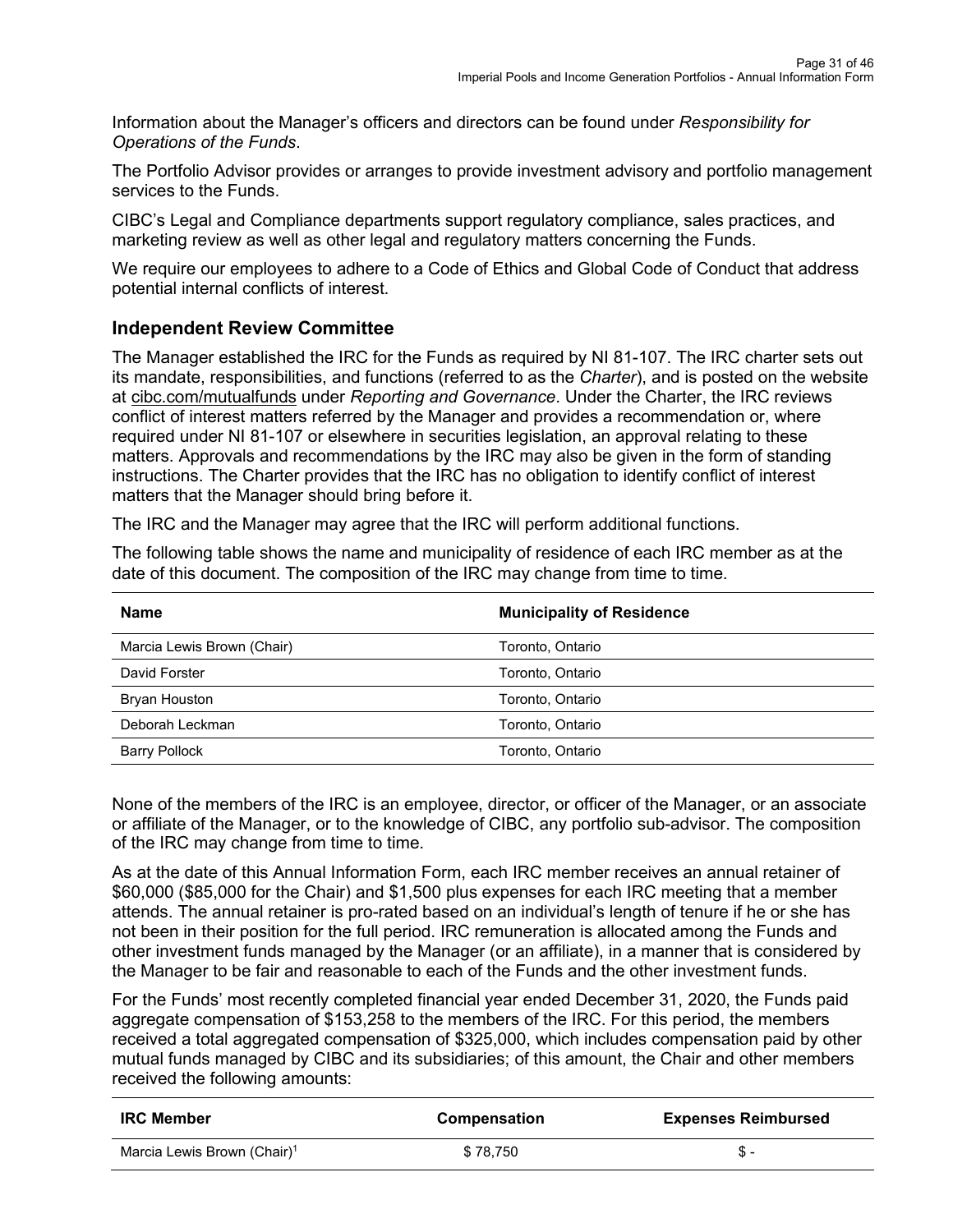Information about the Manager's officers and directors can be found under *Responsibility for Operations of the Funds*.

The Portfolio Advisor provides or arranges to provide investment advisory and portfolio management services to the Funds.

CIBC's Legal and Compliance departments support regulatory compliance, sales practices, and marketing review as well as other legal and regulatory matters concerning the Funds.

We require our employees to adhere to a Code of Ethics and Global Code of Conduct that address potential internal conflicts of interest.

## Independent Review Committee

The Manager established the IRC for the Funds as required by NI 81-107. The IRC charter sets out its mandate, responsibilities, and functions (referred to as the *Charter*), and is posted on the website at cibc.com/mutualfunds under *Reporting and Governance*. Under the Charter, the IRC reviews conflict of interest matters referred by the Manager and provides a recommendation or, where required under NI 81-107 or elsewhere in securities legislation, an approval relating to these matters. Approvals and recommendations by the IRC may also be given in the form of standing instructions. The Charter provides that the IRC has no obligation to identify conflict of interest matters that the Manager should bring before it.

The IRC and the Manager may agree that the IRC will perform additional functions.

The following table shows the name and municipality of residence of each IRC member as at the date of this document. The composition of the IRC may change from time to time.

| Name | Municipality of Residence |
|---|---|
| Marcia Lewis Brown (Chair) | Toronto, Ontario |
| David Forster | Toronto, Ontario |
| Bryan Houston | Toronto, Ontario |
| Deborah Leckman | Toronto, Ontario |
| Barry Pollock | Toronto, Ontario |

None of the members of the IRC is an employee, director, or officer of the Manager, or an associate or affiliate of the Manager, or to the knowledge of CIBC, any portfolio sub-advisor. The composition of the IRC may change from time to time.

As at the date of this Annual Information Form, each IRC member receives an annual retainer of \$60,000 (\$85,000 for the Chair) and \$1,500 plus expenses for each IRC meeting that a member attends. The annual retainer is pro-rated based on an individual's length of tenure if he or she has not been in their position for the full period. IRC remuneration is allocated among the Funds and other investment funds managed by the Manager (or an affiliate), in a manner that is considered by the Manager to be fair and reasonable to each of the Funds and the other investment funds.

For the Funds' most recently completed financial year ended December 31, 2020, the Funds paid aggregate compensation of \$153,258 to the members of the IRC. For this period, the members received a total aggregated compensation of \$325,000, which includes compensation paid by other mutual funds managed by CIBC and its subsidiaries; of this amount, the Chair and other members received the following amounts:

| IRC Member | Compensation | Expenses Reimbursed |
|---|---|---|
| Marcia Lewis Brown (Chair)[1] | \$ 78,750 | \$ - |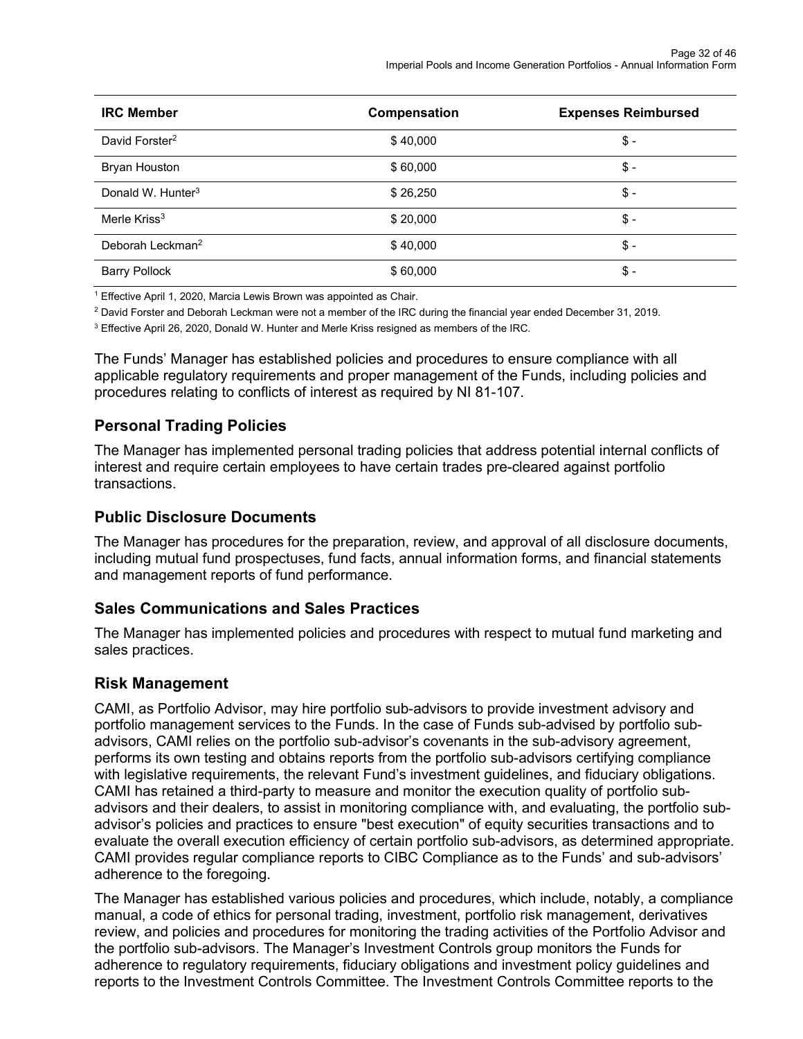| IRC Member | Compensation | Expenses Reimbursed |
| --- | --- | --- |
| David Forster[2] | $ 40,000 | $ - |
| Bryan Houston | $ 60,000 | $ - |
| Donald W. Hunter[3] | $ 26,250 | $ - |
| Merle Kriss[3] | $ 20,000 | $ - |
| Deborah Leckman[2] | $ 40,000 | $ - |
| Barry Pollock | $ 60,000 | $ - |

[1] Effective April 1, 2020, Marcia Lewis Brown was appointed as Chair.

[2] David Forster and Deborah Leckman were not a member of the IRC during the financial year ended December 31, 2019.

[3] Effective April 26, 2020, Donald W. Hunter and Merle Kriss resigned as members of the IRC.

The Funds' Manager has established policies and procedures to ensure compliance with all applicable regulatory requirements and proper management of the Funds, including policies and procedures relating to conflicts of interest as required by NI 81-107.

## Personal Trading Policies

The Manager has implemented personal trading policies that address potential internal conflicts of interest and require certain employees to have certain trades pre-cleared against portfolio transactions.

## Public Disclosure Documents

The Manager has procedures for the preparation, review, and approval of all disclosure documents, including mutual fund prospectuses, fund facts, annual information forms, and financial statements and management reports of fund performance.

## Sales Communications and Sales Practices

The Manager has implemented policies and procedures with respect to mutual fund marketing and sales practices.

## Risk Management

CAMI, as Portfolio Advisor, may hire portfolio sub-advisors to provide investment advisory and portfolio management services to the Funds. In the case of Funds sub-advised by portfolio sub-advisors, CAMI relies on the portfolio sub-advisor's covenants in the sub-advisory agreement, performs its own testing and obtains reports from the portfolio sub-advisors certifying compliance with legislative requirements, the relevant Fund's investment guidelines, and fiduciary obligations. CAMI has retained a third-party to measure and monitor the execution quality of portfolio sub-advisors and their dealers, to assist in monitoring compliance with, and evaluating, the portfolio sub-advisor's policies and practices to ensure "best execution" of equity securities transactions and to evaluate the overall execution efficiency of certain portfolio sub-advisors, as determined appropriate. CAMI provides regular compliance reports to CIBC Compliance as to the Funds' and sub-advisors' adherence to the foregoing.

The Manager has established various policies and procedures, which include, notably, a compliance manual, a code of ethics for personal trading, investment, portfolio risk management, derivatives review, and policies and procedures for monitoring the trading activities of the Portfolio Advisor and the portfolio sub-advisors. The Manager's Investment Controls group monitors the Funds for adherence to regulatory requirements, fiduciary obligations and investment policy guidelines and reports to the Investment Controls Committee. The Investment Controls Committee reports to the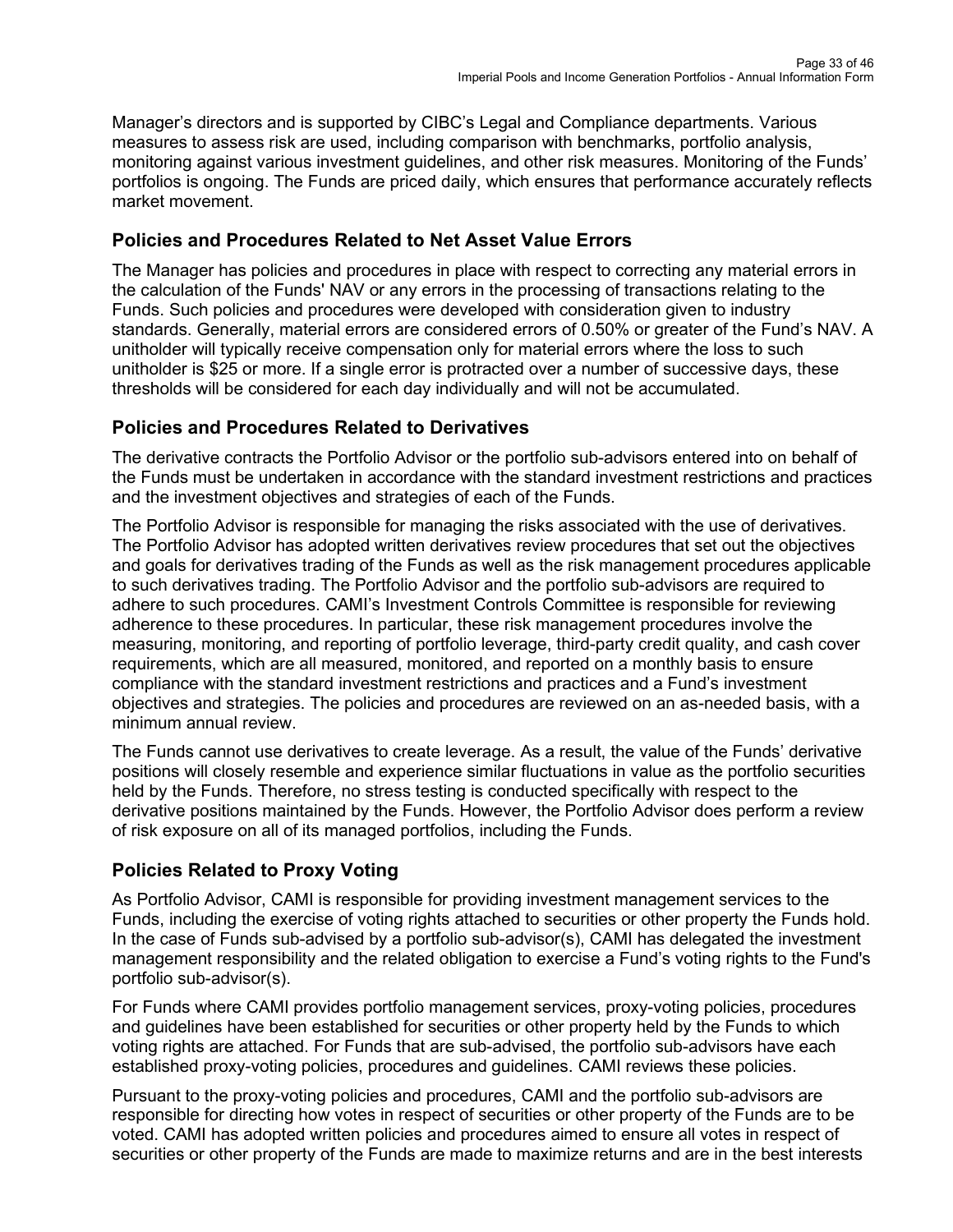Manager's directors and is supported by CIBC's Legal and Compliance departments. Various measures to assess risk are used, including comparison with benchmarks, portfolio analysis, monitoring against various investment guidelines, and other risk measures. Monitoring of the Funds' portfolios is ongoing. The Funds are priced daily, which ensures that performance accurately reflects market movement.

## Policies and Procedures Related to Net Asset Value Errors

The Manager has policies and procedures in place with respect to correcting any material errors in the calculation of the Funds' NAV or any errors in the processing of transactions relating to the Funds. Such policies and procedures were developed with consideration given to industry standards. Generally, material errors are considered errors of 0.50% or greater of the Fund's NAV. A unitholder will typically receive compensation only for material errors where the loss to such unitholder is $25 or more. If a single error is protracted over a number of successive days, these thresholds will be considered for each day individually and will not be accumulated.

## Policies and Procedures Related to Derivatives

The derivative contracts the Portfolio Advisor or the portfolio sub-advisors entered into on behalf of the Funds must be undertaken in accordance with the standard investment restrictions and practices and the investment objectives and strategies of each of the Funds.

The Portfolio Advisor is responsible for managing the risks associated with the use of derivatives. The Portfolio Advisor has adopted written derivatives review procedures that set out the objectives and goals for derivatives trading of the Funds as well as the risk management procedures applicable to such derivatives trading. The Portfolio Advisor and the portfolio sub-advisors are required to adhere to such procedures. CAMI's Investment Controls Committee is responsible for reviewing adherence to these procedures. In particular, these risk management procedures involve the measuring, monitoring, and reporting of portfolio leverage, third-party credit quality, and cash cover requirements, which are all measured, monitored, and reported on a monthly basis to ensure compliance with the standard investment restrictions and practices and a Fund's investment objectives and strategies. The policies and procedures are reviewed on an as-needed basis, with a minimum annual review.

The Funds cannot use derivatives to create leverage. As a result, the value of the Funds' derivative positions will closely resemble and experience similar fluctuations in value as the portfolio securities held by the Funds. Therefore, no stress testing is conducted specifically with respect to the derivative positions maintained by the Funds. However, the Portfolio Advisor does perform a review of risk exposure on all of its managed portfolios, including the Funds.

## Policies Related to Proxy Voting

As Portfolio Advisor, CAMI is responsible for providing investment management services to the Funds, including the exercise of voting rights attached to securities or other property the Funds hold. In the case of Funds sub-advised by a portfolio sub-advisor(s), CAMI has delegated the investment management responsibility and the related obligation to exercise a Fund's voting rights to the Fund's portfolio sub-advisor(s).

For Funds where CAMI provides portfolio management services, proxy-voting policies, procedures and guidelines have been established for securities or other property held by the Funds to which voting rights are attached. For Funds that are sub-advised, the portfolio sub-advisors have each established proxy-voting policies, procedures and guidelines. CAMI reviews these policies.

Pursuant to the proxy-voting policies and procedures, CAMI and the portfolio sub-advisors are responsible for directing how votes in respect of securities or other property of the Funds are to be voted. CAMI has adopted written policies and procedures aimed to ensure all votes in respect of securities or other property of the Funds are made to maximize returns and are in the best interests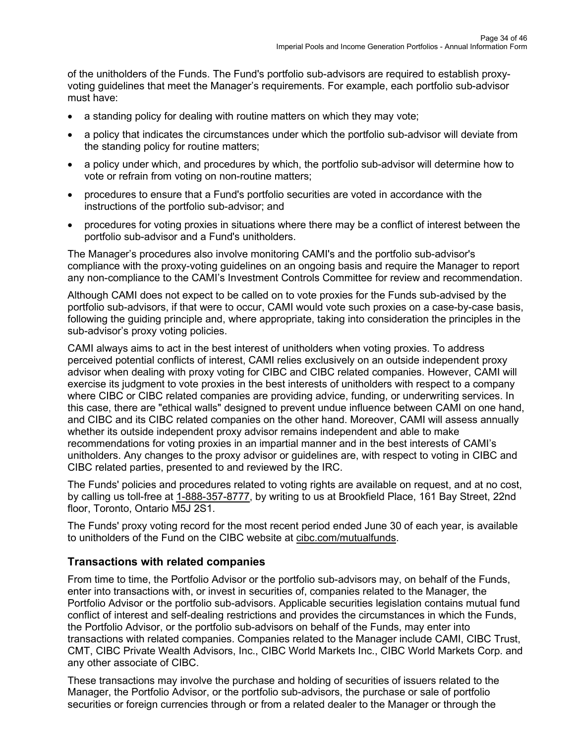of the unitholders of the Funds. The Fund's portfolio sub-advisors are required to establish proxy-voting guidelines that meet the Manager's requirements. For example, each portfolio sub-advisor must have:

- a standing policy for dealing with routine matters on which they may vote;
- a policy that indicates the circumstances under which the portfolio sub-advisor will deviate from the standing policy for routine matters;
- a policy under which, and procedures by which, the portfolio sub-advisor will determine how to vote or refrain from voting on non-routine matters;
- procedures to ensure that a Fund's portfolio securities are voted in accordance with the instructions of the portfolio sub-advisor; and
- procedures for voting proxies in situations where there may be a conflict of interest between the portfolio sub-advisor and a Fund's unitholders.

The Manager's procedures also involve monitoring CAMI's and the portfolio sub-advisor's compliance with the proxy-voting guidelines on an ongoing basis and require the Manager to report any non-compliance to the CAMI's Investment Controls Committee for review and recommendation.

Although CAMI does not expect to be called on to vote proxies for the Funds sub-advised by the portfolio sub-advisors, if that were to occur, CAMI would vote such proxies on a case-by-case basis, following the guiding principle and, where appropriate, taking into consideration the principles in the sub-advisor's proxy voting policies.

CAMI always aims to act in the best interest of unitholders when voting proxies. To address perceived potential conflicts of interest, CAMI relies exclusively on an outside independent proxy advisor when dealing with proxy voting for CIBC and CIBC related companies. However, CAMI will exercise its judgment to vote proxies in the best interests of unitholders with respect to a company where CIBC or CIBC related companies are providing advice, funding, or underwriting services. In this case, there are "ethical walls" designed to prevent undue influence between CAMI on one hand, and CIBC and its CIBC related companies on the other hand. Moreover, CAMI will assess annually whether its outside independent proxy advisor remains independent and able to make recommendations for voting proxies in an impartial manner and in the best interests of CAMI's unitholders. Any changes to the proxy advisor or guidelines are, with respect to voting in CIBC and CIBC related parties, presented to and reviewed by the IRC.

The Funds' policies and procedures related to voting rights are available on request, and at no cost, by calling us toll-free at 1-888-357-8777, by writing to us at Brookfield Place, 161 Bay Street, 22nd floor, Toronto, Ontario M5J 2S1.

The Funds' proxy voting record for the most recent period ended June 30 of each year, is available to unitholders of the Fund on the CIBC website at cibc.com/mutualfunds.

## Transactions with related companies

From time to time, the Portfolio Advisor or the portfolio sub-advisors may, on behalf of the Funds, enter into transactions with, or invest in securities of, companies related to the Manager, the Portfolio Advisor or the portfolio sub-advisors. Applicable securities legislation contains mutual fund conflict of interest and self-dealing restrictions and provides the circumstances in which the Funds, the Portfolio Advisor, or the portfolio sub-advisors on behalf of the Funds, may enter into transactions with related companies. Companies related to the Manager include CAMI, CIBC Trust, CMT, CIBC Private Wealth Advisors, Inc., CIBC World Markets Inc., CIBC World Markets Corp. and any other associate of CIBC.

These transactions may involve the purchase and holding of securities of issuers related to the Manager, the Portfolio Advisor, or the portfolio sub-advisors, the purchase or sale of portfolio securities or foreign currencies through or from a related dealer to the Manager or through the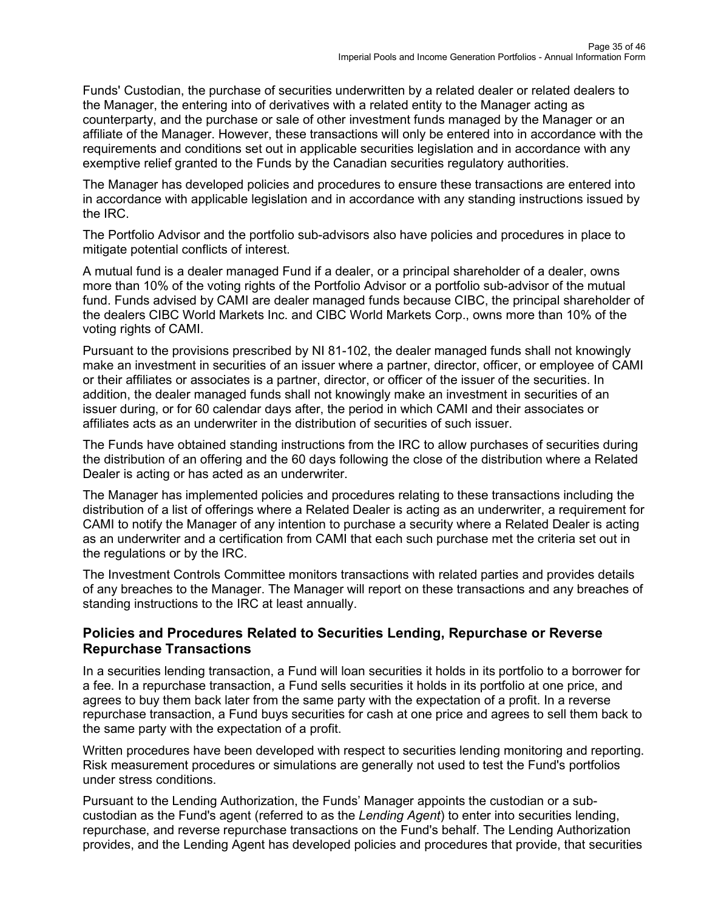Funds' Custodian, the purchase of securities underwritten by a related dealer or related dealers to the Manager, the entering into of derivatives with a related entity to the Manager acting as counterparty, and the purchase or sale of other investment funds managed by the Manager or an affiliate of the Manager. However, these transactions will only be entered into in accordance with the requirements and conditions set out in applicable securities legislation and in accordance with any exemptive relief granted to the Funds by the Canadian securities regulatory authorities.

The Manager has developed policies and procedures to ensure these transactions are entered into in accordance with applicable legislation and in accordance with any standing instructions issued by the IRC.

The Portfolio Advisor and the portfolio sub-advisors also have policies and procedures in place to mitigate potential conflicts of interest.

A mutual fund is a dealer managed Fund if a dealer, or a principal shareholder of a dealer, owns more than 10% of the voting rights of the Portfolio Advisor or a portfolio sub-advisor of the mutual fund. Funds advised by CAMI are dealer managed funds because CIBC, the principal shareholder of the dealers CIBC World Markets Inc. and CIBC World Markets Corp., owns more than 10% of the voting rights of CAMI.

Pursuant to the provisions prescribed by NI 81-102, the dealer managed funds shall not knowingly make an investment in securities of an issuer where a partner, director, officer, or employee of CAMI or their affiliates or associates is a partner, director, or officer of the issuer of the securities. In addition, the dealer managed funds shall not knowingly make an investment in securities of an issuer during, or for 60 calendar days after, the period in which CAMI and their associates or affiliates acts as an underwriter in the distribution of securities of such issuer.

The Funds have obtained standing instructions from the IRC to allow purchases of securities during the distribution of an offering and the 60 days following the close of the distribution where a Related Dealer is acting or has acted as an underwriter.

The Manager has implemented policies and procedures relating to these transactions including the distribution of a list of offerings where a Related Dealer is acting as an underwriter, a requirement for CAMI to notify the Manager of any intention to purchase a security where a Related Dealer is acting as an underwriter and a certification from CAMI that each such purchase met the criteria set out in the regulations or by the IRC.

The Investment Controls Committee monitors transactions with related parties and provides details of any breaches to the Manager. The Manager will report on these transactions and any breaches of standing instructions to the IRC at least annually.

## Policies and Procedures Related to Securities Lending, Repurchase or Reverse Repurchase Transactions

In a securities lending transaction, a Fund will loan securities it holds in its portfolio to a borrower for a fee. In a repurchase transaction, a Fund sells securities it holds in its portfolio at one price, and agrees to buy them back later from the same party with the expectation of a profit. In a reverse repurchase transaction, a Fund buys securities for cash at one price and agrees to sell them back to the same party with the expectation of a profit.

Written procedures have been developed with respect to securities lending monitoring and reporting. Risk measurement procedures or simulations are generally not used to test the Fund's portfolios under stress conditions.

Pursuant to the Lending Authorization, the Funds' Manager appoints the custodian or a sub-custodian as the Fund's agent (referred to as the *Lending Agent*) to enter into securities lending, repurchase, and reverse repurchase transactions on the Fund's behalf. The Lending Authorization provides, and the Lending Agent has developed policies and procedures that provide, that securities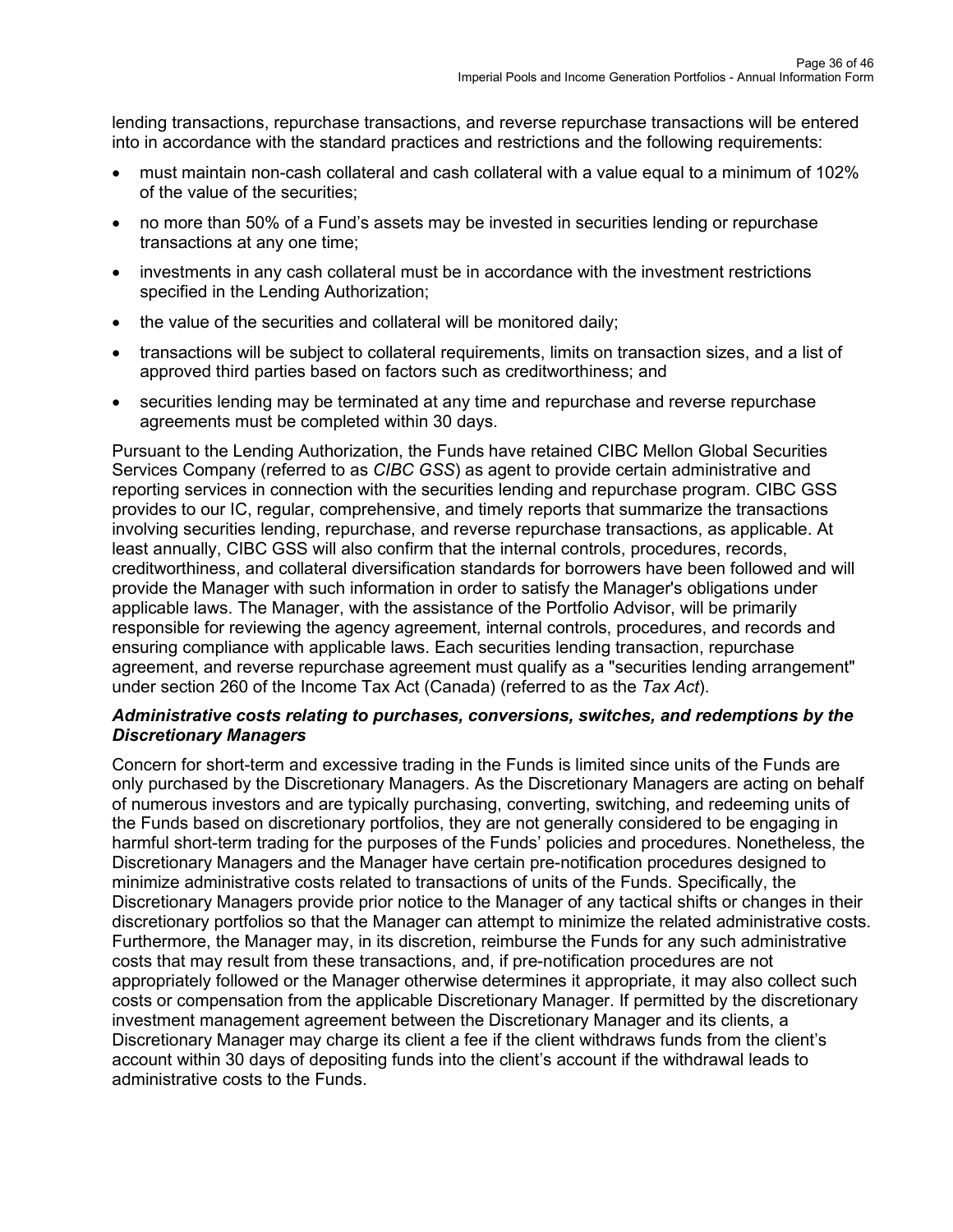lending transactions, repurchase transactions, and reverse repurchase transactions will be entered into in accordance with the standard practices and restrictions and the following requirements:

- must maintain non-cash collateral and cash collateral with a value equal to a minimum of 102% of the value of the securities;
- no more than 50% of a Fund's assets may be invested in securities lending or repurchase transactions at any one time;
- investments in any cash collateral must be in accordance with the investment restrictions specified in the Lending Authorization;
- the value of the securities and collateral will be monitored daily;
- transactions will be subject to collateral requirements, limits on transaction sizes, and a list of approved third parties based on factors such as creditworthiness; and
- securities lending may be terminated at any time and repurchase and reverse repurchase agreements must be completed within 30 days.

Pursuant to the Lending Authorization, the Funds have retained CIBC Mellon Global Securities Services Company (referred to as *CIBC GSS*) as agent to provide certain administrative and reporting services in connection with the securities lending and repurchase program. CIBC GSS provides to our IC, regular, comprehensive, and timely reports that summarize the transactions involving securities lending, repurchase, and reverse repurchase transactions, as applicable. At least annually, CIBC GSS will also confirm that the internal controls, procedures, records, creditworthiness, and collateral diversification standards for borrowers have been followed and will provide the Manager with such information in order to satisfy the Manager's obligations under applicable laws. The Manager, with the assistance of the Portfolio Advisor, will be primarily responsible for reviewing the agency agreement, internal controls, procedures, and records and ensuring compliance with applicable laws. Each securities lending transaction, repurchase agreement, and reverse repurchase agreement must qualify as a "securities lending arrangement" under section 260 of the Income Tax Act (Canada) (referred to as the *Tax Act*).

***Administrative costs relating to purchases, conversions, switches, and redemptions by the Discretionary Managers***

Concern for short-term and excessive trading in the Funds is limited since units of the Funds are only purchased by the Discretionary Managers. As the Discretionary Managers are acting on behalf of numerous investors and are typically purchasing, converting, switching, and redeeming units of the Funds based on discretionary portfolios, they are not generally considered to be engaging in harmful short-term trading for the purposes of the Funds' policies and procedures. Nonetheless, the Discretionary Managers and the Manager have certain pre-notification procedures designed to minimize administrative costs related to transactions of units of the Funds. Specifically, the Discretionary Managers provide prior notice to the Manager of any tactical shifts or changes in their discretionary portfolios so that the Manager can attempt to minimize the related administrative costs. Furthermore, the Manager may, in its discretion, reimburse the Funds for any such administrative costs that may result from these transactions, and, if pre-notification procedures are not appropriately followed or the Manager otherwise determines it appropriate, it may also collect such costs or compensation from the applicable Discretionary Manager. If permitted by the discretionary investment management agreement between the Discretionary Manager and its clients, a Discretionary Manager may charge its client a fee if the client withdraws funds from the client's account within 30 days of depositing funds into the client's account if the withdrawal leads to administrative costs to the Funds.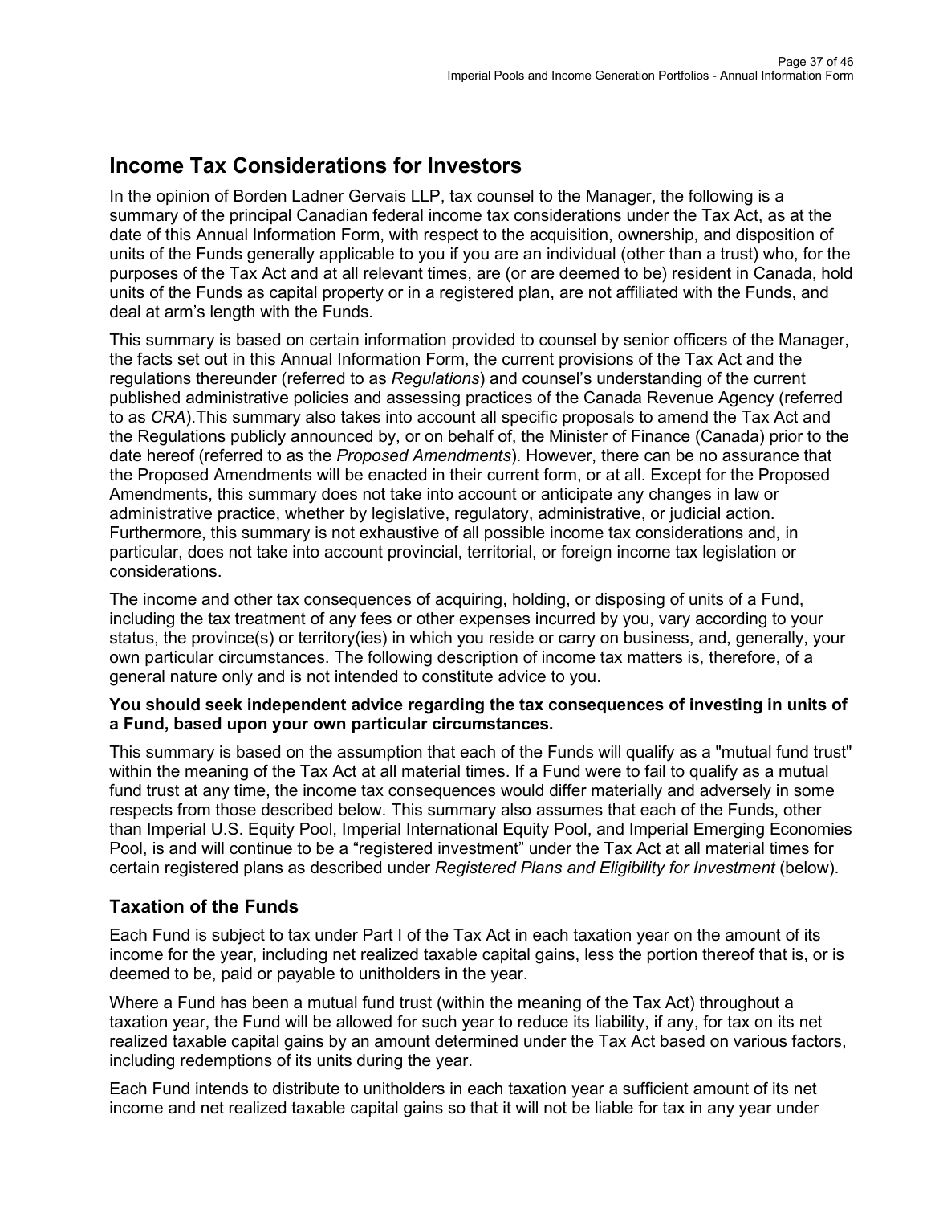## Income Tax Considerations for Investors

In the opinion of Borden Ladner Gervais LLP, tax counsel to the Manager, the following is a summary of the principal Canadian federal income tax considerations under the Tax Act, as at the date of this Annual Information Form, with respect to the acquisition, ownership, and disposition of units of the Funds generally applicable to you if you are an individual (other than a trust) who, for the purposes of the Tax Act and at all relevant times, are (or are deemed to be) resident in Canada, hold units of the Funds as capital property or in a registered plan, are not affiliated with the Funds, and deal at arm's length with the Funds.

This summary is based on certain information provided to counsel by senior officers of the Manager, the facts set out in this Annual Information Form, the current provisions of the Tax Act and the regulations thereunder (referred to as *Regulations*) and counsel's understanding of the current published administrative policies and assessing practices of the Canada Revenue Agency (referred to as *CRA*).This summary also takes into account all specific proposals to amend the Tax Act and the Regulations publicly announced by, or on behalf of, the Minister of Finance (Canada) prior to the date hereof (referred to as the *Proposed Amendments*). However, there can be no assurance that the Proposed Amendments will be enacted in their current form, or at all. Except for the Proposed Amendments, this summary does not take into account or anticipate any changes in law or administrative practice, whether by legislative, regulatory, administrative, or judicial action. Furthermore, this summary is not exhaustive of all possible income tax considerations and, in particular, does not take into account provincial, territorial, or foreign income tax legislation or considerations.

The income and other tax consequences of acquiring, holding, or disposing of units of a Fund, including the tax treatment of any fees or other expenses incurred by you, vary according to your status, the province(s) or territory(ies) in which you reside or carry on business, and, generally, your own particular circumstances. The following description of income tax matters is, therefore, of a general nature only and is not intended to constitute advice to you.

**You should seek independent advice regarding the tax consequences of investing in units of a Fund, based upon your own particular circumstances.**

This summary is based on the assumption that each of the Funds will qualify as a "mutual fund trust" within the meaning of the Tax Act at all material times. If a Fund were to fail to qualify as a mutual fund trust at any time, the income tax consequences would differ materially and adversely in some respects from those described below. This summary also assumes that each of the Funds, other than Imperial U.S. Equity Pool, Imperial International Equity Pool, and Imperial Emerging Economies Pool, is and will continue to be a "registered investment" under the Tax Act at all material times for certain registered plans as described under *Registered Plans and Eligibility for Investment* (below).

### Taxation of the Funds

Each Fund is subject to tax under Part I of the Tax Act in each taxation year on the amount of its income for the year, including net realized taxable capital gains, less the portion thereof that is, or is deemed to be, paid or payable to unitholders in the year.

Where a Fund has been a mutual fund trust (within the meaning of the Tax Act) throughout a taxation year, the Fund will be allowed for such year to reduce its liability, if any, for tax on its net realized taxable capital gains by an amount determined under the Tax Act based on various factors, including redemptions of its units during the year.

Each Fund intends to distribute to unitholders in each taxation year a sufficient amount of its net income and net realized taxable capital gains so that it will not be liable for tax in any year under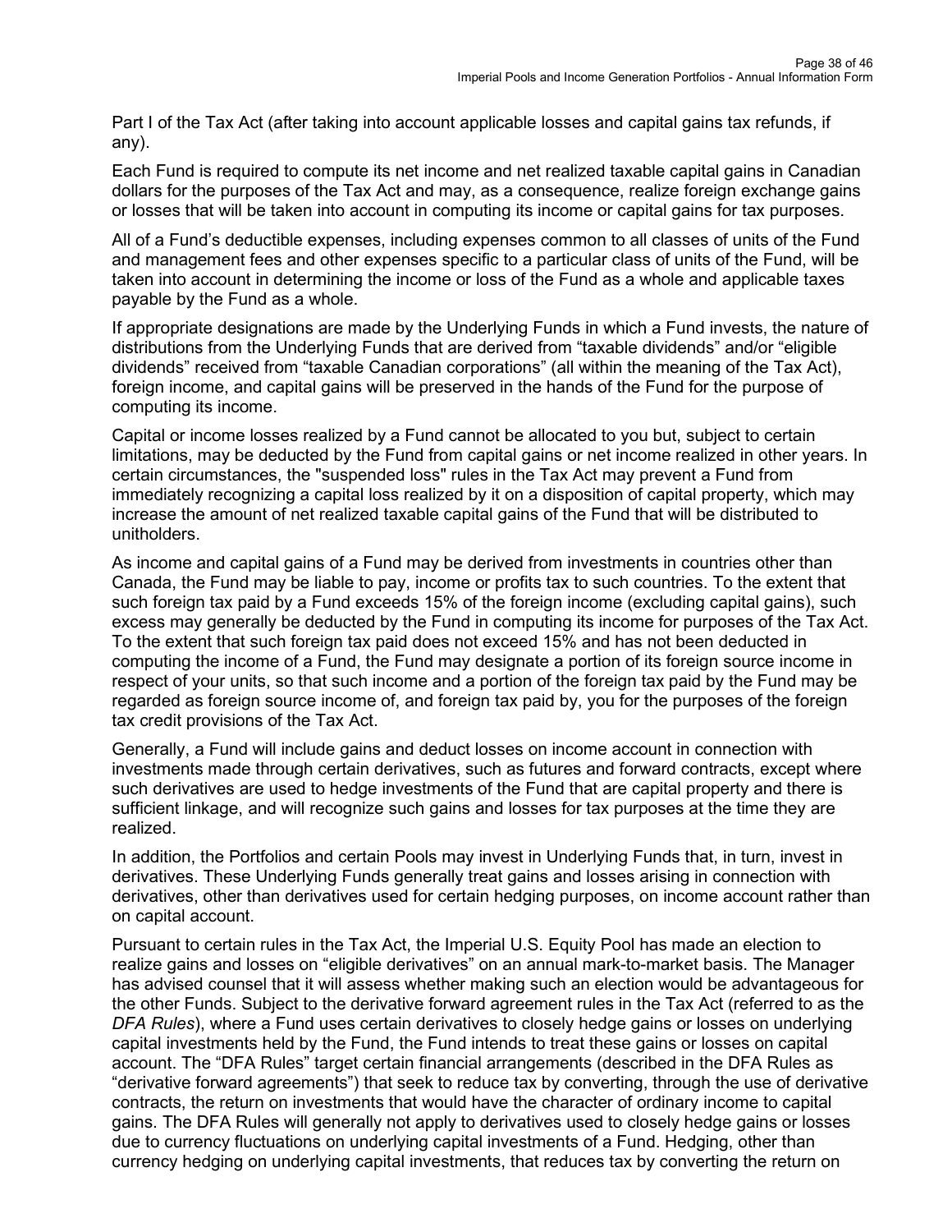Part I of the Tax Act (after taking into account applicable losses and capital gains tax refunds, if any).

Each Fund is required to compute its net income and net realized taxable capital gains in Canadian dollars for the purposes of the Tax Act and may, as a consequence, realize foreign exchange gains or losses that will be taken into account in computing its income or capital gains for tax purposes.

All of a Fund's deductible expenses, including expenses common to all classes of units of the Fund and management fees and other expenses specific to a particular class of units of the Fund, will be taken into account in determining the income or loss of the Fund as a whole and applicable taxes payable by the Fund as a whole.

If appropriate designations are made by the Underlying Funds in which a Fund invests, the nature of distributions from the Underlying Funds that are derived from "taxable dividends" and/or "eligible dividends" received from "taxable Canadian corporations" (all within the meaning of the Tax Act), foreign income, and capital gains will be preserved in the hands of the Fund for the purpose of computing its income.

Capital or income losses realized by a Fund cannot be allocated to you but, subject to certain limitations, may be deducted by the Fund from capital gains or net income realized in other years. In certain circumstances, the "suspended loss" rules in the Tax Act may prevent a Fund from immediately recognizing a capital loss realized by it on a disposition of capital property, which may increase the amount of net realized taxable capital gains of the Fund that will be distributed to unitholders.

As income and capital gains of a Fund may be derived from investments in countries other than Canada, the Fund may be liable to pay, income or profits tax to such countries. To the extent that such foreign tax paid by a Fund exceeds 15% of the foreign income (excluding capital gains), such excess may generally be deducted by the Fund in computing its income for purposes of the Tax Act. To the extent that such foreign tax paid does not exceed 15% and has not been deducted in computing the income of a Fund, the Fund may designate a portion of its foreign source income in respect of your units, so that such income and a portion of the foreign tax paid by the Fund may be regarded as foreign source income of, and foreign tax paid by, you for the purposes of the foreign tax credit provisions of the Tax Act.

Generally, a Fund will include gains and deduct losses on income account in connection with investments made through certain derivatives, such as futures and forward contracts, except where such derivatives are used to hedge investments of the Fund that are capital property and there is sufficient linkage, and will recognize such gains and losses for tax purposes at the time they are realized.

In addition, the Portfolios and certain Pools may invest in Underlying Funds that, in turn, invest in derivatives. These Underlying Funds generally treat gains and losses arising in connection with derivatives, other than derivatives used for certain hedging purposes, on income account rather than on capital account.

Pursuant to certain rules in the Tax Act, the Imperial U.S. Equity Pool has made an election to realize gains and losses on "eligible derivatives" on an annual mark-to-market basis. The Manager has advised counsel that it will assess whether making such an election would be advantageous for the other Funds. Subject to the derivative forward agreement rules in the Tax Act (referred to as the *DFA Rules*), where a Fund uses certain derivatives to closely hedge gains or losses on underlying capital investments held by the Fund, the Fund intends to treat these gains or losses on capital account. The "DFA Rules" target certain financial arrangements (described in the DFA Rules as "derivative forward agreements") that seek to reduce tax by converting, through the use of derivative contracts, the return on investments that would have the character of ordinary income to capital gains. The DFA Rules will generally not apply to derivatives used to closely hedge gains or losses due to currency fluctuations on underlying capital investments of a Fund. Hedging, other than currency hedging on underlying capital investments, that reduces tax by converting the return on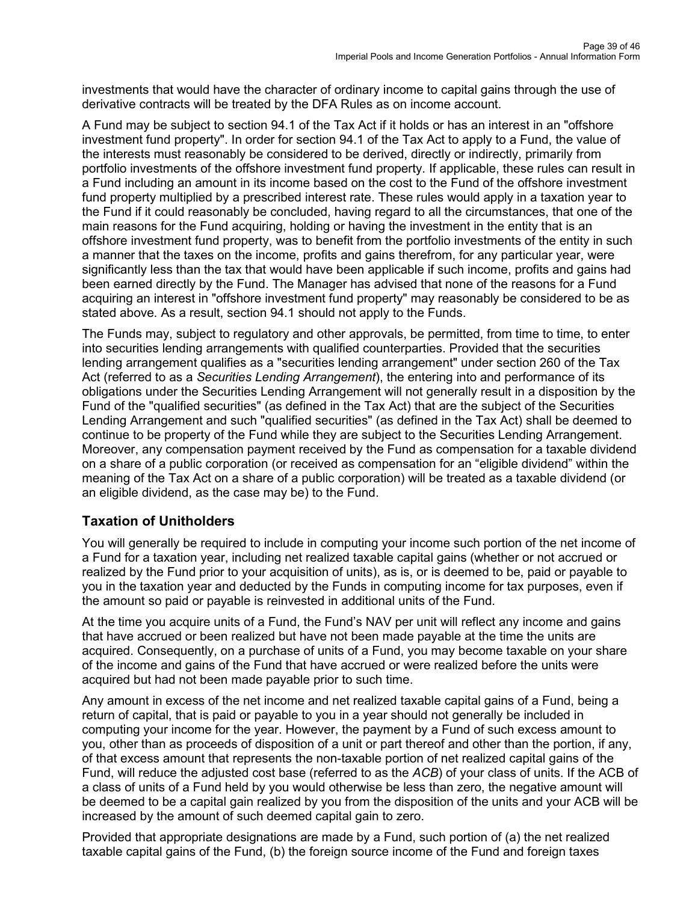investments that would have the character of ordinary income to capital gains through the use of derivative contracts will be treated by the DFA Rules as on income account.

A Fund may be subject to section 94.1 of the Tax Act if it holds or has an interest in an "offshore investment fund property". In order for section 94.1 of the Tax Act to apply to a Fund, the value of the interests must reasonably be considered to be derived, directly or indirectly, primarily from portfolio investments of the offshore investment fund property. If applicable, these rules can result in a Fund including an amount in its income based on the cost to the Fund of the offshore investment fund property multiplied by a prescribed interest rate. These rules would apply in a taxation year to the Fund if it could reasonably be concluded, having regard to all the circumstances, that one of the main reasons for the Fund acquiring, holding or having the investment in the entity that is an offshore investment fund property, was to benefit from the portfolio investments of the entity in such a manner that the taxes on the income, profits and gains therefrom, for any particular year, were significantly less than the tax that would have been applicable if such income, profits and gains had been earned directly by the Fund. The Manager has advised that none of the reasons for a Fund acquiring an interest in "offshore investment fund property" may reasonably be considered to be as stated above. As a result, section 94.1 should not apply to the Funds.

The Funds may, subject to regulatory and other approvals, be permitted, from time to time, to enter into securities lending arrangements with qualified counterparties. Provided that the securities lending arrangement qualifies as a "securities lending arrangement" under section 260 of the Tax Act (referred to as a *Securities Lending Arrangement*), the entering into and performance of its obligations under the Securities Lending Arrangement will not generally result in a disposition by the Fund of the "qualified securities" (as defined in the Tax Act) that are the subject of the Securities Lending Arrangement and such "qualified securities" (as defined in the Tax Act) shall be deemed to continue to be property of the Fund while they are subject to the Securities Lending Arrangement. Moreover, any compensation payment received by the Fund as compensation for a taxable dividend on a share of a public corporation (or received as compensation for an "eligible dividend" within the meaning of the Tax Act on a share of a public corporation) will be treated as a taxable dividend (or an eligible dividend, as the case may be) to the Fund.

## Taxation of Unitholders

You will generally be required to include in computing your income such portion of the net income of a Fund for a taxation year, including net realized taxable capital gains (whether or not accrued or realized by the Fund prior to your acquisition of units), as is, or is deemed to be, paid or payable to you in the taxation year and deducted by the Funds in computing income for tax purposes, even if the amount so paid or payable is reinvested in additional units of the Fund.

At the time you acquire units of a Fund, the Fund's NAV per unit will reflect any income and gains that have accrued or been realized but have not been made payable at the time the units are acquired. Consequently, on a purchase of units of a Fund, you may become taxable on your share of the income and gains of the Fund that have accrued or were realized before the units were acquired but had not been made payable prior to such time.

Any amount in excess of the net income and net realized taxable capital gains of a Fund, being a return of capital, that is paid or payable to you in a year should not generally be included in computing your income for the year. However, the payment by a Fund of such excess amount to you, other than as proceeds of disposition of a unit or part thereof and other than the portion, if any, of that excess amount that represents the non-taxable portion of net realized capital gains of the Fund, will reduce the adjusted cost base (referred to as the *ACB*) of your class of units. If the ACB of a class of units of a Fund held by you would otherwise be less than zero, the negative amount will be deemed to be a capital gain realized by you from the disposition of the units and your ACB will be increased by the amount of such deemed capital gain to zero.

Provided that appropriate designations are made by a Fund, such portion of (a) the net realized taxable capital gains of the Fund, (b) the foreign source income of the Fund and foreign taxes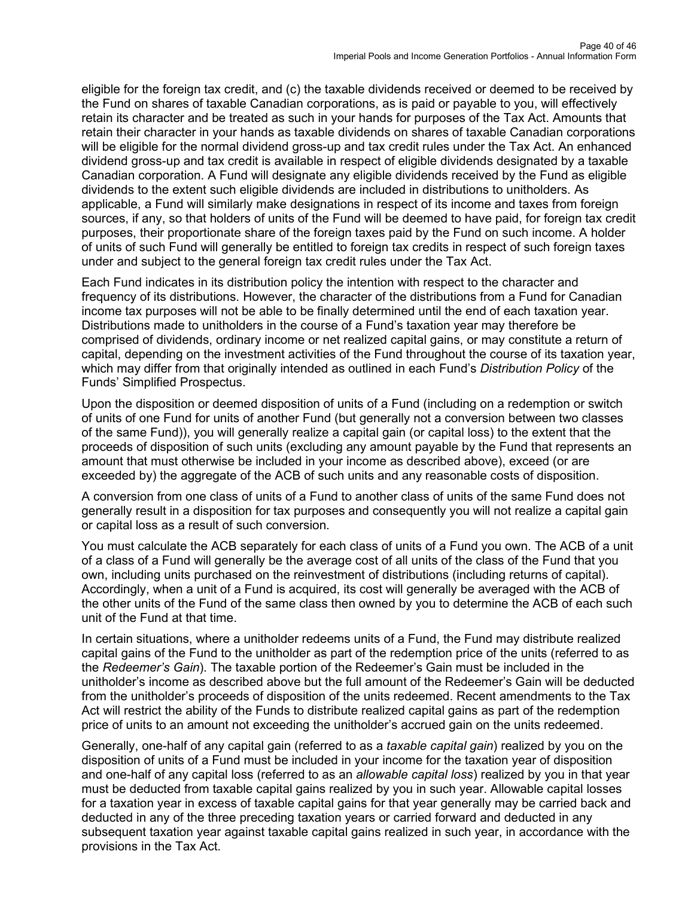eligible for the foreign tax credit, and (c) the taxable dividends received or deemed to be received by the Fund on shares of taxable Canadian corporations, as is paid or payable to you, will effectively retain its character and be treated as such in your hands for purposes of the Tax Act. Amounts that retain their character in your hands as taxable dividends on shares of taxable Canadian corporations will be eligible for the normal dividend gross-up and tax credit rules under the Tax Act. An enhanced dividend gross-up and tax credit is available in respect of eligible dividends designated by a taxable Canadian corporation. A Fund will designate any eligible dividends received by the Fund as eligible dividends to the extent such eligible dividends are included in distributions to unitholders. As applicable, a Fund will similarly make designations in respect of its income and taxes from foreign sources, if any, so that holders of units of the Fund will be deemed to have paid, for foreign tax credit purposes, their proportionate share of the foreign taxes paid by the Fund on such income. A holder of units of such Fund will generally be entitled to foreign tax credits in respect of such foreign taxes under and subject to the general foreign tax credit rules under the Tax Act.

Each Fund indicates in its distribution policy the intention with respect to the character and frequency of its distributions. However, the character of the distributions from a Fund for Canadian income tax purposes will not be able to be finally determined until the end of each taxation year. Distributions made to unitholders in the course of a Fund's taxation year may therefore be comprised of dividends, ordinary income or net realized capital gains, or may constitute a return of capital, depending on the investment activities of the Fund throughout the course of its taxation year, which may differ from that originally intended as outlined in each Fund's *Distribution Policy* of the Funds' Simplified Prospectus.

Upon the disposition or deemed disposition of units of a Fund (including on a redemption or switch of units of one Fund for units of another Fund (but generally not a conversion between two classes of the same Fund)), you will generally realize a capital gain (or capital loss) to the extent that the proceeds of disposition of such units (excluding any amount payable by the Fund that represents an amount that must otherwise be included in your income as described above), exceed (or are exceeded by) the aggregate of the ACB of such units and any reasonable costs of disposition.

A conversion from one class of units of a Fund to another class of units of the same Fund does not generally result in a disposition for tax purposes and consequently you will not realize a capital gain or capital loss as a result of such conversion.

You must calculate the ACB separately for each class of units of a Fund you own. The ACB of a unit of a class of a Fund will generally be the average cost of all units of the class of the Fund that you own, including units purchased on the reinvestment of distributions (including returns of capital). Accordingly, when a unit of a Fund is acquired, its cost will generally be averaged with the ACB of the other units of the Fund of the same class then owned by you to determine the ACB of each such unit of the Fund at that time.

In certain situations, where a unitholder redeems units of a Fund, the Fund may distribute realized capital gains of the Fund to the unitholder as part of the redemption price of the units (referred to as the *Redeemer's Gain*). The taxable portion of the Redeemer's Gain must be included in the unitholder's income as described above but the full amount of the Redeemer's Gain will be deducted from the unitholder's proceeds of disposition of the units redeemed. Recent amendments to the Tax Act will restrict the ability of the Funds to distribute realized capital gains as part of the redemption price of units to an amount not exceeding the unitholder's accrued gain on the units redeemed.

Generally, one-half of any capital gain (referred to as a *taxable capital gain*) realized by you on the disposition of units of a Fund must be included in your income for the taxation year of disposition and one-half of any capital loss (referred to as an *allowable capital loss*) realized by you in that year must be deducted from taxable capital gains realized by you in such year. Allowable capital losses for a taxation year in excess of taxable capital gains for that year generally may be carried back and deducted in any of the three preceding taxation years or carried forward and deducted in any subsequent taxation year against taxable capital gains realized in such year, in accordance with the provisions in the Tax Act.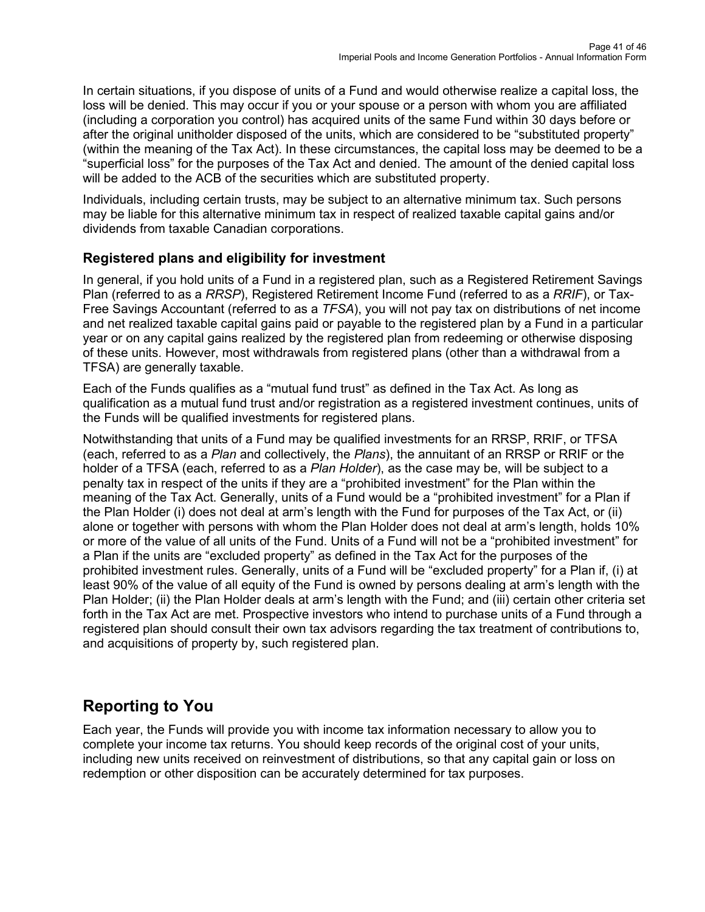In certain situations, if you dispose of units of a Fund and would otherwise realize a capital loss, the loss will be denied. This may occur if you or your spouse or a person with whom you are affiliated (including a corporation you control) has acquired units of the same Fund within 30 days before or after the original unitholder disposed of the units, which are considered to be "substituted property" (within the meaning of the Tax Act). In these circumstances, the capital loss may be deemed to be a "superficial loss" for the purposes of the Tax Act and denied. The amount of the denied capital loss will be added to the ACB of the securities which are substituted property.

Individuals, including certain trusts, may be subject to an alternative minimum tax. Such persons may be liable for this alternative minimum tax in respect of realized taxable capital gains and/or dividends from taxable Canadian corporations.

### Registered plans and eligibility for investment

In general, if you hold units of a Fund in a registered plan, such as a Registered Retirement Savings Plan (referred to as a *RRSP*), Registered Retirement Income Fund (referred to as a *RRIF*), or Tax-Free Savings Accountant (referred to as a *TFSA*), you will not pay tax on distributions of net income and net realized taxable capital gains paid or payable to the registered plan by a Fund in a particular year or on any capital gains realized by the registered plan from redeeming or otherwise disposing of these units. However, most withdrawals from registered plans (other than a withdrawal from a TFSA) are generally taxable.

Each of the Funds qualifies as a "mutual fund trust" as defined in the Tax Act. As long as qualification as a mutual fund trust and/or registration as a registered investment continues, units of the Funds will be qualified investments for registered plans.

Notwithstanding that units of a Fund may be qualified investments for an RRSP, RRIF, or TFSA (each, referred to as a *Plan* and collectively, the *Plans*), the annuitant of an RRSP or RRIF or the holder of a TFSA (each, referred to as a *Plan Holder*), as the case may be, will be subject to a penalty tax in respect of the units if they are a "prohibited investment" for the Plan within the meaning of the Tax Act. Generally, units of a Fund would be a "prohibited investment" for a Plan if the Plan Holder (i) does not deal at arm's length with the Fund for purposes of the Tax Act, or (ii) alone or together with persons with whom the Plan Holder does not deal at arm's length, holds 10% or more of the value of all units of the Fund. Units of a Fund will not be a "prohibited investment" for a Plan if the units are "excluded property" as defined in the Tax Act for the purposes of the prohibited investment rules. Generally, units of a Fund will be "excluded property" for a Plan if, (i) at least 90% of the value of all equity of the Fund is owned by persons dealing at arm's length with the Plan Holder; (ii) the Plan Holder deals at arm's length with the Fund; and (iii) certain other criteria set forth in the Tax Act are met. Prospective investors who intend to purchase units of a Fund through a registered plan should consult their own tax advisors regarding the tax treatment of contributions to, and acquisitions of property by, such registered plan.

## Reporting to You

Each year, the Funds will provide you with income tax information necessary to allow you to complete your income tax returns. You should keep records of the original cost of your units, including new units received on reinvestment of distributions, so that any capital gain or loss on redemption or other disposition can be accurately determined for tax purposes.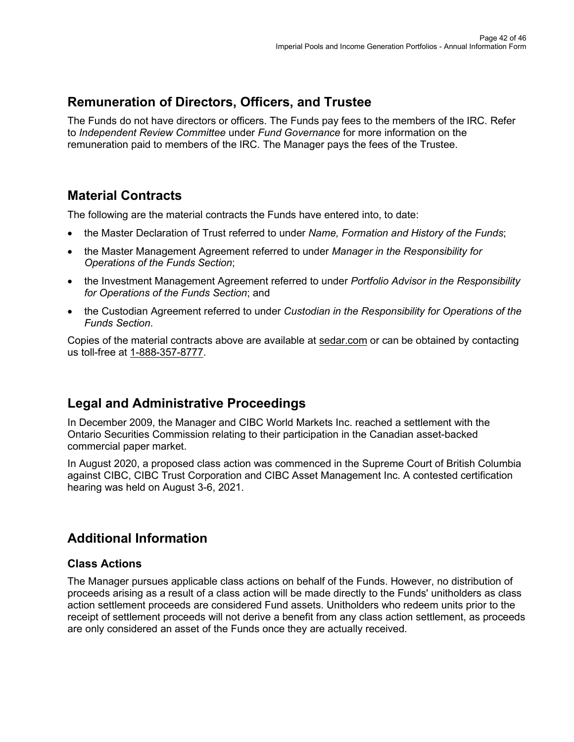## Remuneration of Directors, Officers, and Trustee

The Funds do not have directors or officers. The Funds pay fees to the members of the IRC. Refer to *Independent Review Committee* under *Fund Governance* for more information on the remuneration paid to members of the IRC. The Manager pays the fees of the Trustee.

## Material Contracts

The following are the material contracts the Funds have entered into, to date:

- the Master Declaration of Trust referred to under *Name, Formation and History of the Funds*;
- the Master Management Agreement referred to under *Manager in the Responsibility for Operations of the Funds Section*;
- the Investment Management Agreement referred to under *Portfolio Advisor in the Responsibility for Operations of the Funds Section*; and
- the Custodian Agreement referred to under *Custodian in the Responsibility for Operations of the Funds Section*.

Copies of the material contracts above are available at sedar.com or can be obtained by contacting us toll-free at 1-888-357-8777.

## Legal and Administrative Proceedings

In December 2009, the Manager and CIBC World Markets Inc. reached a settlement with the Ontario Securities Commission relating to their participation in the Canadian asset-backed commercial paper market.

In August 2020, a proposed class action was commenced in the Supreme Court of British Columbia against CIBC, CIBC Trust Corporation and CIBC Asset Management Inc. A contested certification hearing was held on August 3-6, 2021.

## Additional Information

### Class Actions

The Manager pursues applicable class actions on behalf of the Funds. However, no distribution of proceeds arising as a result of a class action will be made directly to the Funds' unitholders as class action settlement proceeds are considered Fund assets. Unitholders who redeem units prior to the receipt of settlement proceeds will not derive a benefit from any class action settlement, as proceeds are only considered an asset of the Funds once they are actually received.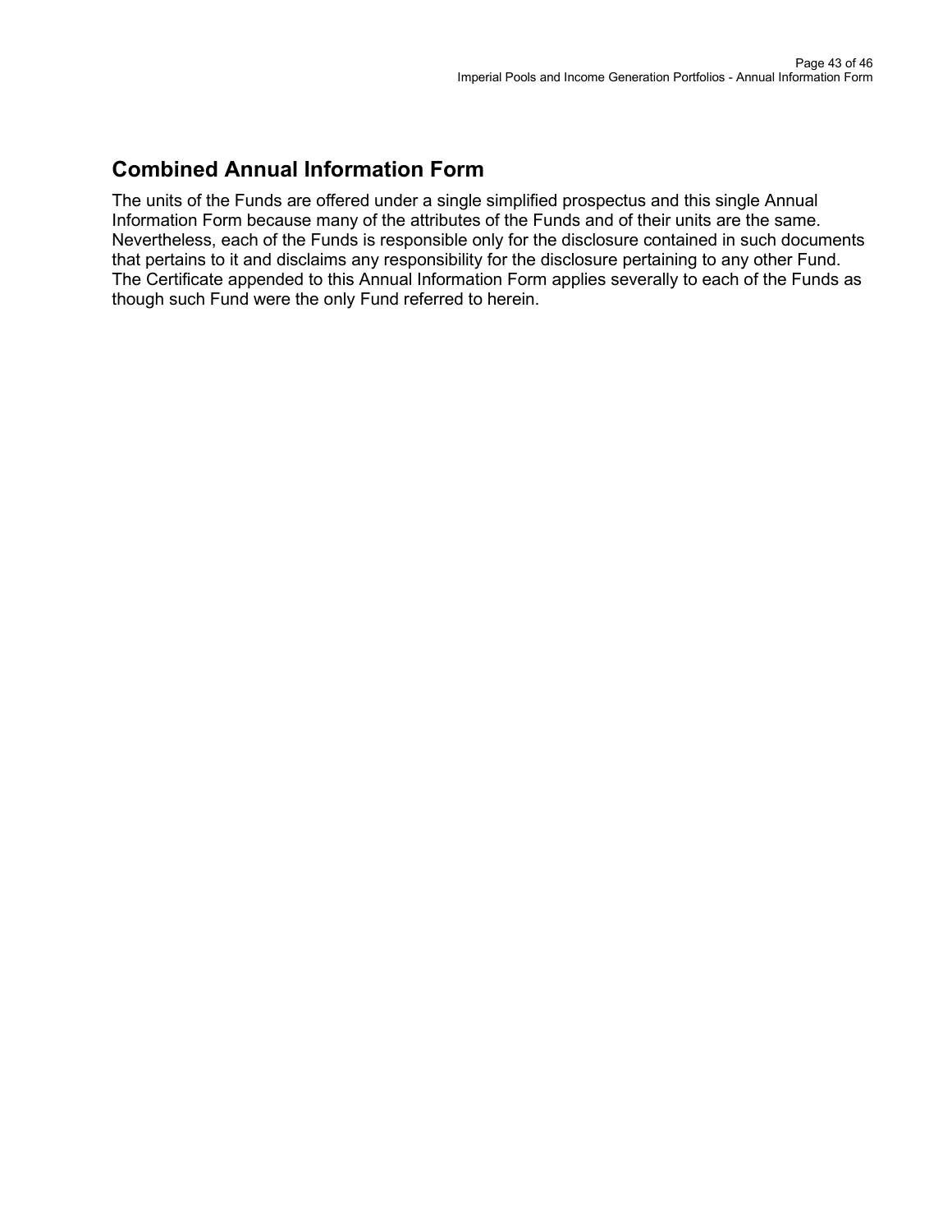## Combined Annual Information Form

The units of the Funds are offered under a single simplified prospectus and this single Annual Information Form because many of the attributes of the Funds and of their units are the same. Nevertheless, each of the Funds is responsible only for the disclosure contained in such documents that pertains to it and disclaims any responsibility for the disclosure pertaining to any other Fund. The Certificate appended to this Annual Information Form applies severally to each of the Funds as though such Fund were the only Fund referred to herein.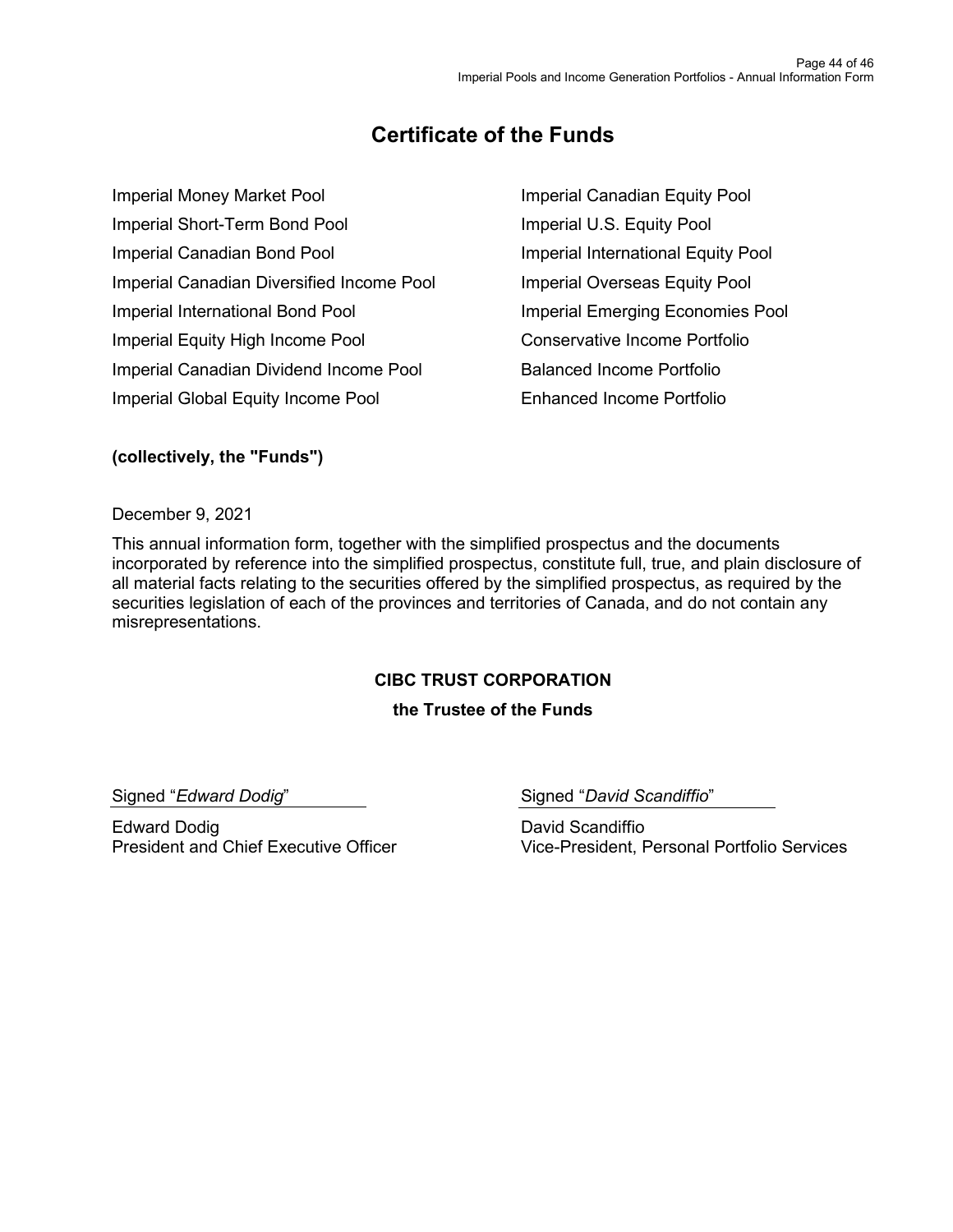# Certificate of the Funds

Imperial Money Market Pool
Imperial Short-Term Bond Pool
Imperial Canadian Bond Pool
Imperial Canadian Diversified Income Pool
Imperial International Bond Pool
Imperial Equity High Income Pool
Imperial Canadian Dividend Income Pool
Imperial Global Equity Income Pool
Imperial Canadian Equity Pool
Imperial U.S. Equity Pool
Imperial International Equity Pool
Imperial Overseas Equity Pool
Imperial Emerging Economies Pool
Conservative Income Portfolio
Balanced Income Portfolio
Enhanced Income Portfolio

**(collectively, the "Funds")**

December 9, 2021

This annual information form, together with the simplified prospectus and the documents incorporated by reference into the simplified prospectus, constitute full, true, and plain disclosure of all material facts relating to the securities offered by the simplified prospectus, as required by the securities legislation of each of the provinces and territories of Canada, and do not contain any misrepresentations.

**CIBC TRUST CORPORATION**

**the Trustee of the Funds**

Signed "*Edward Dodig*"

Edward Dodig
President and Chief Executive Officer

Signed "*David Scandiffio*"

David Scandiffio
Vice-President, Personal Portfolio Services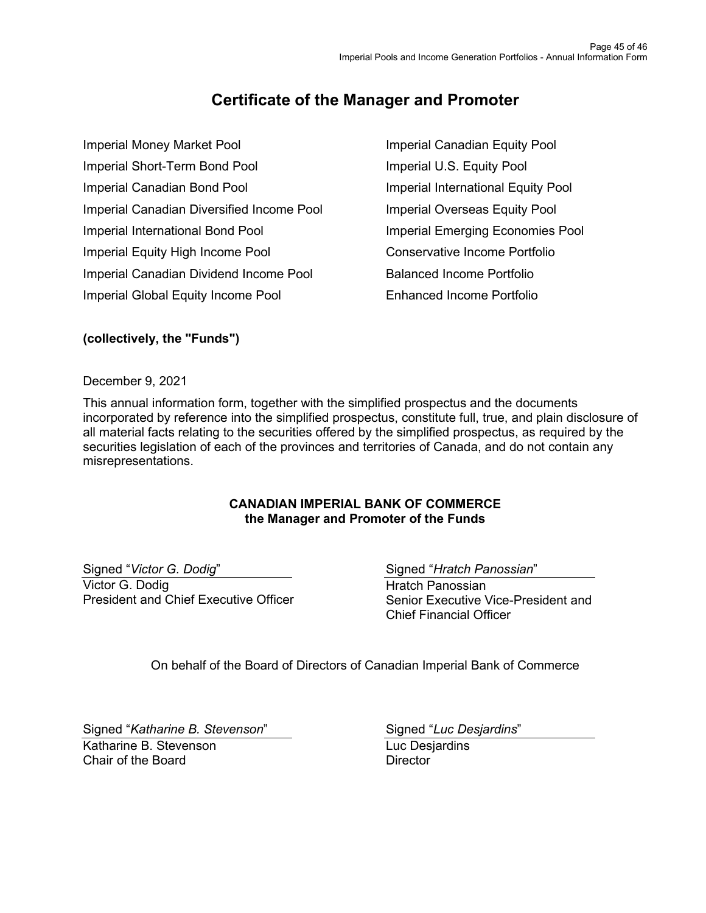# Certificate of the Manager and Promoter

Imperial Money Market Pool
Imperial Short-Term Bond Pool
Imperial Canadian Bond Pool
Imperial Canadian Diversified Income Pool
Imperial International Bond Pool
Imperial Equity High Income Pool
Imperial Canadian Dividend Income Pool
Imperial Global Equity Income Pool
Imperial Canadian Equity Pool
Imperial U.S. Equity Pool
Imperial International Equity Pool
Imperial Overseas Equity Pool
Imperial Emerging Economies Pool
Conservative Income Portfolio
Balanced Income Portfolio
Enhanced Income Portfolio

**(collectively, the "Funds")**

December 9, 2021

This annual information form, together with the simplified prospectus and the documents incorporated by reference into the simplified prospectus, constitute full, true, and plain disclosure of all material facts relating to the securities offered by the simplified prospectus, as required by the securities legislation of each of the provinces and territories of Canada, and do not contain any misrepresentations.

**CANADIAN IMPERIAL BANK OF COMMERCE**
**the Manager and Promoter of the Funds**

Signed "*Victor G. Dodig*"
Victor G. Dodig
President and Chief Executive Officer

Signed "*Hratch Panossian*"
Hratch Panossian
Senior Executive Vice-President and Chief Financial Officer

On behalf of the Board of Directors of Canadian Imperial Bank of Commerce

Signed "*Katharine B. Stevenson*"
Katharine B. Stevenson
Chair of the Board

Signed "*Luc Desjardins*"
Luc Desjardins
Director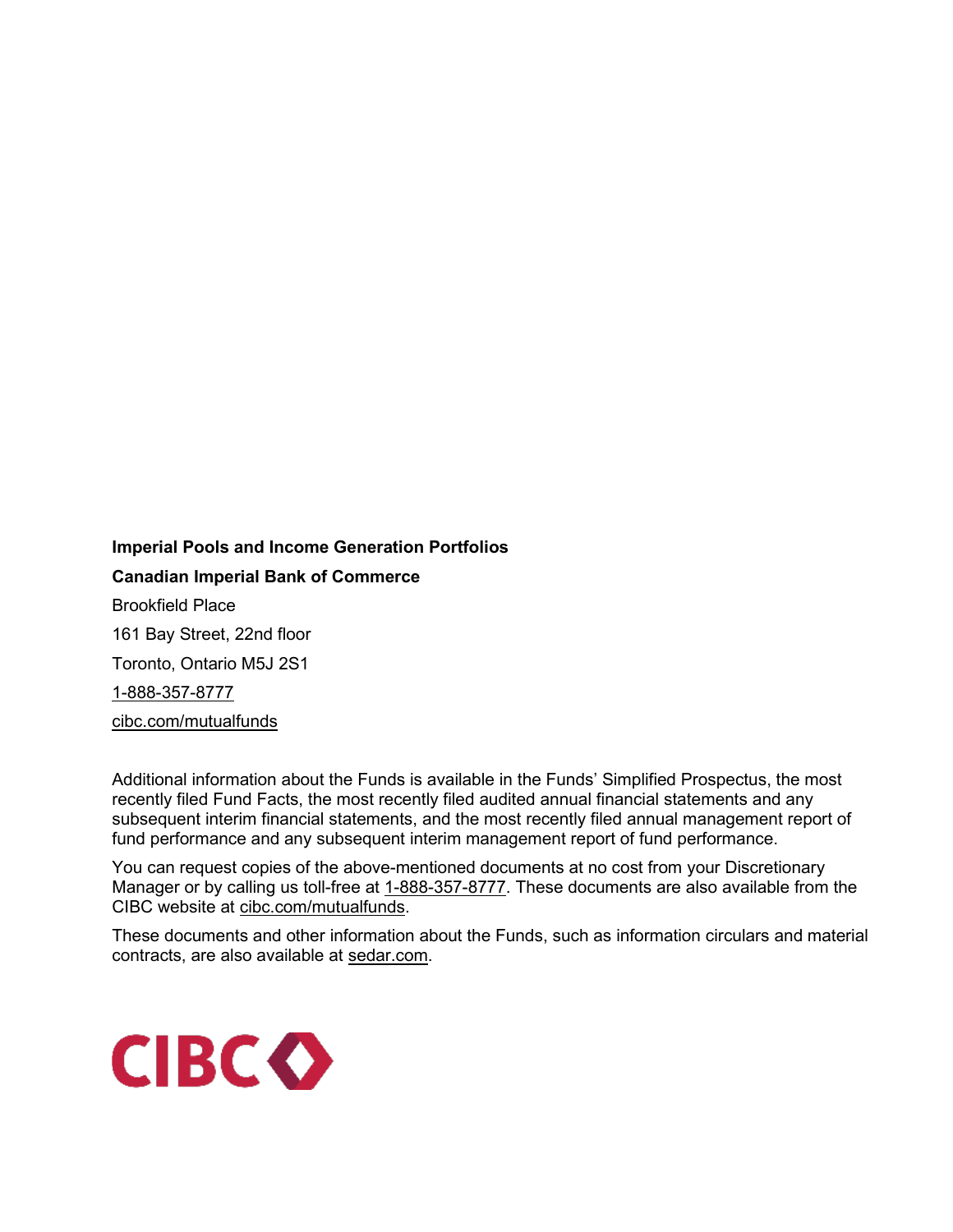**Imperial Pools and Income Generation Portfolios**

**Canadian Imperial Bank of Commerce**

Brookfield Place

161 Bay Street, 22nd floor

Toronto, Ontario M5J 2S1

1-888-357-8777

cibc.com/mutualfunds

Additional information about the Funds is available in the Funds' Simplified Prospectus, the most recently filed Fund Facts, the most recently filed audited annual financial statements and any subsequent interim financial statements, and the most recently filed annual management report of fund performance and any subsequent interim management report of fund performance.

You can request copies of the above-mentioned documents at no cost from your Discretionary Manager or by calling us toll-free at 1-888-357-8777. These documents are also available from the CIBC website at cibc.com/mutualfunds.

These documents and other information about the Funds, such as information circulars and material contracts, are also available at sedar.com.

CIBC